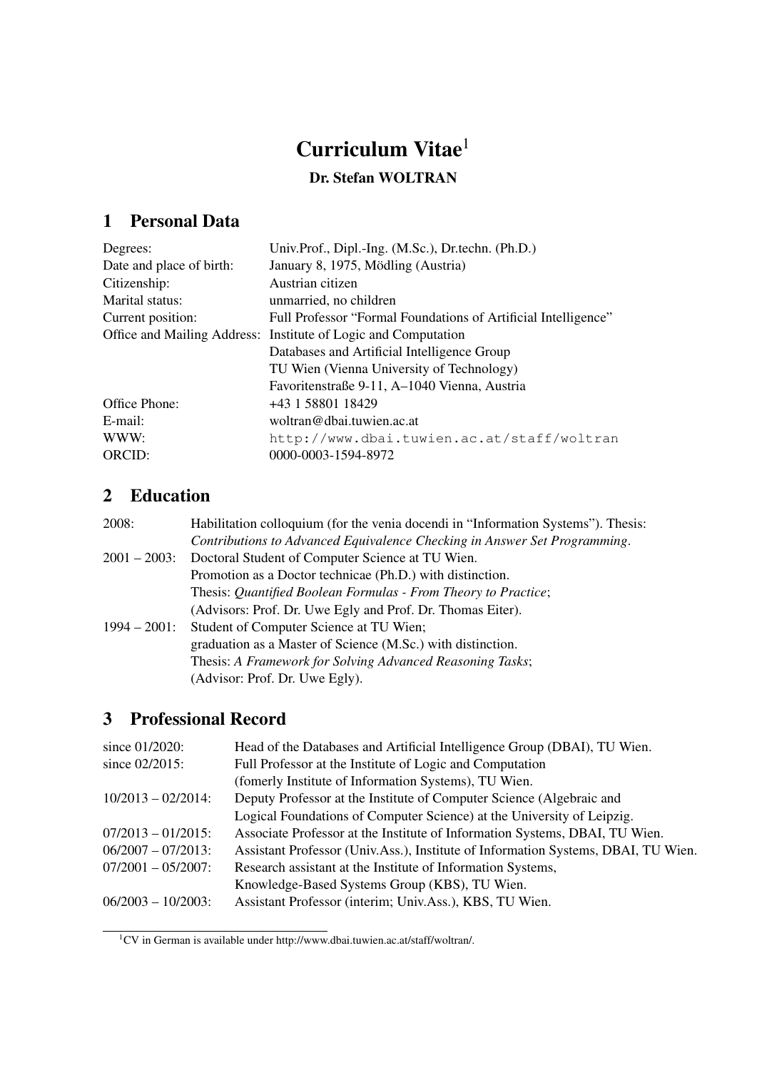# Curriculum Vitae[1]

**Dr. Stefan WOLTRAN**

## 1 Personal Data

| | |
|---|---|
| Degrees: | Univ.Prof., Dipl.-Ing. (M.Sc.), Dr.techn. (Ph.D.) |
| Date and place of birth: | January 8, 1975, Mödling (Austria) |
| Citizenship: | Austrian citizen |
| Marital status: | unmarried, no children |
| Current position: | Full Professor "Formal Foundations of Artificial Intelligence" |
| Office and Mailing Address: | Institute of Logic and Computation<br>Databases and Artificial Intelligence Group<br>TU Wien (Vienna University of Technology)<br>Favoritenstraße 9-11, A–1040 Vienna, Austria |
| Office Phone: | +43 1 58801 18429 |
| E-mail: | woltran@dbai.tuwien.ac.at |
| WWW: | `http://www.dbai.tuwien.ac.at/staff/woltran` |
| ORCID: | 0000-0003-1594-8972 |

## 2 Education

| | |
|---|---|
| 2008: | Habilitation colloquium (for the venia docendi in "Information Systems"). Thesis: *Contributions to Advanced Equivalence Checking in Answer Set Programming*. |
| 2001 – 2003: | Doctoral Student of Computer Science at TU Wien.<br>Promotion as a Doctor technicae (Ph.D.) with distinction.<br>Thesis: *Quantified Boolean Formulas - From Theory to Practice*;<br>(Advisors: Prof. Dr. Uwe Egly and Prof. Dr. Thomas Eiter). |
| 1994 – 2001: | Student of Computer Science at TU Wien;<br>graduation as a Master of Science (M.Sc.) with distinction.<br>Thesis: *A Framework for Solving Advanced Reasoning Tasks*;<br>(Advisor: Prof. Dr. Uwe Egly). |

## 3 Professional Record

| | |
|---|---|
| since 01/2020: | Head of the Databases and Artificial Intelligence Group (DBAI), TU Wien. |
| since 02/2015: | Full Professor at the Institute of Logic and Computation<br>(fomerly Institute of Information Systems), TU Wien. |
| 10/2013 – 02/2014: | Deputy Professor at the Institute of Computer Science (Algebraic and Logical Foundations of Computer Science) at the University of Leipzig. |
| 07/2013 – 01/2015: | Associate Professor at the Institute of Information Systems, DBAI, TU Wien. |
| 06/2007 – 07/2013: | Assistant Professor (Univ.Ass.), Institute of Information Systems, DBAI, TU Wien. |
| 07/2001 – 05/2007: | Research assistant at the Institute of Information Systems,<br>Knowledge-Based Systems Group (KBS), TU Wien. |
| 06/2003 – 10/2003: | Assistant Professor (interim; Univ.Ass.), KBS, TU Wien. |

[1] CV in German is available under http://www.dbai.tuwien.ac.at/staff/woltran/.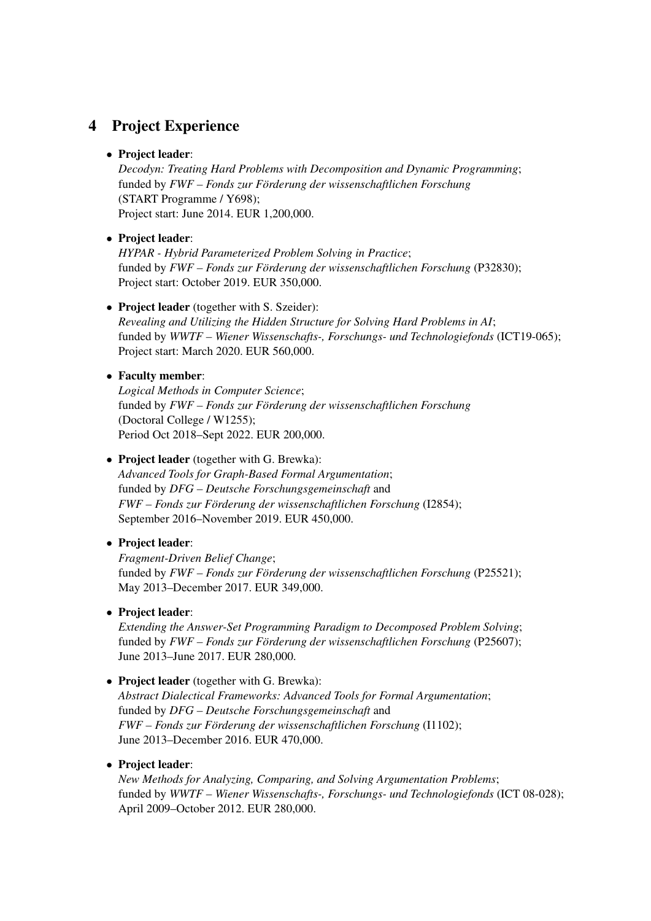## 4 Project Experience

- **Project leader**:
  *Decodyn: Treating Hard Problems with Decomposition and Dynamic Programming*;
  funded by *FWF – Fonds zur Förderung der wissenschaftlichen Forschung*
  (START Programme / Y698);
  Project start: June 2014. EUR 1,200,000.

- **Project leader**:
  *HYPAR - Hybrid Parameterized Problem Solving in Practice*;
  funded by *FWF – Fonds zur Förderung der wissenschaftlichen Forschung* (P32830);
  Project start: October 2019. EUR 350,000.

- **Project leader** (together with S. Szeider):
  *Revealing and Utilizing the Hidden Structure for Solving Hard Problems in AI*;
  funded by *WWTF – Wiener Wissenschafts-, Forschungs- und Technologiefonds* (ICT19-065);
  Project start: March 2020. EUR 560,000.

- **Faculty member**:
  *Logical Methods in Computer Science*;
  funded by *FWF – Fonds zur Förderung der wissenschaftlichen Forschung*
  (Doctoral College / W1255);
  Period Oct 2018–Sept 2022. EUR 200,000.

- **Project leader** (together with G. Brewka):
  *Advanced Tools for Graph-Based Formal Argumentation*;
  funded by *DFG – Deutsche Forschungsgemeinschaft* and
  *FWF – Fonds zur Förderung der wissenschaftlichen Forschung* (I2854);
  September 2016–November 2019. EUR 450,000.

- **Project leader**:
  *Fragment-Driven Belief Change*;
  funded by *FWF – Fonds zur Förderung der wissenschaftlichen Forschung* (P25521);
  May 2013–December 2017. EUR 349,000.

- **Project leader**:
  *Extending the Answer-Set Programming Paradigm to Decomposed Problem Solving*;
  funded by *FWF – Fonds zur Förderung der wissenschaftlichen Forschung* (P25607);
  June 2013–June 2017. EUR 280,000.

- **Project leader** (together with G. Brewka):
  *Abstract Dialectical Frameworks: Advanced Tools for Formal Argumentation*;
  funded by *DFG – Deutsche Forschungsgemeinschaft* and
  *FWF – Fonds zur Förderung der wissenschaftlichen Forschung* (I1102);
  June 2013–December 2016. EUR 470,000.

- **Project leader**:
  *New Methods for Analyzing, Comparing, and Solving Argumentation Problems*;
  funded by *WWTF – Wiener Wissenschafts-, Forschungs- und Technologiefonds* (ICT 08-028);
  April 2009–October 2012. EUR 280,000.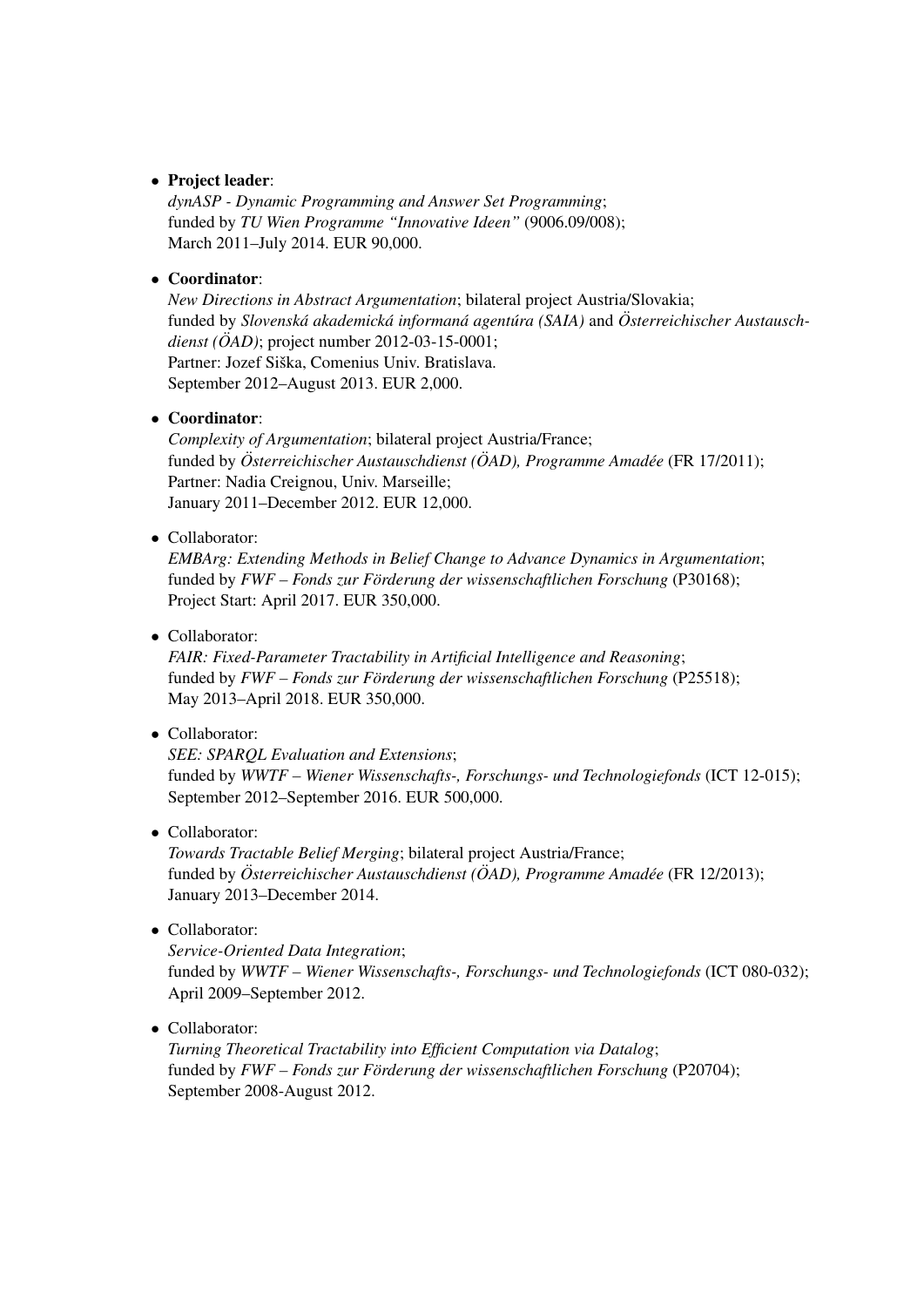- **Project leader**:
  *dynASP - Dynamic Programming and Answer Set Programming*;
  funded by *TU Wien Programme "Innovative Ideen"* (9006.09/008);
  March 2011–July 2014. EUR 90,000.

- **Coordinator**:
  *New Directions in Abstract Argumentation*; bilateral project Austria/Slovakia;
  funded by *Slovenská akademická informaná agentúra (SAIA)* and *Österreichischer Austauschdienst (ÖAD)*; project number 2012-03-15-0001;
  Partner: Jozef Siška, Comenius Univ. Bratislava.
  September 2012–August 2013. EUR 2,000.

- **Coordinator**:
  *Complexity of Argumentation*; bilateral project Austria/France;
  funded by *Österreichischer Austauschdienst (ÖAD), Programme Amadée* (FR 17/2011);
  Partner: Nadia Creignou, Univ. Marseille;
  January 2011–December 2012. EUR 12,000.

- Collaborator:
  *EMBArg: Extending Methods in Belief Change to Advance Dynamics in Argumentation*;
  funded by *FWF – Fonds zur Förderung der wissenschaftlichen Forschung* (P30168);
  Project Start: April 2017. EUR 350,000.

- Collaborator:
  *FAIR: Fixed-Parameter Tractability in Artificial Intelligence and Reasoning*;
  funded by *FWF – Fonds zur Förderung der wissenschaftlichen Forschung* (P25518);
  May 2013–April 2018. EUR 350,000.

- Collaborator:
  *SEE: SPARQL Evaluation and Extensions*;
  funded by *WWTF – Wiener Wissenschafts-, Forschungs- und Technologiefonds* (ICT 12-015);
  September 2012–September 2016. EUR 500,000.

- Collaborator:
  *Towards Tractable Belief Merging*; bilateral project Austria/France;
  funded by *Österreichischer Austauschdienst (ÖAD), Programme Amadée* (FR 12/2013);
  January 2013–December 2014.

- Collaborator:
  *Service-Oriented Data Integration*;
  funded by *WWTF – Wiener Wissenschafts-, Forschungs- und Technologiefonds* (ICT 080-032);
  April 2009–September 2012.

- Collaborator:
  *Turning Theoretical Tractability into Efficient Computation via Datalog*;
  funded by *FWF – Fonds zur Förderung der wissenschaftlichen Forschung* (P20704);
  September 2008-August 2012.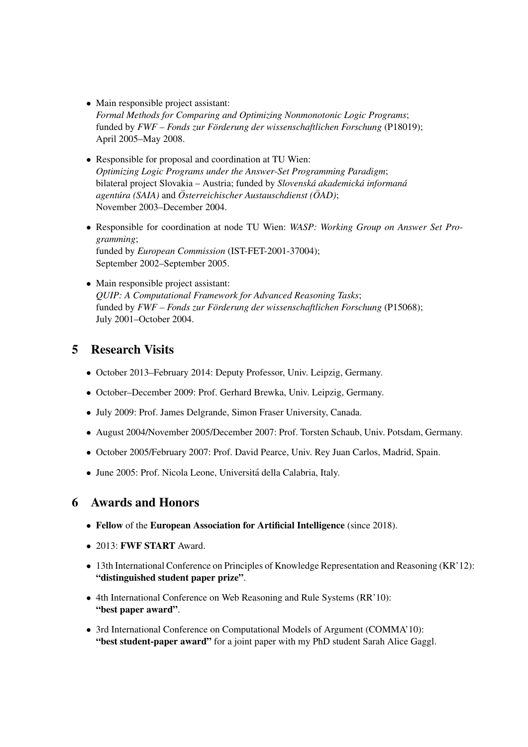- Main responsible project assistant:
  *Formal Methods for Comparing and Optimizing Nonmonotonic Logic Programs*;
  funded by *FWF – Fonds zur Förderung der wissenschaftlichen Forschung* (P18019);
  April 2005–May 2008.

- Responsible for proposal and coordination at TU Wien:
  *Optimizing Logic Programs under the Answer-Set Programming Paradigm*;
  bilateral project Slovakia – Austria; funded by *Slovenská akademická informaná agentúra (SAIA)* and *Österreichischer Austauschdienst (ÖAD)*;
  November 2003–December 2004.

- Responsible for coordination at node TU Wien: *WASP: Working Group on Answer Set Programming*;
  funded by *European Commission* (IST-FET-2001-37004);
  September 2002–September 2005.

- Main responsible project assistant:
  *QUIP: A Computational Framework for Advanced Reasoning Tasks*;
  funded by *FWF – Fonds zur Förderung der wissenschaftlichen Forschung* (P15068);
  July 2001–October 2004.

## 5 Research Visits

- October 2013–February 2014: Deputy Professor, Univ. Leipzig, Germany.
- October–December 2009: Prof. Gerhard Brewka, Univ. Leipzig, Germany.
- July 2009: Prof. James Delgrande, Simon Fraser University, Canada.
- August 2004/November 2005/December 2007: Prof. Torsten Schaub, Univ. Potsdam, Germany.
- October 2005/February 2007: Prof. David Pearce, Univ. Rey Juan Carlos, Madrid, Spain.
- June 2005: Prof. Nicola Leone, Universitá della Calabria, Italy.

## 6 Awards and Honors

- **Fellow** of the **European Association for Artificial Intelligence** (since 2018).
- 2013: **FWF START** Award.
- 13th International Conference on Principles of Knowledge Representation and Reasoning (KR'12): **"distinguished student paper prize"**.
- 4th International Conference on Web Reasoning and Rule Systems (RR'10): **"best paper award"**.
- 3rd International Conference on Computational Models of Argument (COMMA'10): **"best student-paper award"** for a joint paper with my PhD student Sarah Alice Gaggl.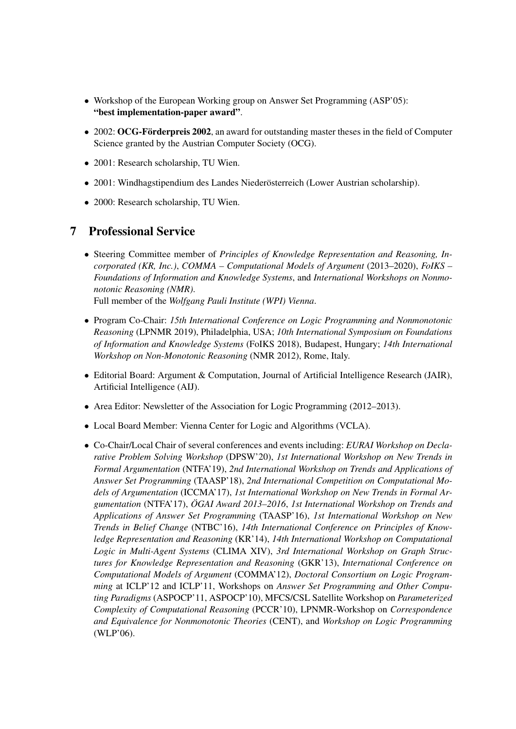- Workshop of the European Working group on Answer Set Programming (ASP'05): **"best implementation-paper award"**.
- 2002: **OCG-Förderpreis 2002**, an award for outstanding master theses in the field of Computer Science granted by the Austrian Computer Society (OCG).
- 2001: Research scholarship, TU Wien.
- 2001: Windhagstipendium des Landes Niederösterreich (Lower Austrian scholarship).
- 2000: Research scholarship, TU Wien.

## 7 Professional Service

- Steering Committee member of *Principles of Knowledge Representation and Reasoning, Incorporated (KR, Inc.)*, *COMMA – Computational Models of Argument* (2013–2020), *FoIKS – Foundations of Information and Knowledge Systems*, and *International Workshops on Nonmonotonic Reasoning (NMR)*.
  Full member of the *Wolfgang Pauli Institute (WPI) Vienna*.
- Program Co-Chair: *15th International Conference on Logic Programming and Nonmonotonic Reasoning* (LPNMR 2019), Philadelphia, USA; *10th International Symposium on Foundations of Information and Knowledge Systems* (FoIKS 2018), Budapest, Hungary; *14th International Workshop on Non-Monotonic Reasoning* (NMR 2012), Rome, Italy.
- Editorial Board: Argument & Computation, Journal of Artificial Intelligence Research (JAIR), Artificial Intelligence (AIJ).
- Area Editor: Newsletter of the Association for Logic Programming (2012–2013).
- Local Board Member: Vienna Center for Logic and Algorithms (VCLA).
- Co-Chair/Local Chair of several conferences and events including: *EURAI Workshop on Declarative Problem Solving Workshop* (DPSW'20), *1st International Workshop on New Trends in Formal Argumentation* (NTFA'19), *2nd International Workshop on Trends and Applications of Answer Set Programming* (TAASP'18), *2nd International Competition on Computational Models of Argumentation* (ICCMA'17), *1st International Workshop on New Trends in Formal Argumentation* (NTFA'17), *ÖGAI Award 2013–2016*, *1st International Workshop on Trends and Applications of Answer Set Programming* (TAASP'16), *1st International Workshop on New Trends in Belief Change* (NTBC'16), *14th International Conference on Principles of Knowledge Representation and Reasoning* (KR'14), *14th International Workshop on Computational Logic in Multi-Agent Systems* (CLIMA XIV), *3rd International Workshop on Graph Structures for Knowledge Representation and Reasoning* (GKR'13), *International Conference on Computational Models of Argument* (COMMA'12), *Doctoral Consortium on Logic Programming* at ICLP'12 and ICLP'11, Workshops on *Answer Set Programming and Other Computing Paradigms* (ASPOCP'11, ASPOCP'10), MFCS/CSL Satellite Workshop on *Parameterized Complexity of Computational Reasoning* (PCCR'10), LPNMR-Workshop on *Correspondence and Equivalence for Nonmonotonic Theories* (CENT), and *Workshop on Logic Programming* (WLP'06).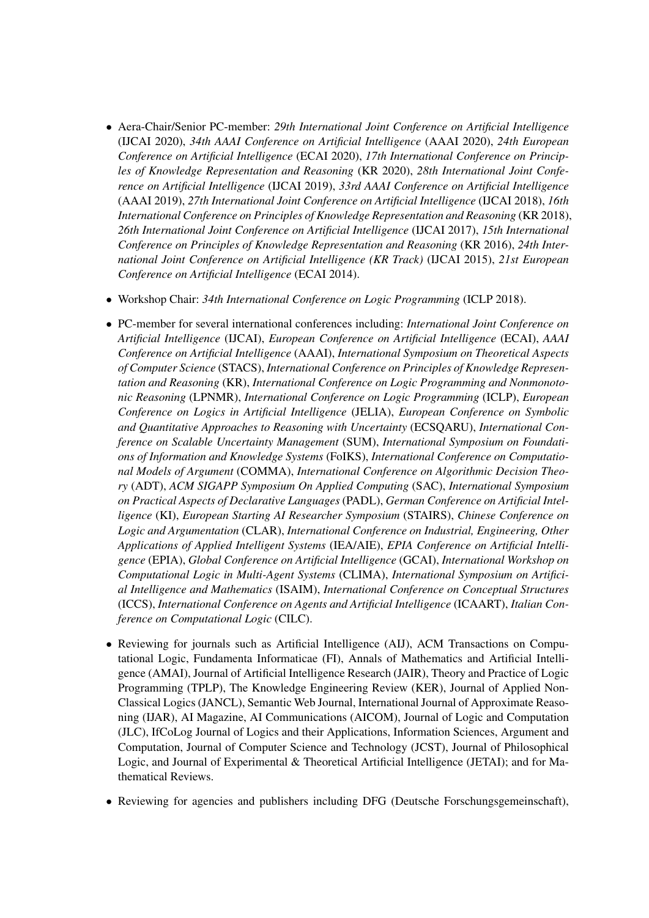- Aera-Chair/Senior PC-member: *29th International Joint Conference on Artificial Intelligence* (IJCAI 2020), *34th AAAI Conference on Artificial Intelligence* (AAAI 2020), *24th European Conference on Artificial Intelligence* (ECAI 2020), *17th International Conference on Principles of Knowledge Representation and Reasoning* (KR 2020), *28th International Joint Conference on Artificial Intelligence* (IJCAI 2019), *33rd AAAI Conference on Artificial Intelligence* (AAAI 2019), *27th International Joint Conference on Artificial Intelligence* (IJCAI 2018), *16th International Conference on Principles of Knowledge Representation and Reasoning* (KR 2018), *26th International Joint Conference on Artificial Intelligence* (IJCAI 2017), *15th International Conference on Principles of Knowledge Representation and Reasoning* (KR 2016), *24th International Joint Conference on Artificial Intelligence (KR Track)* (IJCAI 2015), *21st European Conference on Artificial Intelligence* (ECAI 2014).

- Workshop Chair: *34th International Conference on Logic Programming* (ICLP 2018).

- PC-member for several international conferences including: *International Joint Conference on Artificial Intelligence* (IJCAI), *European Conference on Artificial Intelligence* (ECAI), *AAAI Conference on Artificial Intelligence* (AAAI), *International Symposium on Theoretical Aspects of Computer Science* (STACS), *International Conference on Principles of Knowledge Representation and Reasoning* (KR), *International Conference on Logic Programming and Nonmonotonic Reasoning* (LPNMR), *International Conference on Logic Programming* (ICLP), *European Conference on Logics in Artificial Intelligence* (JELIA), *European Conference on Symbolic and Quantitative Approaches to Reasoning with Uncertainty* (ECSQARU), *International Conference on Scalable Uncertainty Management* (SUM), *International Symposium on Foundations of Information and Knowledge Systems* (FoIKS), *International Conference on Computational Models of Argument* (COMMA), *International Conference on Algorithmic Decision Theory* (ADT), *ACM SIGAPP Symposium On Applied Computing* (SAC), *International Symposium on Practical Aspects of Declarative Languages* (PADL), *German Conference on Artificial Intelligence* (KI), *European Starting AI Researcher Symposium* (STAIRS), *Chinese Conference on Logic and Argumentation* (CLAR), *International Conference on Industrial, Engineering, Other Applications of Applied Intelligent Systems* (IEA/AIE), *EPIA Conference on Artificial Intelligence* (EPIA), *Global Conference on Artificial Intelligence* (GCAI), *International Workshop on Computational Logic in Multi-Agent Systems* (CLIMA), *International Symposium on Artificial Intelligence and Mathematics* (ISAIM), *International Conference on Conceptual Structures* (ICCS), *International Conference on Agents and Artificial Intelligence* (ICAART), *Italian Conference on Computational Logic* (CILC).

- Reviewing for journals such as Artificial Intelligence (AIJ), ACM Transactions on Computational Logic, Fundamenta Informaticae (FI), Annals of Mathematics and Artificial Intelligence (AMAI), Journal of Artificial Intelligence Research (JAIR), Theory and Practice of Logic Programming (TPLP), The Knowledge Engineering Review (KER), Journal of Applied Non-Classical Logics (JANCL), Semantic Web Journal, International Journal of Approximate Reasoning (IJAR), AI Magazine, AI Communications (AICOM), Journal of Logic and Computation (JLC), IfCoLog Journal of Logics and their Applications, Information Sciences, Argument and Computation, Journal of Computer Science and Technology (JCST), Journal of Philosophical Logic, and Journal of Experimental & Theoretical Artificial Intelligence (JETAI); and for Mathematical Reviews.

- Reviewing for agencies and publishers including DFG (Deutsche Forschungsgemeinschaft),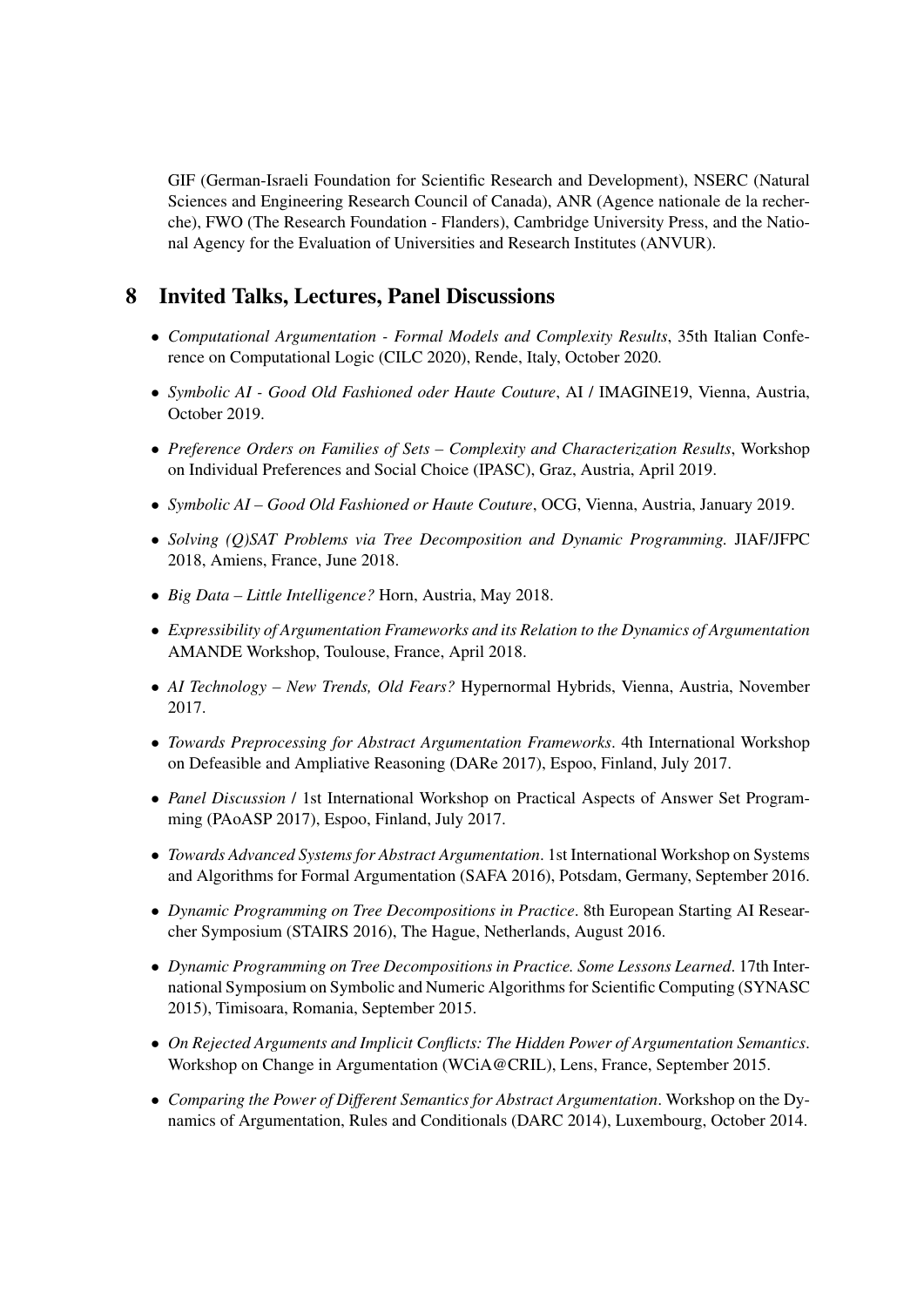GIF (German-Israeli Foundation for Scientific Research and Development), NSERC (Natural Sciences and Engineering Research Council of Canada), ANR (Agence nationale de la recherche), FWO (The Research Foundation - Flanders), Cambridge University Press, and the National Agency for the Evaluation of Universities and Research Institutes (ANVUR).

## 8 Invited Talks, Lectures, Panel Discussions

- *Computational Argumentation - Formal Models and Complexity Results*, 35th Italian Conference on Computational Logic (CILC 2020), Rende, Italy, October 2020.
- *Symbolic AI - Good Old Fashioned oder Haute Couture*, AI / IMAGINE19, Vienna, Austria, October 2019.
- *Preference Orders on Families of Sets – Complexity and Characterization Results*, Workshop on Individual Preferences and Social Choice (IPASC), Graz, Austria, April 2019.
- *Symbolic AI – Good Old Fashioned or Haute Couture*, OCG, Vienna, Austria, January 2019.
- *Solving (Q)SAT Problems via Tree Decomposition and Dynamic Programming.* JIAF/JFPC 2018, Amiens, France, June 2018.
- *Big Data – Little Intelligence?* Horn, Austria, May 2018.
- *Expressibility of Argumentation Frameworks and its Relation to the Dynamics of Argumentation* AMANDE Workshop, Toulouse, France, April 2018.
- *AI Technology – New Trends, Old Fears?* Hypernormal Hybrids, Vienna, Austria, November 2017.
- *Towards Preprocessing for Abstract Argumentation Frameworks*. 4th International Workshop on Defeasible and Ampliative Reasoning (DARe 2017), Espoo, Finland, July 2017.
- *Panel Discussion* / 1st International Workshop on Practical Aspects of Answer Set Programming (PAoASP 2017), Espoo, Finland, July 2017.
- *Towards Advanced Systems for Abstract Argumentation*. 1st International Workshop on Systems and Algorithms for Formal Argumentation (SAFA 2016), Potsdam, Germany, September 2016.
- *Dynamic Programming on Tree Decompositions in Practice*. 8th European Starting AI Researcher Symposium (STAIRS 2016), The Hague, Netherlands, August 2016.
- *Dynamic Programming on Tree Decompositions in Practice. Some Lessons Learned*. 17th International Symposium on Symbolic and Numeric Algorithms for Scientific Computing (SYNASC 2015), Timisoara, Romania, September 2015.
- *On Rejected Arguments and Implicit Conflicts: The Hidden Power of Argumentation Semantics*. Workshop on Change in Argumentation (WCiA@CRIL), Lens, France, September 2015.
- *Comparing the Power of Different Semantics for Abstract Argumentation*. Workshop on the Dynamics of Argumentation, Rules and Conditionals (DARC 2014), Luxembourg, October 2014.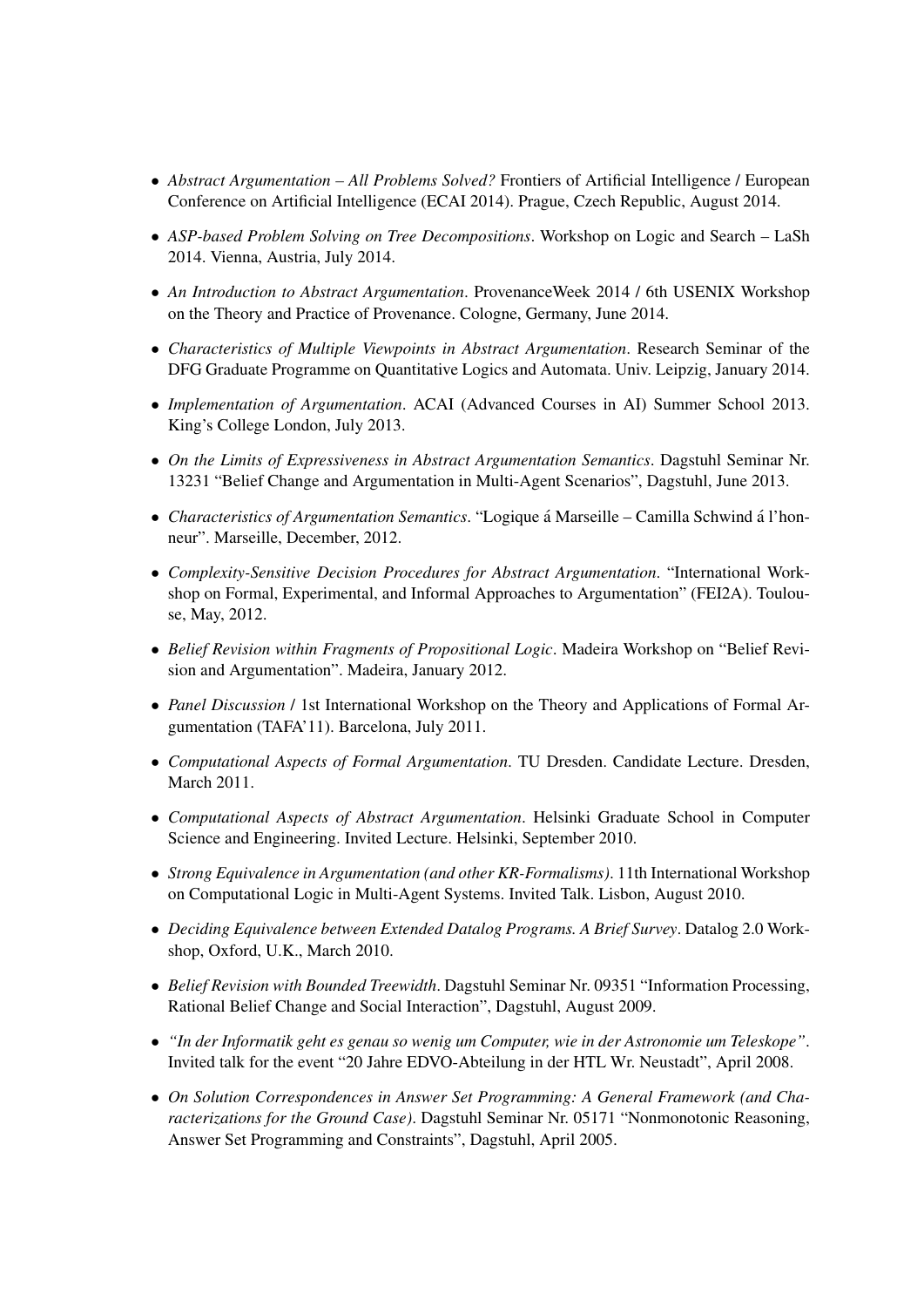- *Abstract Argumentation – All Problems Solved?* Frontiers of Artificial Intelligence / European Conference on Artificial Intelligence (ECAI 2014). Prague, Czech Republic, August 2014.
- *ASP-based Problem Solving on Tree Decompositions*. Workshop on Logic and Search – LaSh 2014. Vienna, Austria, July 2014.
- *An Introduction to Abstract Argumentation*. ProvenanceWeek 2014 / 6th USENIX Workshop on the Theory and Practice of Provenance. Cologne, Germany, June 2014.
- *Characteristics of Multiple Viewpoints in Abstract Argumentation*. Research Seminar of the DFG Graduate Programme on Quantitative Logics and Automata. Univ. Leipzig, January 2014.
- *Implementation of Argumentation*. ACAI (Advanced Courses in AI) Summer School 2013. King's College London, July 2013.
- *On the Limits of Expressiveness in Abstract Argumentation Semantics*. Dagstuhl Seminar Nr. 13231 "Belief Change and Argumentation in Multi-Agent Scenarios", Dagstuhl, June 2013.
- *Characteristics of Argumentation Semantics*. "Logique á Marseille – Camilla Schwind á l'honneur". Marseille, December, 2012.
- *Complexity-Sensitive Decision Procedures for Abstract Argumentation*. "International Workshop on Formal, Experimental, and Informal Approaches to Argumentation" (FEI2A). Toulouse, May, 2012.
- *Belief Revision within Fragments of Propositional Logic*. Madeira Workshop on "Belief Revision and Argumentation". Madeira, January 2012.
- *Panel Discussion* / 1st International Workshop on the Theory and Applications of Formal Argumentation (TAFA'11). Barcelona, July 2011.
- *Computational Aspects of Formal Argumentation*. TU Dresden. Candidate Lecture. Dresden, March 2011.
- *Computational Aspects of Abstract Argumentation*. Helsinki Graduate School in Computer Science and Engineering. Invited Lecture. Helsinki, September 2010.
- *Strong Equivalence in Argumentation (and other KR-Formalisms)*. 11th International Workshop on Computational Logic in Multi-Agent Systems. Invited Talk. Lisbon, August 2010.
- *Deciding Equivalence between Extended Datalog Programs. A Brief Survey*. Datalog 2.0 Workshop, Oxford, U.K., March 2010.
- *Belief Revision with Bounded Treewidth*. Dagstuhl Seminar Nr. 09351 "Information Processing, Rational Belief Change and Social Interaction", Dagstuhl, August 2009.
- *"In der Informatik geht es genau so wenig um Computer, wie in der Astronomie um Teleskope"*. Invited talk for the event "20 Jahre EDVO-Abteilung in der HTL Wr. Neustadt", April 2008.
- *On Solution Correspondences in Answer Set Programming: A General Framework (and Characterizations for the Ground Case)*. Dagstuhl Seminar Nr. 05171 "Nonmonotonic Reasoning, Answer Set Programming and Constraints", Dagstuhl, April 2005.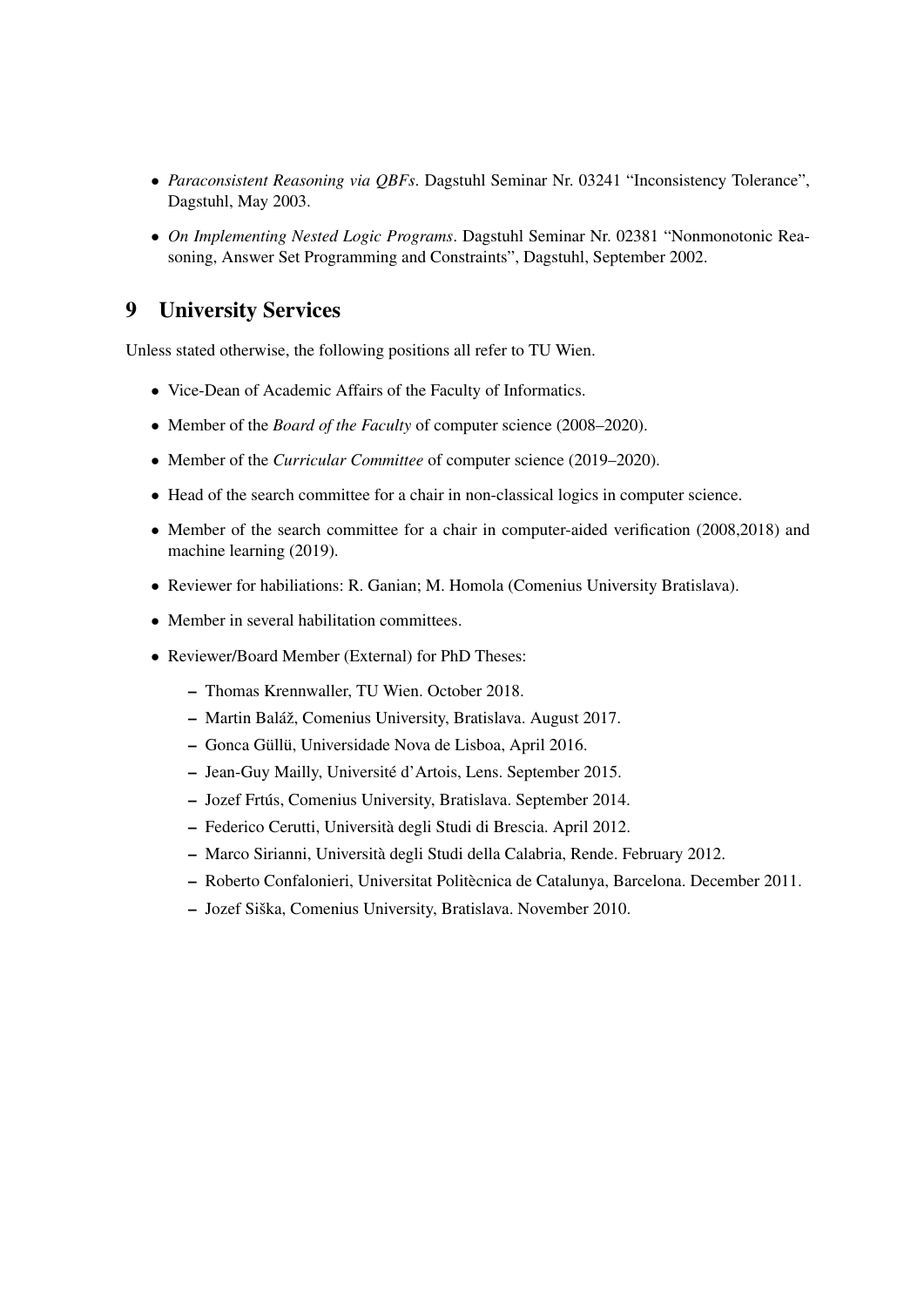- *Paraconsistent Reasoning via QBFs*. Dagstuhl Seminar Nr. 03241 "Inconsistency Tolerance", Dagstuhl, May 2003.
- *On Implementing Nested Logic Programs*. Dagstuhl Seminar Nr. 02381 "Nonmonotonic Reasoning, Answer Set Programming and Constraints", Dagstuhl, September 2002.

## 9 University Services

Unless stated otherwise, the following positions all refer to TU Wien.

- Vice-Dean of Academic Affairs of the Faculty of Informatics.
- Member of the *Board of the Faculty* of computer science (2008–2020).
- Member of the *Curricular Committee* of computer science (2019–2020).
- Head of the search committee for a chair in non-classical logics in computer science.
- Member of the search committee for a chair in computer-aided verification (2008,2018) and machine learning (2019).
- Reviewer for habiliations: R. Ganian; M. Homola (Comenius University Bratislava).
- Member in several habilitation committees.
- Reviewer/Board Member (External) for PhD Theses:
  - Thomas Krennwaller, TU Wien. October 2018.
  - Martin Baláž, Comenius University, Bratislava. August 2017.
  - Gonca Güllü, Universidade Nova de Lisboa, April 2016.
  - Jean-Guy Mailly, Université d'Artois, Lens. September 2015.
  - Jozef Frtús, Comenius University, Bratislava. September 2014.
  - Federico Cerutti, Università degli Studi di Brescia. April 2012.
  - Marco Sirianni, Università degli Studi della Calabria, Rende. February 2012.
  - Roberto Confalonieri, Universitat Politècnica de Catalunya, Barcelona. December 2011.
  - Jozef Siška, Comenius University, Bratislava. November 2010.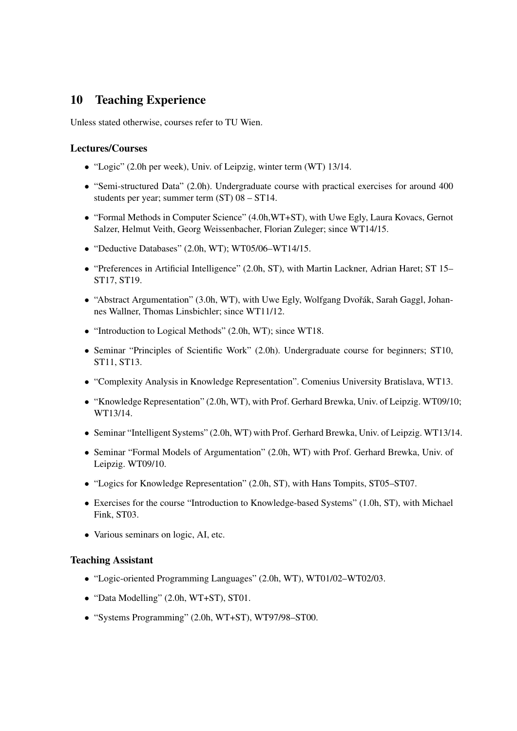## 10 Teaching Experience

Unless stated otherwise, courses refer to TU Wien.

### Lectures/Courses

- "Logic" (2.0h per week), Univ. of Leipzig, winter term (WT) 13/14.
- "Semi-structured Data" (2.0h). Undergraduate course with practical exercises for around 400 students per year; summer term (ST) 08 – ST14.
- "Formal Methods in Computer Science" (4.0h,WT+ST), with Uwe Egly, Laura Kovacs, Gernot Salzer, Helmut Veith, Georg Weissenbacher, Florian Zuleger; since WT14/15.
- "Deductive Databases" (2.0h, WT); WT05/06–WT14/15.
- "Preferences in Artificial Intelligence" (2.0h, ST), with Martin Lackner, Adrian Haret; ST 15–ST17, ST19.
- "Abstract Argumentation" (3.0h, WT), with Uwe Egly, Wolfgang Dvořák, Sarah Gaggl, Johannes Wallner, Thomas Linsbichler; since WT11/12.
- "Introduction to Logical Methods" (2.0h, WT); since WT18.
- Seminar "Principles of Scientific Work" (2.0h). Undergraduate course for beginners; ST10, ST11, ST13.
- "Complexity Analysis in Knowledge Representation". Comenius University Bratislava, WT13.
- "Knowledge Representation" (2.0h, WT), with Prof. Gerhard Brewka, Univ. of Leipzig. WT09/10; WT13/14.
- Seminar "Intelligent Systems" (2.0h, WT) with Prof. Gerhard Brewka, Univ. of Leipzig. WT13/14.
- Seminar "Formal Models of Argumentation" (2.0h, WT) with Prof. Gerhard Brewka, Univ. of Leipzig. WT09/10.
- "Logics for Knowledge Representation" (2.0h, ST), with Hans Tompits, ST05–ST07.
- Exercises for the course "Introduction to Knowledge-based Systems" (1.0h, ST), with Michael Fink, ST03.
- Various seminars on logic, AI, etc.

### Teaching Assistant

- "Logic-oriented Programming Languages" (2.0h, WT), WT01/02–WT02/03.
- "Data Modelling" (2.0h, WT+ST), ST01.
- "Systems Programming" (2.0h, WT+ST), WT97/98–ST00.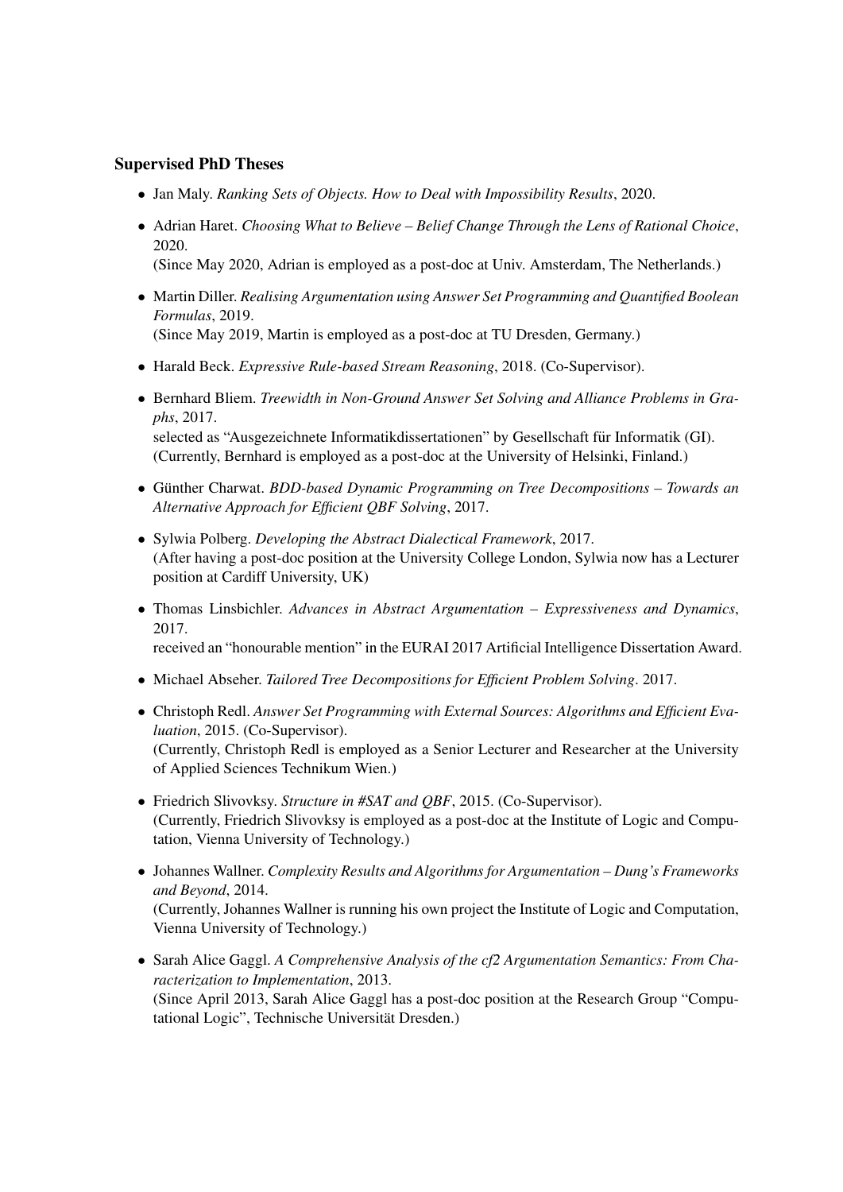### Supervised PhD Theses

- Jan Maly. *Ranking Sets of Objects. How to Deal with Impossibility Results*, 2020.
- Adrian Haret. *Choosing What to Believe – Belief Change Through the Lens of Rational Choice*, 2020.
  (Since May 2020, Adrian is employed as a post-doc at Univ. Amsterdam, The Netherlands.)
- Martin Diller. *Realising Argumentation using Answer Set Programming and Quantified Boolean Formulas*, 2019.
  (Since May 2019, Martin is employed as a post-doc at TU Dresden, Germany.)
- Harald Beck. *Expressive Rule-based Stream Reasoning*, 2018. (Co-Supervisor).
- Bernhard Bliem. *Treewidth in Non-Ground Answer Set Solving and Alliance Problems in Graphs*, 2017.
  selected as "Ausgezeichnete Informatikdissertationen" by Gesellschaft für Informatik (GI).
  (Currently, Bernhard is employed as a post-doc at the University of Helsinki, Finland.)
- Günther Charwat. *BDD-based Dynamic Programming on Tree Decompositions – Towards an Alternative Approach for Efficient QBF Solving*, 2017.
- Sylwia Polberg. *Developing the Abstract Dialectical Framework*, 2017.
  (After having a post-doc position at the University College London, Sylwia now has a Lecturer position at Cardiff University, UK)
- Thomas Linsbichler. *Advances in Abstract Argumentation – Expressiveness and Dynamics*, 2017.
  received an "honourable mention" in the EURAI 2017 Artificial Intelligence Dissertation Award.
- Michael Abseher. *Tailored Tree Decompositions for Efficient Problem Solving*. 2017.
- Christoph Redl. *Answer Set Programming with External Sources: Algorithms and Efficient Evaluation*, 2015. (Co-Supervisor).
  (Currently, Christoph Redl is employed as a Senior Lecturer and Researcher at the University of Applied Sciences Technikum Wien.)
- Friedrich Slivovksy. *Structure in #SAT and QBF*, 2015. (Co-Supervisor).
  (Currently, Friedrich Slivovksy is employed as a post-doc at the Institute of Logic and Computation, Vienna University of Technology.)
- Johannes Wallner. *Complexity Results and Algorithms for Argumentation – Dung's Frameworks and Beyond*, 2014.
  (Currently, Johannes Wallner is running his own project the Institute of Logic and Computation, Vienna University of Technology.)
- Sarah Alice Gaggl. *A Comprehensive Analysis of the cf2 Argumentation Semantics: From Characterization to Implementation*, 2013.
  (Since April 2013, Sarah Alice Gaggl has a post-doc position at the Research Group "Computational Logic", Technische Universität Dresden.)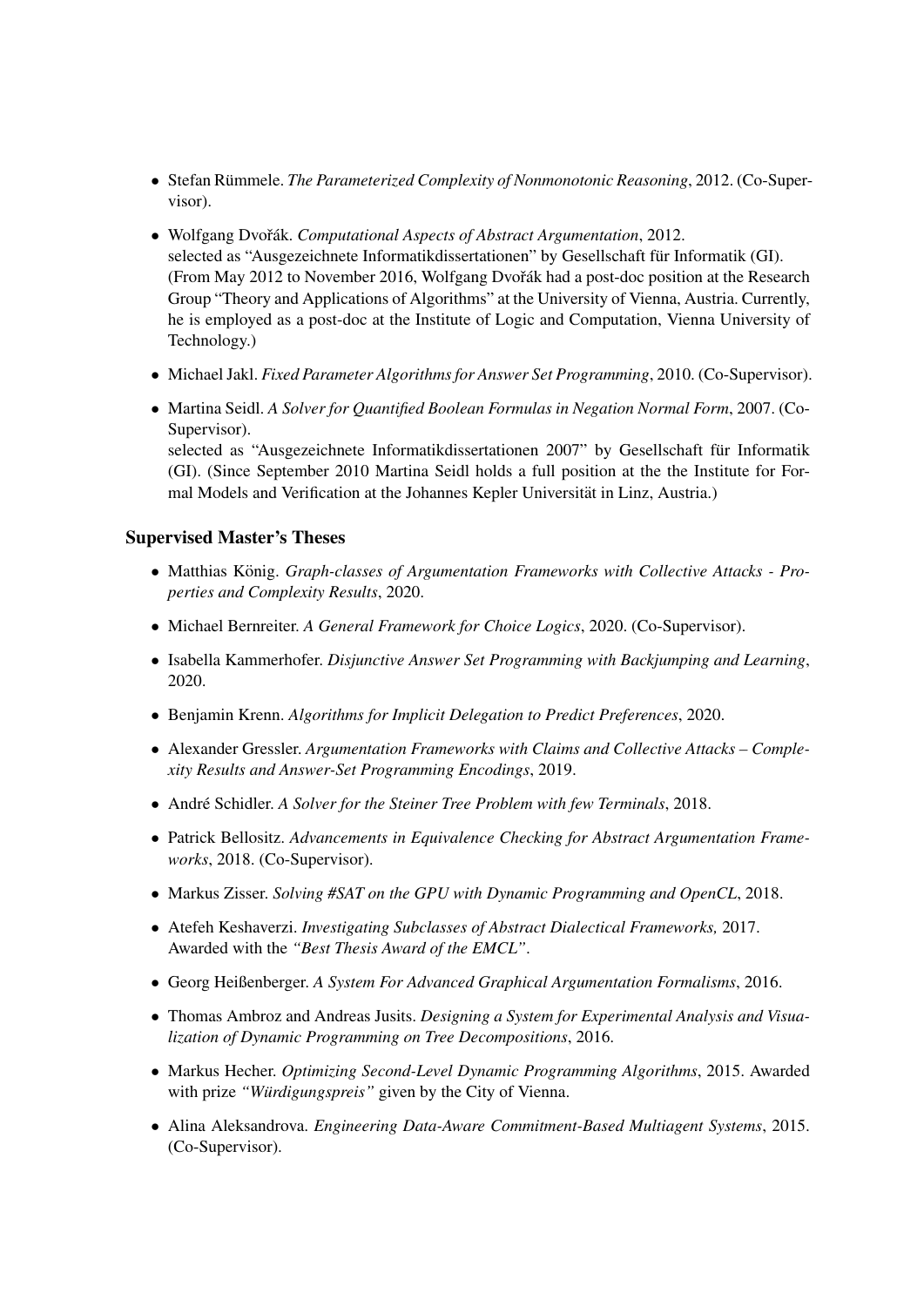- Stefan Rümmele. *The Parameterized Complexity of Nonmonotonic Reasoning*, 2012. (Co-Supervisor).
- Wolfgang Dvořák. *Computational Aspects of Abstract Argumentation*, 2012.
  selected as "Ausgezeichnete Informatikdissertationen" by Gesellschaft für Informatik (GI). (From May 2012 to November 2016, Wolfgang Dvořák had a post-doc position at the Research Group "Theory and Applications of Algorithms" at the University of Vienna, Austria. Currently, he is employed as a post-doc at the Institute of Logic and Computation, Vienna University of Technology.)
- Michael Jakl. *Fixed Parameter Algorithms for Answer Set Programming*, 2010. (Co-Supervisor).
- Martina Seidl. *A Solver for Quantified Boolean Formulas in Negation Normal Form*, 2007. (Co-Supervisor).
  selected as "Ausgezeichnete Informatikdissertationen 2007" by Gesellschaft für Informatik (GI). (Since September 2010 Martina Seidl holds a full position at the the Institute for Formal Models and Verification at the Johannes Kepler Universität in Linz, Austria.)

### Supervised Master's Theses

- Matthias König. *Graph-classes of Argumentation Frameworks with Collective Attacks - Properties and Complexity Results*, 2020.
- Michael Bernreiter. *A General Framework for Choice Logics*, 2020. (Co-Supervisor).
- Isabella Kammerhofer. *Disjunctive Answer Set Programming with Backjumping and Learning*, 2020.
- Benjamin Krenn. *Algorithms for Implicit Delegation to Predict Preferences*, 2020.
- Alexander Gressler. *Argumentation Frameworks with Claims and Collective Attacks – Complexity Results and Answer-Set Programming Encodings*, 2019.
- André Schidler. *A Solver for the Steiner Tree Problem with few Terminals*, 2018.
- Patrick Bellositz. *Advancements in Equivalence Checking for Abstract Argumentation Frameworks*, 2018. (Co-Supervisor).
- Markus Zisser. *Solving #SAT on the GPU with Dynamic Programming and OpenCL*, 2018.
- Atefeh Keshaverzi. *Investigating Subclasses of Abstract Dialectical Frameworks,* 2017.
  Awarded with the *"Best Thesis Award of the EMCL"*.
- Georg Heißenberger. *A System For Advanced Graphical Argumentation Formalisms*, 2016.
- Thomas Ambroz and Andreas Jusits. *Designing a System for Experimental Analysis and Visualization of Dynamic Programming on Tree Decompositions*, 2016.
- Markus Hecher. *Optimizing Second-Level Dynamic Programming Algorithms*, 2015. Awarded with prize *"Würdigungspreis"* given by the City of Vienna.
- Alina Aleksandrova. *Engineering Data-Aware Commitment-Based Multiagent Systems*, 2015. (Co-Supervisor).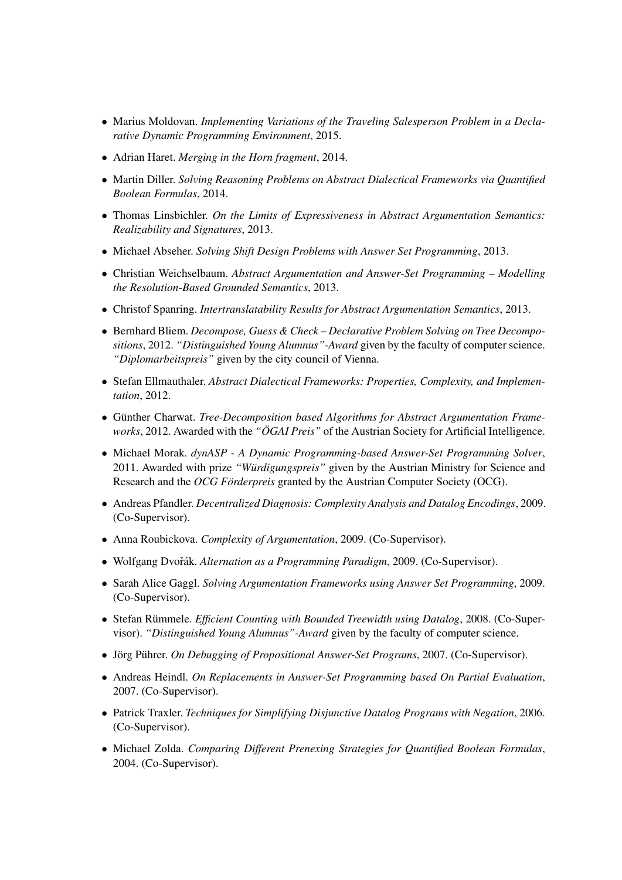- Marius Moldovan. *Implementing Variations of the Traveling Salesperson Problem in a Declarative Dynamic Programming Environment*, 2015.
- Adrian Haret. *Merging in the Horn fragment*, 2014.
- Martin Diller. *Solving Reasoning Problems on Abstract Dialectical Frameworks via Quantified Boolean Formulas*, 2014.
- Thomas Linsbichler. *On the Limits of Expressiveness in Abstract Argumentation Semantics: Realizability and Signatures*, 2013.
- Michael Abseher. *Solving Shift Design Problems with Answer Set Programming*, 2013.
- Christian Weichselbaum. *Abstract Argumentation and Answer-Set Programming – Modelling the Resolution-Based Grounded Semantics*, 2013.
- Christof Spanring. *Intertranslatability Results for Abstract Argumentation Semantics*, 2013.
- Bernhard Bliem. *Decompose, Guess & Check – Declarative Problem Solving on Tree Decompositions*, 2012. *"Distinguished Young Alumnus"-Award* given by the faculty of computer science. *"Diplomarbeitspreis"* given by the city council of Vienna.
- Stefan Ellmauthaler. *Abstract Dialectical Frameworks: Properties, Complexity, and Implementation*, 2012.
- Günther Charwat. *Tree-Decomposition based Algorithms for Abstract Argumentation Frameworks*, 2012. Awarded with the *"ÖGAI Preis"* of the Austrian Society for Artificial Intelligence.
- Michael Morak. *dynASP - A Dynamic Programming-based Answer-Set Programming Solver*, 2011. Awarded with prize *"Würdigungspreis"* given by the Austrian Ministry for Science and Research and the *OCG Förderpreis* granted by the Austrian Computer Society (OCG).
- Andreas Pfandler. *Decentralized Diagnosis: Complexity Analysis and Datalog Encodings*, 2009. (Co-Supervisor).
- Anna Roubickova. *Complexity of Argumentation*, 2009. (Co-Supervisor).
- Wolfgang Dvořák. *Alternation as a Programming Paradigm*, 2009. (Co-Supervisor).
- Sarah Alice Gaggl. *Solving Argumentation Frameworks using Answer Set Programming*, 2009. (Co-Supervisor).
- Stefan Rümmele. *Efficient Counting with Bounded Treewidth using Datalog*, 2008. (Co-Supervisor). *"Distinguished Young Alumnus"-Award* given by the faculty of computer science.
- Jörg Pührer. *On Debugging of Propositional Answer-Set Programs*, 2007. (Co-Supervisor).
- Andreas Heindl. *On Replacements in Answer-Set Programming based On Partial Evaluation*, 2007. (Co-Supervisor).
- Patrick Traxler. *Techniques for Simplifying Disjunctive Datalog Programs with Negation*, 2006. (Co-Supervisor).
- Michael Zolda. *Comparing Different Prenexing Strategies for Quantified Boolean Formulas*, 2004. (Co-Supervisor).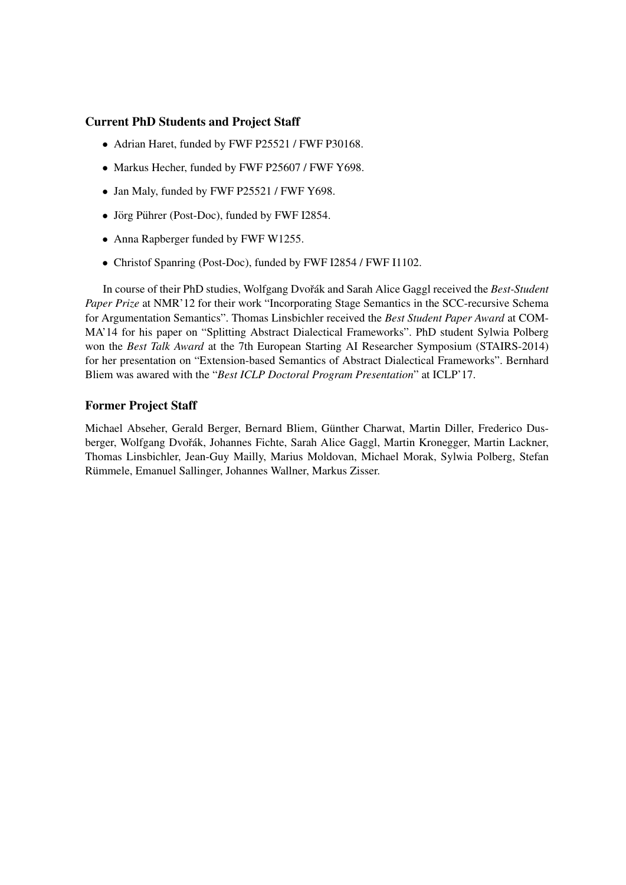### Current PhD Students and Project Staff

- Adrian Haret, funded by FWF P25521 / FWF P30168.
- Markus Hecher, funded by FWF P25607 / FWF Y698.
- Jan Maly, funded by FWF P25521 / FWF Y698.
- Jörg Pührer (Post-Doc), funded by FWF I2854.
- Anna Rapberger funded by FWF W1255.
- Christof Spanring (Post-Doc), funded by FWF I2854 / FWF I1102.

In course of their PhD studies, Wolfgang Dvořák and Sarah Alice Gaggl received the *Best-Student Paper Prize* at NMR'12 for their work "Incorporating Stage Semantics in the SCC-recursive Schema for Argumentation Semantics". Thomas Linsbichler received the *Best Student Paper Award* at COMMA'14 for his paper on "Splitting Abstract Dialectical Frameworks". PhD student Sylwia Polberg won the *Best Talk Award* at the 7th European Starting AI Researcher Symposium (STAIRS-2014) for her presentation on "Extension-based Semantics of Abstract Dialectical Frameworks". Bernhard Bliem was awared with the "*Best ICLP Doctoral Program Presentation*" at ICLP'17.

### Former Project Staff

Michael Abseher, Gerald Berger, Bernard Bliem, Günther Charwat, Martin Diller, Frederico Dusberger, Wolfgang Dvořák, Johannes Fichte, Sarah Alice Gaggl, Martin Kronegger, Martin Lackner, Thomas Linsbichler, Jean-Guy Mailly, Marius Moldovan, Michael Morak, Sylwia Polberg, Stefan Rümmele, Emanuel Sallinger, Johannes Wallner, Markus Zisser.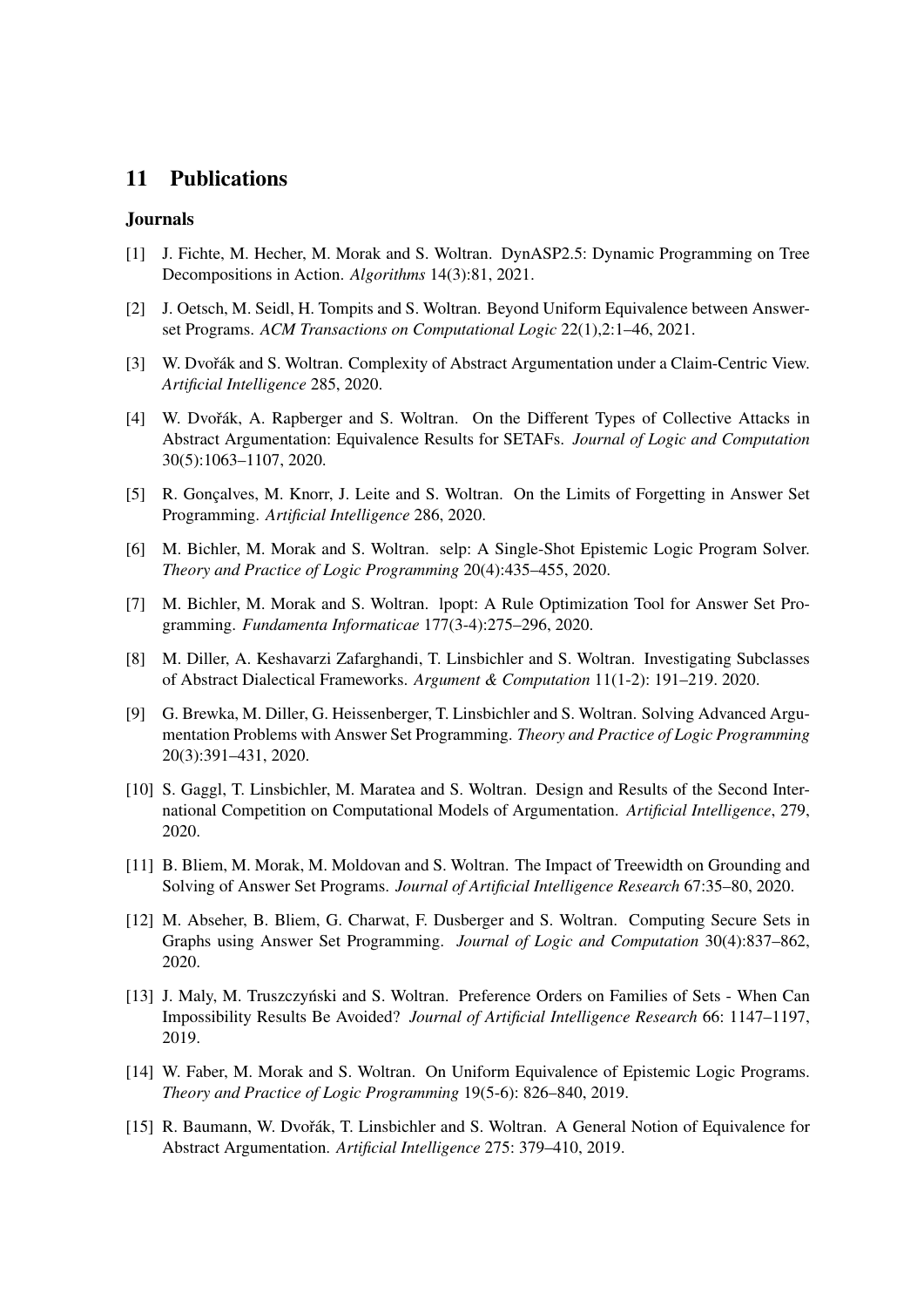# 11 Publications

## Journals

[1] J. Fichte, M. Hecher, M. Morak and S. Woltran. DynASP2.5: Dynamic Programming on Tree Decompositions in Action. *Algorithms* 14(3):81, 2021.

[2] J. Oetsch, M. Seidl, H. Tompits and S. Woltran. Beyond Uniform Equivalence between Answer-set Programs. *ACM Transactions on Computational Logic* 22(1),2:1–46, 2021.

[3] W. Dvořák and S. Woltran. Complexity of Abstract Argumentation under a Claim-Centric View. *Artificial Intelligence* 285, 2020.

[4] W. Dvořák, A. Rapberger and S. Woltran. On the Different Types of Collective Attacks in Abstract Argumentation: Equivalence Results for SETAFs. *Journal of Logic and Computation* 30(5):1063–1107, 2020.

[5] R. Gonçalves, M. Knorr, J. Leite and S. Woltran. On the Limits of Forgetting in Answer Set Programming. *Artificial Intelligence* 286, 2020.

[6] M. Bichler, M. Morak and S. Woltran. selp: A Single-Shot Epistemic Logic Program Solver. *Theory and Practice of Logic Programming* 20(4):435–455, 2020.

[7] M. Bichler, M. Morak and S. Woltran. lpopt: A Rule Optimization Tool for Answer Set Programming. *Fundamenta Informaticae* 177(3-4):275–296, 2020.

[8] M. Diller, A. Keshavarzi Zafarghandi, T. Linsbichler and S. Woltran. Investigating Subclasses of Abstract Dialectical Frameworks. *Argument & Computation* 11(1-2): 191–219. 2020.

[9] G. Brewka, M. Diller, G. Heissenberger, T. Linsbichler and S. Woltran. Solving Advanced Argumentation Problems with Answer Set Programming. *Theory and Practice of Logic Programming* 20(3):391–431, 2020.

[10] S. Gaggl, T. Linsbichler, M. Maratea and S. Woltran. Design and Results of the Second International Competition on Computational Models of Argumentation. *Artificial Intelligence*, 279, 2020.

[11] B. Bliem, M. Morak, M. Moldovan and S. Woltran. The Impact of Treewidth on Grounding and Solving of Answer Set Programs. *Journal of Artificial Intelligence Research* 67:35–80, 2020.

[12] M. Abseher, B. Bliem, G. Charwat, F. Dusberger and S. Woltran. Computing Secure Sets in Graphs using Answer Set Programming. *Journal of Logic and Computation* 30(4):837–862, 2020.

[13] J. Maly, M. Truszczyński and S. Woltran. Preference Orders on Families of Sets - When Can Impossibility Results Be Avoided? *Journal of Artificial Intelligence Research* 66: 1147–1197, 2019.

[14] W. Faber, M. Morak and S. Woltran. On Uniform Equivalence of Epistemic Logic Programs. *Theory and Practice of Logic Programming* 19(5-6): 826–840, 2019.

[15] R. Baumann, W. Dvořák, T. Linsbichler and S. Woltran. A General Notion of Equivalence for Abstract Argumentation. *Artificial Intelligence* 275: 379–410, 2019.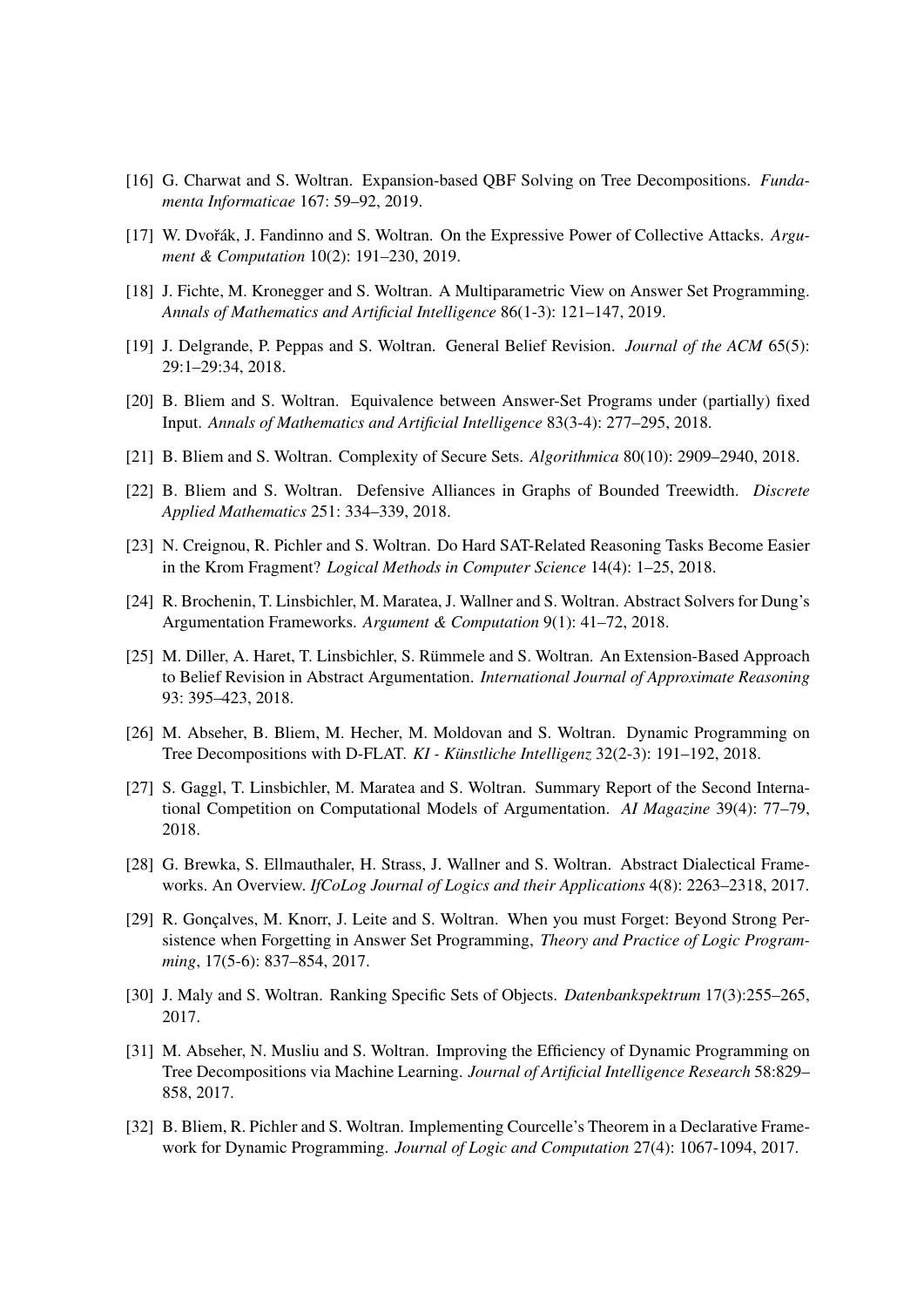[16] G. Charwat and S. Woltran. Expansion-based QBF Solving on Tree Decompositions. *Fundamenta Informaticae* 167: 59–92, 2019.

[17] W. Dvořák, J. Fandinno and S. Woltran. On the Expressive Power of Collective Attacks. *Argument & Computation* 10(2): 191–230, 2019.

[18] J. Fichte, M. Kronegger and S. Woltran. A Multiparametric View on Answer Set Programming. *Annals of Mathematics and Artificial Intelligence* 86(1-3): 121–147, 2019.

[19] J. Delgrande, P. Peppas and S. Woltran. General Belief Revision. *Journal of the ACM* 65(5): 29:1–29:34, 2018.

[20] B. Bliem and S. Woltran. Equivalence between Answer-Set Programs under (partially) fixed Input. *Annals of Mathematics and Artificial Intelligence* 83(3-4): 277–295, 2018.

[21] B. Bliem and S. Woltran. Complexity of Secure Sets. *Algorithmica* 80(10): 2909–2940, 2018.

[22] B. Bliem and S. Woltran. Defensive Alliances in Graphs of Bounded Treewidth. *Discrete Applied Mathematics* 251: 334–339, 2018.

[23] N. Creignou, R. Pichler and S. Woltran. Do Hard SAT-Related Reasoning Tasks Become Easier in the Krom Fragment? *Logical Methods in Computer Science* 14(4): 1–25, 2018.

[24] R. Brochenin, T. Linsbichler, M. Maratea, J. Wallner and S. Woltran. Abstract Solvers for Dung's Argumentation Frameworks. *Argument & Computation* 9(1): 41–72, 2018.

[25] M. Diller, A. Haret, T. Linsbichler, S. Rümmele and S. Woltran. An Extension-Based Approach to Belief Revision in Abstract Argumentation. *International Journal of Approximate Reasoning* 93: 395–423, 2018.

[26] M. Abseher, B. Bliem, M. Hecher, M. Moldovan and S. Woltran. Dynamic Programming on Tree Decompositions with D-FLAT. *KI - Künstliche Intelligenz* 32(2-3): 191–192, 2018.

[27] S. Gaggl, T. Linsbichler, M. Maratea and S. Woltran. Summary Report of the Second International Competition on Computational Models of Argumentation. *AI Magazine* 39(4): 77–79, 2018.

[28] G. Brewka, S. Ellmauthaler, H. Strass, J. Wallner and S. Woltran. Abstract Dialectical Frameworks. An Overview. *IfCoLog Journal of Logics and their Applications* 4(8): 2263–2318, 2017.

[29] R. Gonçalves, M. Knorr, J. Leite and S. Woltran. When you must Forget: Beyond Strong Persistence when Forgetting in Answer Set Programming, *Theory and Practice of Logic Programming*, 17(5-6): 837–854, 2017.

[30] J. Maly and S. Woltran. Ranking Specific Sets of Objects. *Datenbankspektrum* 17(3):255–265, 2017.

[31] M. Abseher, N. Musliu and S. Woltran. Improving the Efficiency of Dynamic Programming on Tree Decompositions via Machine Learning. *Journal of Artificial Intelligence Research* 58:829–858, 2017.

[32] B. Bliem, R. Pichler and S. Woltran. Implementing Courcelle's Theorem in a Declarative Framework for Dynamic Programming. *Journal of Logic and Computation* 27(4): 1067-1094, 2017.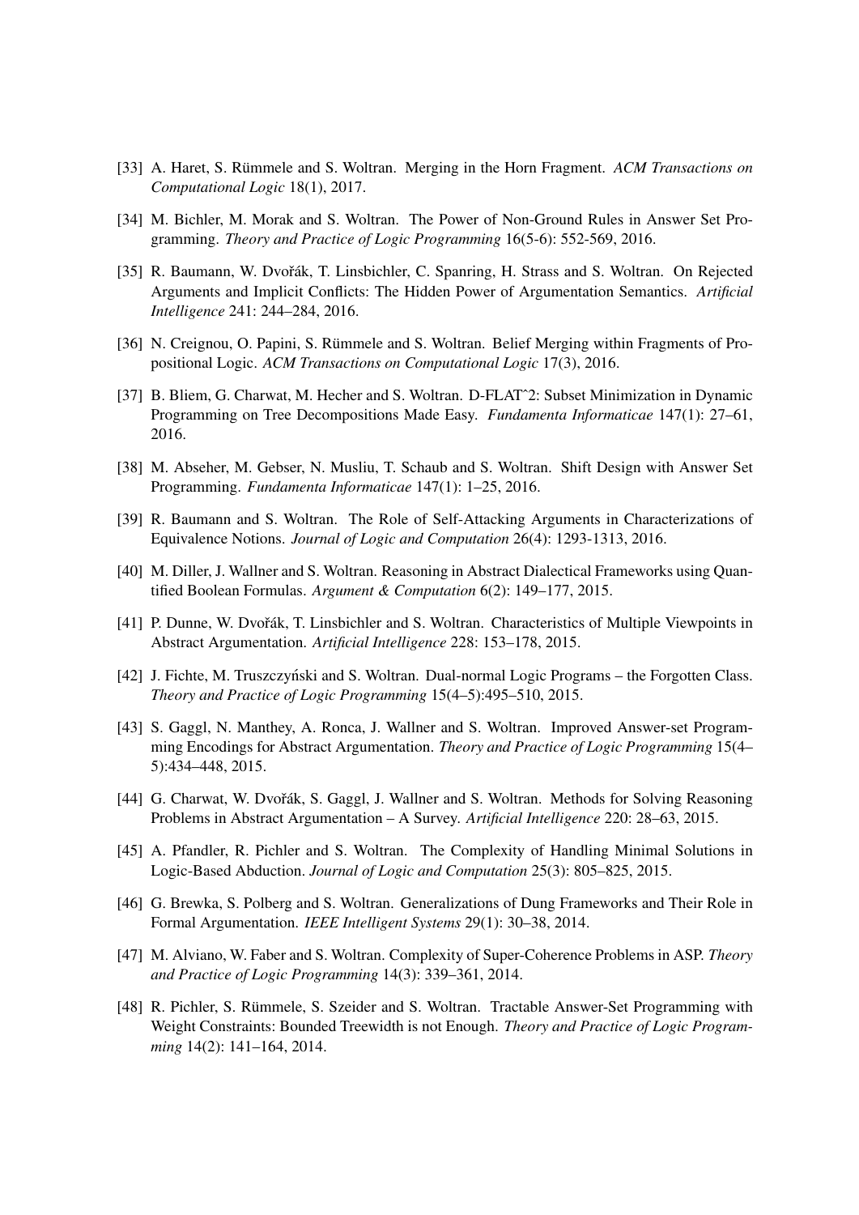[33] A. Haret, S. Rümmele and S. Woltran. Merging in the Horn Fragment. *ACM Transactions on Computational Logic* 18(1), 2017.

[34] M. Bichler, M. Morak and S. Woltran. The Power of Non-Ground Rules in Answer Set Programming. *Theory and Practice of Logic Programming* 16(5-6): 552-569, 2016.

[35] R. Baumann, W. Dvořák, T. Linsbichler, C. Spanring, H. Strass and S. Woltran. On Rejected Arguments and Implicit Conflicts: The Hidden Power of Argumentation Semantics. *Artificial Intelligence* 241: 244–284, 2016.

[36] N. Creignou, O. Papini, S. Rümmele and S. Woltran. Belief Merging within Fragments of Propositional Logic. *ACM Transactions on Computational Logic* 17(3), 2016.

[37] B. Bliem, G. Charwat, M. Hecher and S. Woltran. D-FLATˆ2: Subset Minimization in Dynamic Programming on Tree Decompositions Made Easy. *Fundamenta Informaticae* 147(1): 27–61, 2016.

[38] M. Abseher, M. Gebser, N. Musliu, T. Schaub and S. Woltran. Shift Design with Answer Set Programming. *Fundamenta Informaticae* 147(1): 1–25, 2016.

[39] R. Baumann and S. Woltran. The Role of Self-Attacking Arguments in Characterizations of Equivalence Notions. *Journal of Logic and Computation* 26(4): 1293-1313, 2016.

[40] M. Diller, J. Wallner and S. Woltran. Reasoning in Abstract Dialectical Frameworks using Quantified Boolean Formulas. *Argument & Computation* 6(2): 149–177, 2015.

[41] P. Dunne, W. Dvořák, T. Linsbichler and S. Woltran. Characteristics of Multiple Viewpoints in Abstract Argumentation. *Artificial Intelligence* 228: 153–178, 2015.

[42] J. Fichte, M. Truszczyński and S. Woltran. Dual-normal Logic Programs – the Forgotten Class. *Theory and Practice of Logic Programming* 15(4–5):495–510, 2015.

[43] S. Gaggl, N. Manthey, A. Ronca, J. Wallner and S. Woltran. Improved Answer-set Programming Encodings for Abstract Argumentation. *Theory and Practice of Logic Programming* 15(4–5):434–448, 2015.

[44] G. Charwat, W. Dvořák, S. Gaggl, J. Wallner and S. Woltran. Methods for Solving Reasoning Problems in Abstract Argumentation – A Survey. *Artificial Intelligence* 220: 28–63, 2015.

[45] A. Pfandler, R. Pichler and S. Woltran. The Complexity of Handling Minimal Solutions in Logic-Based Abduction. *Journal of Logic and Computation* 25(3): 805–825, 2015.

[46] G. Brewka, S. Polberg and S. Woltran. Generalizations of Dung Frameworks and Their Role in Formal Argumentation. *IEEE Intelligent Systems* 29(1): 30–38, 2014.

[47] M. Alviano, W. Faber and S. Woltran. Complexity of Super-Coherence Problems in ASP. *Theory and Practice of Logic Programming* 14(3): 339–361, 2014.

[48] R. Pichler, S. Rümmele, S. Szeider and S. Woltran. Tractable Answer-Set Programming with Weight Constraints: Bounded Treewidth is not Enough. *Theory and Practice of Logic Programming* 14(2): 141–164, 2014.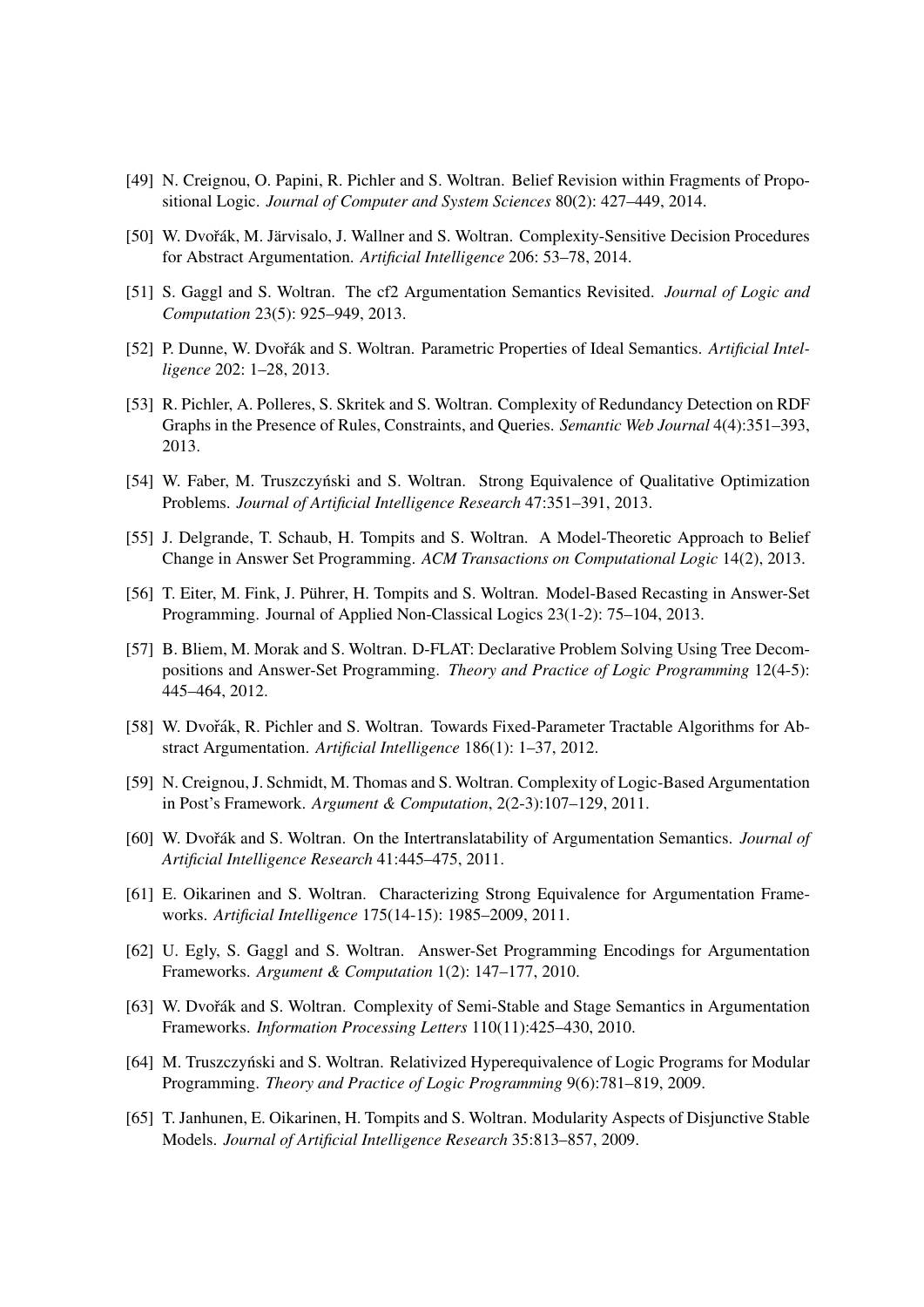[49] N. Creignou, O. Papini, R. Pichler and S. Woltran. Belief Revision within Fragments of Propositional Logic. *Journal of Computer and System Sciences* 80(2): 427–449, 2014.

[50] W. Dvořák, M. Järvisalo, J. Wallner and S. Woltran. Complexity-Sensitive Decision Procedures for Abstract Argumentation. *Artificial Intelligence* 206: 53–78, 2014.

[51] S. Gaggl and S. Woltran. The cf2 Argumentation Semantics Revisited. *Journal of Logic and Computation* 23(5): 925–949, 2013.

[52] P. Dunne, W. Dvořák and S. Woltran. Parametric Properties of Ideal Semantics. *Artificial Intelligence* 202: 1–28, 2013.

[53] R. Pichler, A. Polleres, S. Skritek and S. Woltran. Complexity of Redundancy Detection on RDF Graphs in the Presence of Rules, Constraints, and Queries. *Semantic Web Journal* 4(4):351–393, 2013.

[54] W. Faber, M. Truszczyński and S. Woltran. Strong Equivalence of Qualitative Optimization Problems. *Journal of Artificial Intelligence Research* 47:351–391, 2013.

[55] J. Delgrande, T. Schaub, H. Tompits and S. Woltran. A Model-Theoretic Approach to Belief Change in Answer Set Programming. *ACM Transactions on Computational Logic* 14(2), 2013.

[56] T. Eiter, M. Fink, J. Pührer, H. Tompits and S. Woltran. Model-Based Recasting in Answer-Set Programming. Journal of Applied Non-Classical Logics 23(1-2): 75–104, 2013.

[57] B. Bliem, M. Morak and S. Woltran. D-FLAT: Declarative Problem Solving Using Tree Decompositions and Answer-Set Programming. *Theory and Practice of Logic Programming* 12(4-5): 445–464, 2012.

[58] W. Dvořák, R. Pichler and S. Woltran. Towards Fixed-Parameter Tractable Algorithms for Abstract Argumentation. *Artificial Intelligence* 186(1): 1–37, 2012.

[59] N. Creignou, J. Schmidt, M. Thomas and S. Woltran. Complexity of Logic-Based Argumentation in Post's Framework. *Argument & Computation*, 2(2-3):107–129, 2011.

[60] W. Dvořák and S. Woltran. On the Intertranslatability of Argumentation Semantics. *Journal of Artificial Intelligence Research* 41:445–475, 2011.

[61] E. Oikarinen and S. Woltran. Characterizing Strong Equivalence for Argumentation Frameworks. *Artificial Intelligence* 175(14-15): 1985–2009, 2011.

[62] U. Egly, S. Gaggl and S. Woltran. Answer-Set Programming Encodings for Argumentation Frameworks. *Argument & Computation* 1(2): 147–177, 2010.

[63] W. Dvořák and S. Woltran. Complexity of Semi-Stable and Stage Semantics in Argumentation Frameworks. *Information Processing Letters* 110(11):425–430, 2010.

[64] M. Truszczyński and S. Woltran. Relativized Hyperequivalence of Logic Programs for Modular Programming. *Theory and Practice of Logic Programming* 9(6):781–819, 2009.

[65] T. Janhunen, E. Oikarinen, H. Tompits and S. Woltran. Modularity Aspects of Disjunctive Stable Models. *Journal of Artificial Intelligence Research* 35:813–857, 2009.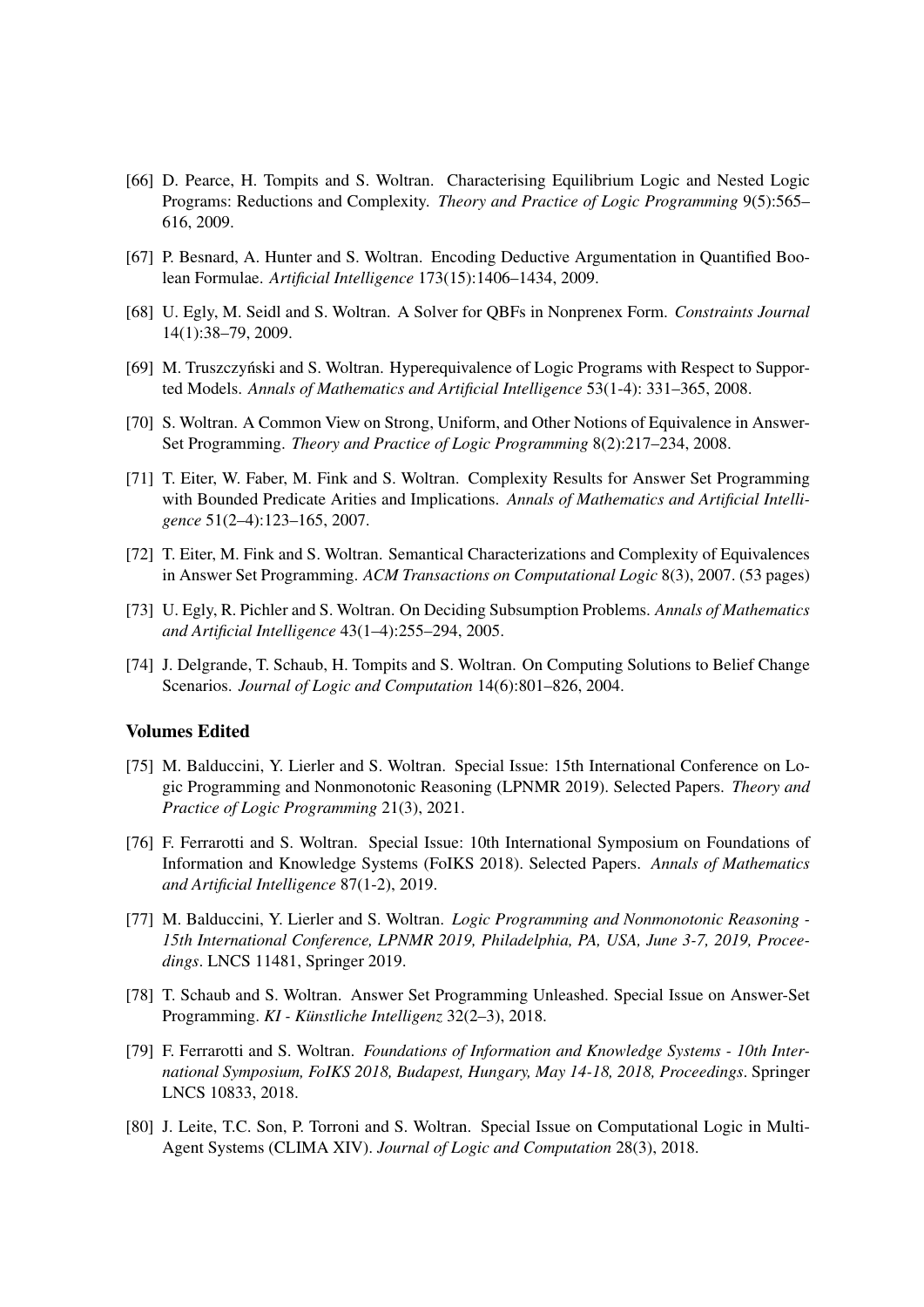[66] D. Pearce, H. Tompits and S. Woltran. Characterising Equilibrium Logic and Nested Logic Programs: Reductions and Complexity. *Theory and Practice of Logic Programming* 9(5):565–616, 2009.

[67] P. Besnard, A. Hunter and S. Woltran. Encoding Deductive Argumentation in Quantified Boolean Formulae. *Artificial Intelligence* 173(15):1406–1434, 2009.

[68] U. Egly, M. Seidl and S. Woltran. A Solver for QBFs in Nonprenex Form. *Constraints Journal* 14(1):38–79, 2009.

[69] M. Truszczyński and S. Woltran. Hyperequivalence of Logic Programs with Respect to Supported Models. *Annals of Mathematics and Artificial Intelligence* 53(1-4): 331–365, 2008.

[70] S. Woltran. A Common View on Strong, Uniform, and Other Notions of Equivalence in Answer-Set Programming. *Theory and Practice of Logic Programming* 8(2):217–234, 2008.

[71] T. Eiter, W. Faber, M. Fink and S. Woltran. Complexity Results for Answer Set Programming with Bounded Predicate Arities and Implications. *Annals of Mathematics and Artificial Intelligence* 51(2–4):123–165, 2007.

[72] T. Eiter, M. Fink and S. Woltran. Semantical Characterizations and Complexity of Equivalences in Answer Set Programming. *ACM Transactions on Computational Logic* 8(3), 2007. (53 pages)

[73] U. Egly, R. Pichler and S. Woltran. On Deciding Subsumption Problems. *Annals of Mathematics and Artificial Intelligence* 43(1–4):255–294, 2005.

[74] J. Delgrande, T. Schaub, H. Tompits and S. Woltran. On Computing Solutions to Belief Change Scenarios. *Journal of Logic and Computation* 14(6):801–826, 2004.

## Volumes Edited

[75] M. Balduccini, Y. Lierler and S. Woltran. Special Issue: 15th International Conference on Logic Programming and Nonmonotonic Reasoning (LPNMR 2019). Selected Papers. *Theory and Practice of Logic Programming* 21(3), 2021.

[76] F. Ferrarotti and S. Woltran. Special Issue: 10th International Symposium on Foundations of Information and Knowledge Systems (FoIKS 2018). Selected Papers. *Annals of Mathematics and Artificial Intelligence* 87(1-2), 2019.

[77] M. Balduccini, Y. Lierler and S. Woltran. *Logic Programming and Nonmonotonic Reasoning - 15th International Conference, LPNMR 2019, Philadelphia, PA, USA, June 3-7, 2019, Proceedings*. LNCS 11481, Springer 2019.

[78] T. Schaub and S. Woltran. Answer Set Programming Unleashed. Special Issue on Answer-Set Programming. *KI - Künstliche Intelligenz* 32(2–3), 2018.

[79] F. Ferrarotti and S. Woltran. *Foundations of Information and Knowledge Systems - 10th International Symposium, FoIKS 2018, Budapest, Hungary, May 14-18, 2018, Proceedings*. Springer LNCS 10833, 2018.

[80] J. Leite, T.C. Son, P. Torroni and S. Woltran. Special Issue on Computational Logic in Multi-Agent Systems (CLIMA XIV). *Journal of Logic and Computation* 28(3), 2018.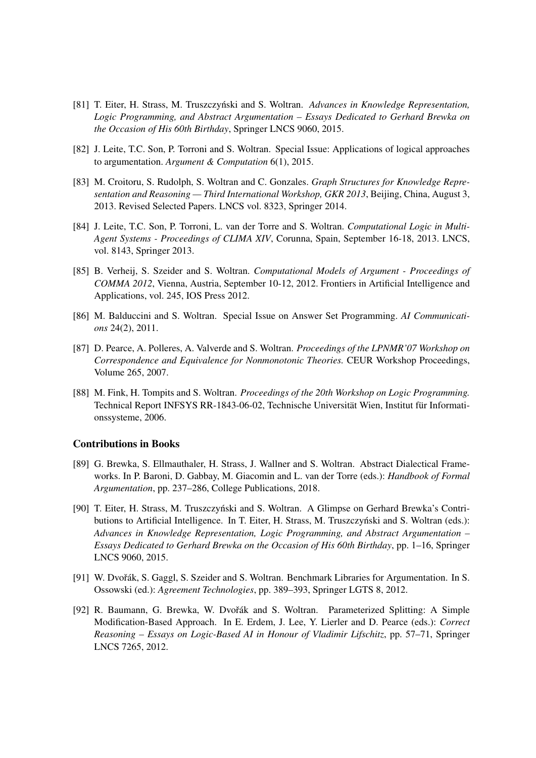[81] T. Eiter, H. Strass, M. Truszczyński and S. Woltran. *Advances in Knowledge Representation, Logic Programming, and Abstract Argumentation – Essays Dedicated to Gerhard Brewka on the Occasion of His 60th Birthday*, Springer LNCS 9060, 2015.

[82] J. Leite, T.C. Son, P. Torroni and S. Woltran. Special Issue: Applications of logical approaches to argumentation. *Argument & Computation* 6(1), 2015.

[83] M. Croitoru, S. Rudolph, S. Woltran and C. Gonzales. *Graph Structures for Knowledge Representation and Reasoning — Third International Workshop, GKR 2013*, Beijing, China, August 3, 2013. Revised Selected Papers. LNCS vol. 8323, Springer 2014.

[84] J. Leite, T.C. Son, P. Torroni, L. van der Torre and S. Woltran. *Computational Logic in Multi-Agent Systems - Proceedings of CLIMA XIV*, Corunna, Spain, September 16-18, 2013. LNCS, vol. 8143, Springer 2013.

[85] B. Verheij, S. Szeider and S. Woltran. *Computational Models of Argument - Proceedings of COMMA 2012*, Vienna, Austria, September 10-12, 2012. Frontiers in Artificial Intelligence and Applications, vol. 245, IOS Press 2012.

[86] M. Balduccini and S. Woltran. Special Issue on Answer Set Programming. *AI Communications* 24(2), 2011.

[87] D. Pearce, A. Polleres, A. Valverde and S. Woltran. *Proceedings of the LPNMR'07 Workshop on Correspondence and Equivalence for Nonmonotonic Theories.* CEUR Workshop Proceedings, Volume 265, 2007.

[88] M. Fink, H. Tompits and S. Woltran. *Proceedings of the 20th Workshop on Logic Programming.* Technical Report INFSYS RR-1843-06-02, Technische Universität Wien, Institut für Informationssysteme, 2006.

### Contributions in Books

[89] G. Brewka, S. Ellmauthaler, H. Strass, J. Wallner and S. Woltran. Abstract Dialectical Frameworks. In P. Baroni, D. Gabbay, M. Giacomin and L. van der Torre (eds.): *Handbook of Formal Argumentation*, pp. 237–286, College Publications, 2018.

[90] T. Eiter, H. Strass, M. Truszczyński and S. Woltran. A Glimpse on Gerhard Brewka's Contributions to Artificial Intelligence. In T. Eiter, H. Strass, M. Truszczyński and S. Woltran (eds.): *Advances in Knowledge Representation, Logic Programming, and Abstract Argumentation – Essays Dedicated to Gerhard Brewka on the Occasion of His 60th Birthday*, pp. 1–16, Springer LNCS 9060, 2015.

[91] W. Dvořák, S. Gaggl, S. Szeider and S. Woltran. Benchmark Libraries for Argumentation. In S. Ossowski (ed.): *Agreement Technologies*, pp. 389–393, Springer LGTS 8, 2012.

[92] R. Baumann, G. Brewka, W. Dvořák and S. Woltran. Parameterized Splitting: A Simple Modification-Based Approach. In E. Erdem, J. Lee, Y. Lierler and D. Pearce (eds.): *Correct Reasoning – Essays on Logic-Based AI in Honour of Vladimir Lifschitz*, pp. 57–71, Springer LNCS 7265, 2012.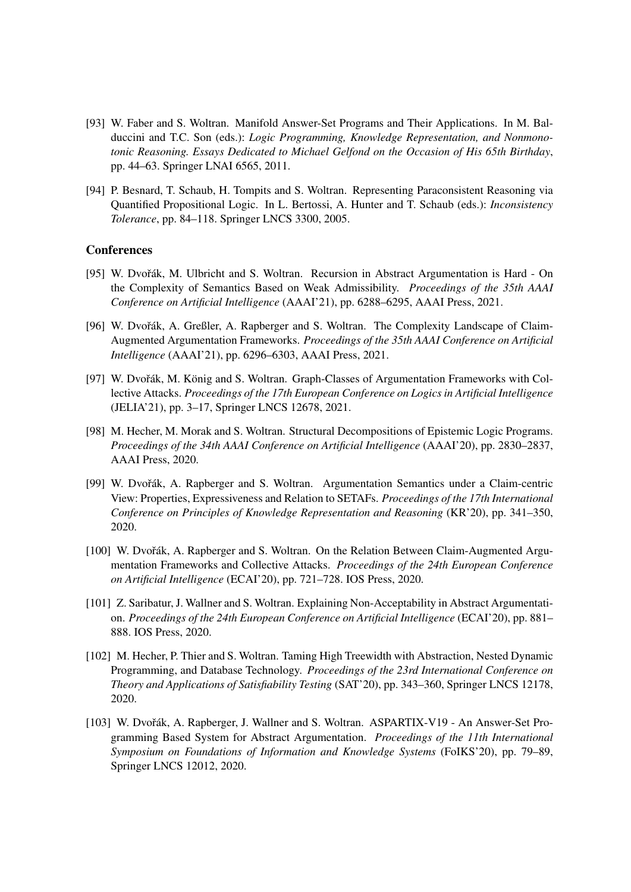[93] W. Faber and S. Woltran. Manifold Answer-Set Programs and Their Applications. In M. Balduccini and T.C. Son (eds.): *Logic Programming, Knowledge Representation, and Nonmonotonic Reasoning. Essays Dedicated to Michael Gelfond on the Occasion of His 65th Birthday*, pp. 44–63. Springer LNAI 6565, 2011.

[94] P. Besnard, T. Schaub, H. Tompits and S. Woltran. Representing Paraconsistent Reasoning via Quantified Propositional Logic. In L. Bertossi, A. Hunter and T. Schaub (eds.): *Inconsistency Tolerance*, pp. 84–118. Springer LNCS 3300, 2005.

### Conferences

[95] W. Dvořák, M. Ulbricht and S. Woltran. Recursion in Abstract Argumentation is Hard - On the Complexity of Semantics Based on Weak Admissibility. *Proceedings of the 35th AAAI Conference on Artificial Intelligence* (AAAI'21), pp. 6288–6295, AAAI Press, 2021.

[96] W. Dvořák, A. Greßler, A. Rapberger and S. Woltran. The Complexity Landscape of Claim-Augmented Argumentation Frameworks. *Proceedings of the 35th AAAI Conference on Artificial Intelligence* (AAAI'21), pp. 6296–6303, AAAI Press, 2021.

[97] W. Dvořák, M. König and S. Woltran. Graph-Classes of Argumentation Frameworks with Collective Attacks. *Proceedings of the 17th European Conference on Logics in Artificial Intelligence* (JELIA'21), pp. 3–17, Springer LNCS 12678, 2021.

[98] M. Hecher, M. Morak and S. Woltran. Structural Decompositions of Epistemic Logic Programs. *Proceedings of the 34th AAAI Conference on Artificial Intelligence* (AAAI'20), pp. 2830–2837, AAAI Press, 2020.

[99] W. Dvořák, A. Rapberger and S. Woltran. Argumentation Semantics under a Claim-centric View: Properties, Expressiveness and Relation to SETAFs. *Proceedings of the 17th International Conference on Principles of Knowledge Representation and Reasoning* (KR'20), pp. 341–350, 2020.

[100] W. Dvořák, A. Rapberger and S. Woltran. On the Relation Between Claim-Augmented Argumentation Frameworks and Collective Attacks. *Proceedings of the 24th European Conference on Artificial Intelligence* (ECAI'20), pp. 721–728. IOS Press, 2020.

[101] Z. Saribatur, J. Wallner and S. Woltran. Explaining Non-Acceptability in Abstract Argumentation. *Proceedings of the 24th European Conference on Artificial Intelligence* (ECAI'20), pp. 881–888. IOS Press, 2020.

[102] M. Hecher, P. Thier and S. Woltran. Taming High Treewidth with Abstraction, Nested Dynamic Programming, and Database Technology. *Proceedings of the 23rd International Conference on Theory and Applications of Satisfiability Testing* (SAT'20), pp. 343–360, Springer LNCS 12178, 2020.

[103] W. Dvořák, A. Rapberger, J. Wallner and S. Woltran. ASPARTIX-V19 - An Answer-Set Programming Based System for Abstract Argumentation. *Proceedings of the 11th International Symposium on Foundations of Information and Knowledge Systems* (FoIKS'20), pp. 79–89, Springer LNCS 12012, 2020.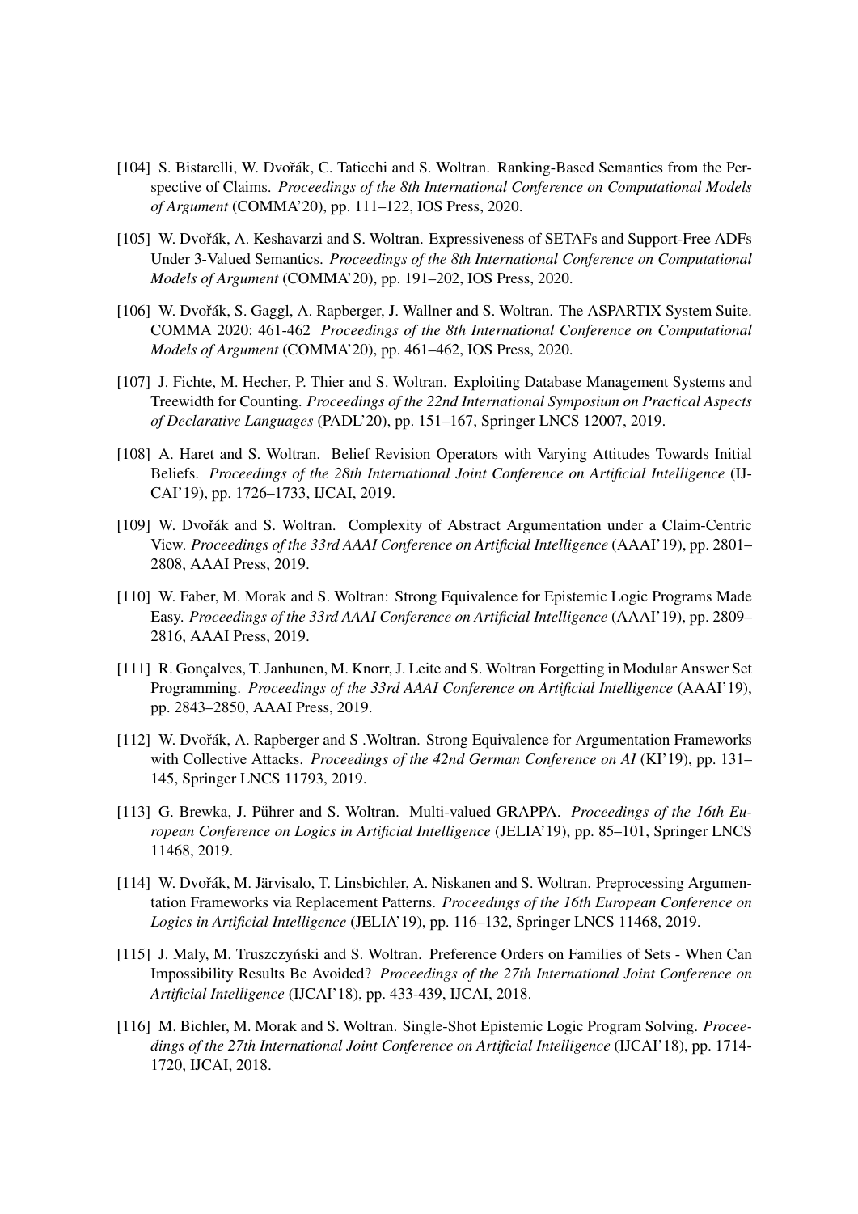[104] S. Bistarelli, W. Dvořák, C. Taticchi and S. Woltran. Ranking-Based Semantics from the Perspective of Claims. *Proceedings of the 8th International Conference on Computational Models of Argument* (COMMA'20), pp. 111–122, IOS Press, 2020.

[105] W. Dvořák, A. Keshavarzi and S. Woltran. Expressiveness of SETAFs and Support-Free ADFs Under 3-Valued Semantics. *Proceedings of the 8th International Conference on Computational Models of Argument* (COMMA'20), pp. 191–202, IOS Press, 2020.

[106] W. Dvořák, S. Gaggl, A. Rapberger, J. Wallner and S. Woltran. The ASPARTIX System Suite. COMMA 2020: 461-462 *Proceedings of the 8th International Conference on Computational Models of Argument* (COMMA'20), pp. 461–462, IOS Press, 2020.

[107] J. Fichte, M. Hecher, P. Thier and S. Woltran. Exploiting Database Management Systems and Treewidth for Counting. *Proceedings of the 22nd International Symposium on Practical Aspects of Declarative Languages* (PADL'20), pp. 151–167, Springer LNCS 12007, 2019.

[108] A. Haret and S. Woltran. Belief Revision Operators with Varying Attitudes Towards Initial Beliefs. *Proceedings of the 28th International Joint Conference on Artificial Intelligence* (IJCAI'19), pp. 1726–1733, IJCAI, 2019.

[109] W. Dvořák and S. Woltran. Complexity of Abstract Argumentation under a Claim-Centric View. *Proceedings of the 33rd AAAI Conference on Artificial Intelligence* (AAAI'19), pp. 2801–2808, AAAI Press, 2019.

[110] W. Faber, M. Morak and S. Woltran: Strong Equivalence for Epistemic Logic Programs Made Easy. *Proceedings of the 33rd AAAI Conference on Artificial Intelligence* (AAAI'19), pp. 2809–2816, AAAI Press, 2019.

[111] R. Gonçalves, T. Janhunen, M. Knorr, J. Leite and S. Woltran Forgetting in Modular Answer Set Programming. *Proceedings of the 33rd AAAI Conference on Artificial Intelligence* (AAAI'19), pp. 2843–2850, AAAI Press, 2019.

[112] W. Dvořák, A. Rapberger and S .Woltran. Strong Equivalence for Argumentation Frameworks with Collective Attacks. *Proceedings of the 42nd German Conference on AI* (KI'19), pp. 131–145, Springer LNCS 11793, 2019.

[113] G. Brewka, J. Pührer and S. Woltran. Multi-valued GRAPPA. *Proceedings of the 16th European Conference on Logics in Artificial Intelligence* (JELIA'19), pp. 85–101, Springer LNCS 11468, 2019.

[114] W. Dvořák, M. Järvisalo, T. Linsbichler, A. Niskanen and S. Woltran. Preprocessing Argumentation Frameworks via Replacement Patterns. *Proceedings of the 16th European Conference on Logics in Artificial Intelligence* (JELIA'19), pp. 116–132, Springer LNCS 11468, 2019.

[115] J. Maly, M. Truszczyński and S. Woltran. Preference Orders on Families of Sets - When Can Impossibility Results Be Avoided? *Proceedings of the 27th International Joint Conference on Artificial Intelligence* (IJCAI'18), pp. 433-439, IJCAI, 2018.

[116] M. Bichler, M. Morak and S. Woltran. Single-Shot Epistemic Logic Program Solving. *Proceedings of the 27th International Joint Conference on Artificial Intelligence* (IJCAI'18), pp. 1714-1720, IJCAI, 2018.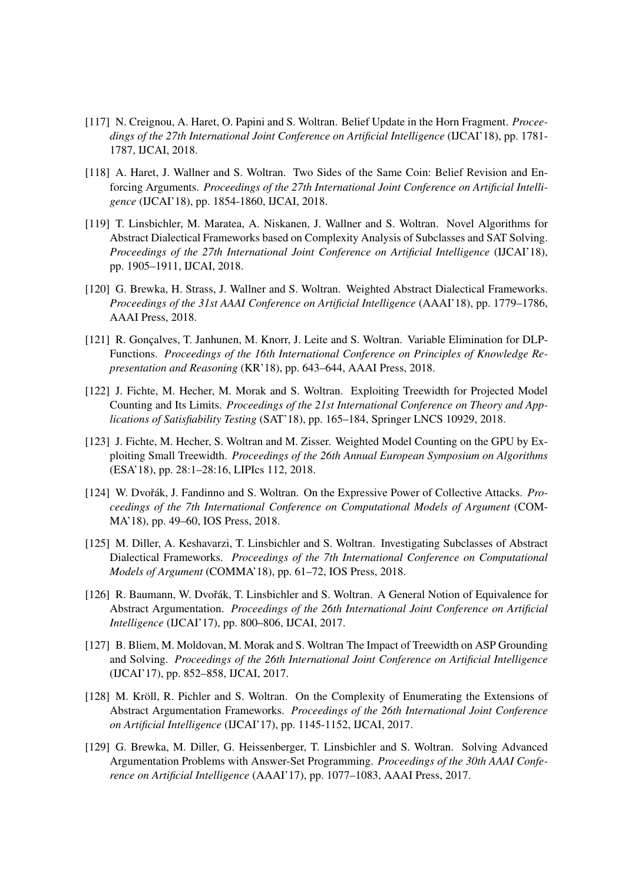[117] N. Creignou, A. Haret, O. Papini and S. Woltran. Belief Update in the Horn Fragment. *Proceedings of the 27th International Joint Conference on Artificial Intelligence* (IJCAI'18), pp. 1781-1787, IJCAI, 2018.

[118] A. Haret, J. Wallner and S. Woltran. Two Sides of the Same Coin: Belief Revision and Enforcing Arguments. *Proceedings of the 27th International Joint Conference on Artificial Intelligence* (IJCAI'18), pp. 1854-1860, IJCAI, 2018.

[119] T. Linsbichler, M. Maratea, A. Niskanen, J. Wallner and S. Woltran. Novel Algorithms for Abstract Dialectical Frameworks based on Complexity Analysis of Subclasses and SAT Solving. *Proceedings of the 27th International Joint Conference on Artificial Intelligence* (IJCAI'18), pp. 1905–1911, IJCAI, 2018.

[120] G. Brewka, H. Strass, J. Wallner and S. Woltran. Weighted Abstract Dialectical Frameworks. *Proceedings of the 31st AAAI Conference on Artificial Intelligence* (AAAI'18), pp. 1779–1786, AAAI Press, 2018.

[121] R. Gonçalves, T. Janhunen, M. Knorr, J. Leite and S. Woltran. Variable Elimination for DLP-Functions. *Proceedings of the 16th International Conference on Principles of Knowledge Representation and Reasoning* (KR'18), pp. 643–644, AAAI Press, 2018.

[122] J. Fichte, M. Hecher, M. Morak and S. Woltran. Exploiting Treewidth for Projected Model Counting and Its Limits. *Proceedings of the 21st International Conference on Theory and Applications of Satisfiability Testing* (SAT'18), pp. 165–184, Springer LNCS 10929, 2018.

[123] J. Fichte, M. Hecher, S. Woltran and M. Zisser. Weighted Model Counting on the GPU by Exploiting Small Treewidth. *Proceedings of the 26th Annual European Symposium on Algorithms* (ESA'18), pp. 28:1–28:16, LIPIcs 112, 2018.

[124] W. Dvořák, J. Fandinno and S. Woltran. On the Expressive Power of Collective Attacks. *Proceedings of the 7th International Conference on Computational Models of Argument* (COMMA'18), pp. 49–60, IOS Press, 2018.

[125] M. Diller, A. Keshavarzi, T. Linsbichler and S. Woltran. Investigating Subclasses of Abstract Dialectical Frameworks. *Proceedings of the 7th International Conference on Computational Models of Argument* (COMMA'18), pp. 61–72, IOS Press, 2018.

[126] R. Baumann, W. Dvořák, T. Linsbichler and S. Woltran. A General Notion of Equivalence for Abstract Argumentation. *Proceedings of the 26th International Joint Conference on Artificial Intelligence* (IJCAI'17), pp. 800–806, IJCAI, 2017.

[127] B. Bliem, M. Moldovan, M. Morak and S. Woltran The Impact of Treewidth on ASP Grounding and Solving. *Proceedings of the 26th International Joint Conference on Artificial Intelligence* (IJCAI'17), pp. 852–858, IJCAI, 2017.

[128] M. Kröll, R. Pichler and S. Woltran. On the Complexity of Enumerating the Extensions of Abstract Argumentation Frameworks. *Proceedings of the 26th International Joint Conference on Artificial Intelligence* (IJCAI'17), pp. 1145-1152, IJCAI, 2017.

[129] G. Brewka, M. Diller, G. Heissenberger, T. Linsbichler and S. Woltran. Solving Advanced Argumentation Problems with Answer-Set Programming. *Proceedings of the 30th AAAI Conference on Artificial Intelligence* (AAAI'17), pp. 1077–1083, AAAI Press, 2017.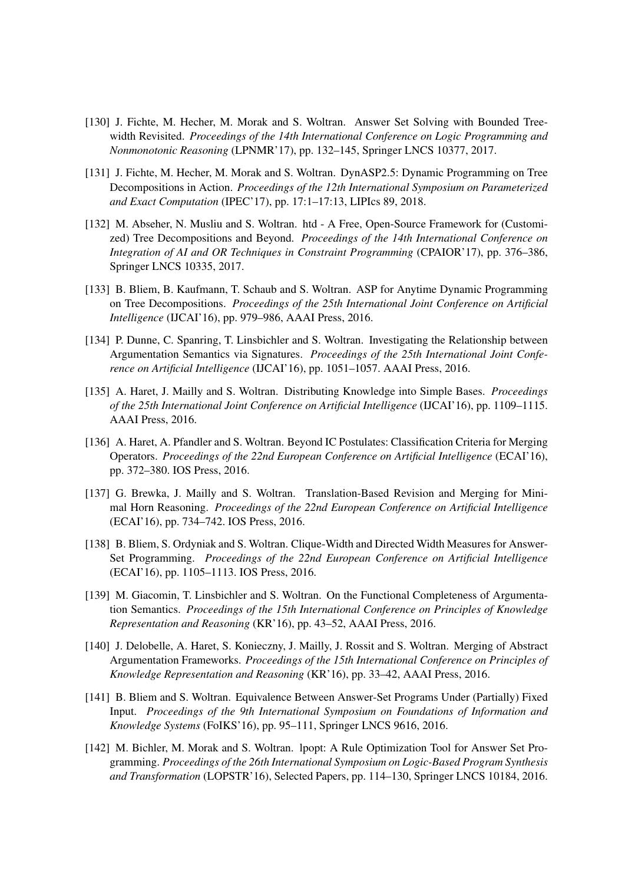[130] J. Fichte, M. Hecher, M. Morak and S. Woltran. Answer Set Solving with Bounded Treewidth Revisited. *Proceedings of the 14th International Conference on Logic Programming and Nonmonotonic Reasoning* (LPNMR'17), pp. 132–145, Springer LNCS 10377, 2017.

[131] J. Fichte, M. Hecher, M. Morak and S. Woltran. DynASP2.5: Dynamic Programming on Tree Decompositions in Action. *Proceedings of the 12th International Symposium on Parameterized and Exact Computation* (IPEC'17), pp. 17:1–17:13, LIPIcs 89, 2018.

[132] M. Abseher, N. Musliu and S. Woltran. htd - A Free, Open-Source Framework for (Customized) Tree Decompositions and Beyond. *Proceedings of the 14th International Conference on Integration of AI and OR Techniques in Constraint Programming* (CPAIOR'17), pp. 376–386, Springer LNCS 10335, 2017.

[133] B. Bliem, B. Kaufmann, T. Schaub and S. Woltran. ASP for Anytime Dynamic Programming on Tree Decompositions. *Proceedings of the 25th International Joint Conference on Artificial Intelligence* (IJCAI'16), pp. 979–986, AAAI Press, 2016.

[134] P. Dunne, C. Spanring, T. Linsbichler and S. Woltran. Investigating the Relationship between Argumentation Semantics via Signatures. *Proceedings of the 25th International Joint Conference on Artificial Intelligence* (IJCAI'16), pp. 1051–1057. AAAI Press, 2016.

[135] A. Haret, J. Mailly and S. Woltran. Distributing Knowledge into Simple Bases. *Proceedings of the 25th International Joint Conference on Artificial Intelligence* (IJCAI'16), pp. 1109–1115. AAAI Press, 2016.

[136] A. Haret, A. Pfandler and S. Woltran. Beyond IC Postulates: Classification Criteria for Merging Operators. *Proceedings of the 22nd European Conference on Artificial Intelligence* (ECAI'16), pp. 372–380. IOS Press, 2016.

[137] G. Brewka, J. Mailly and S. Woltran. Translation-Based Revision and Merging for Minimal Horn Reasoning. *Proceedings of the 22nd European Conference on Artificial Intelligence* (ECAI'16), pp. 734–742. IOS Press, 2016.

[138] B. Bliem, S. Ordyniak and S. Woltran. Clique-Width and Directed Width Measures for Answer-Set Programming. *Proceedings of the 22nd European Conference on Artificial Intelligence* (ECAI'16), pp. 1105–1113. IOS Press, 2016.

[139] M. Giacomin, T. Linsbichler and S. Woltran. On the Functional Completeness of Argumentation Semantics. *Proceedings of the 15th International Conference on Principles of Knowledge Representation and Reasoning* (KR'16), pp. 43–52, AAAI Press, 2016.

[140] J. Delobelle, A. Haret, S. Konieczny, J. Mailly, J. Rossit and S. Woltran. Merging of Abstract Argumentation Frameworks. *Proceedings of the 15th International Conference on Principles of Knowledge Representation and Reasoning* (KR'16), pp. 33–42, AAAI Press, 2016.

[141] B. Bliem and S. Woltran. Equivalence Between Answer-Set Programs Under (Partially) Fixed Input. *Proceedings of the 9th International Symposium on Foundations of Information and Knowledge Systems* (FoIKS'16), pp. 95–111, Springer LNCS 9616, 2016.

[142] M. Bichler, M. Morak and S. Woltran. lpopt: A Rule Optimization Tool for Answer Set Programming. *Proceedings of the 26th International Symposium on Logic-Based Program Synthesis and Transformation* (LOPSTR'16), Selected Papers, pp. 114–130, Springer LNCS 10184, 2016.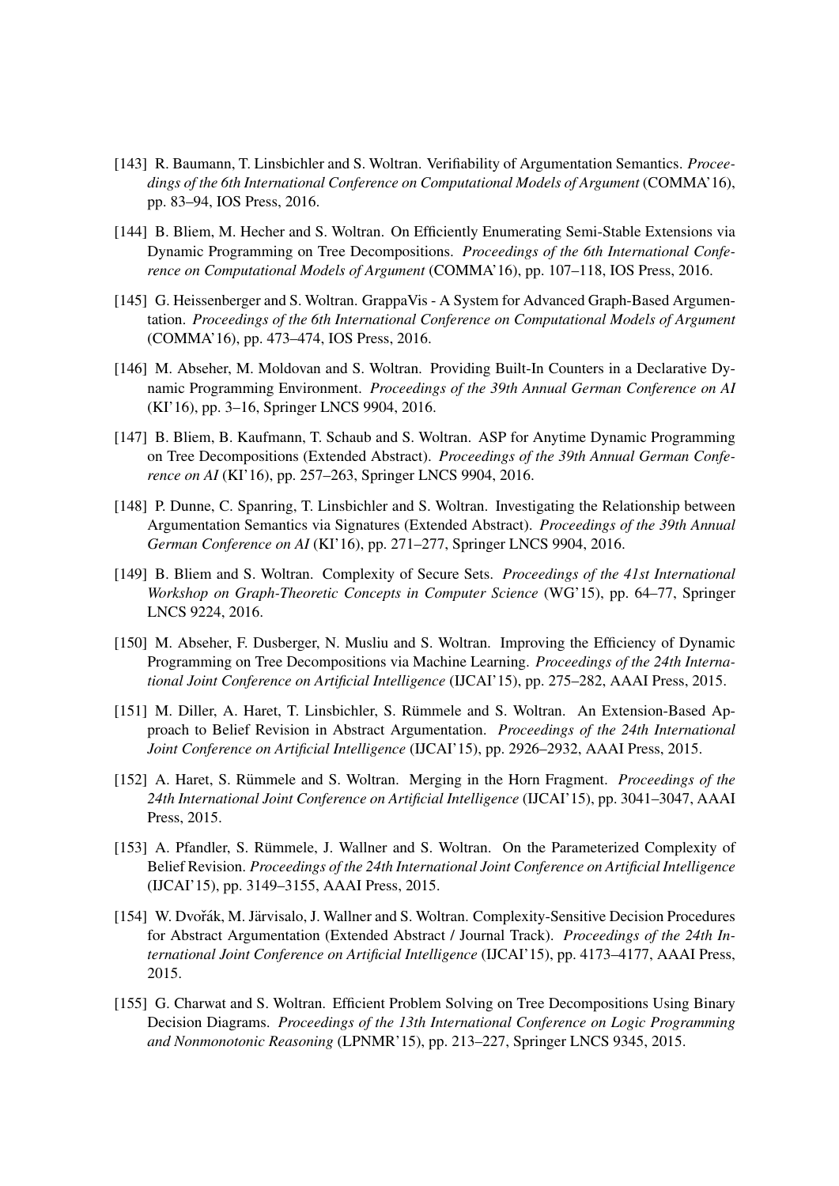[143] R. Baumann, T. Linsbichler and S. Woltran. Verifiability of Argumentation Semantics. *Proceedings of the 6th International Conference on Computational Models of Argument* (COMMA'16), pp. 83–94, IOS Press, 2016.

[144] B. Bliem, M. Hecher and S. Woltran. On Efficiently Enumerating Semi-Stable Extensions via Dynamic Programming on Tree Decompositions. *Proceedings of the 6th International Conference on Computational Models of Argument* (COMMA'16), pp. 107–118, IOS Press, 2016.

[145] G. Heissenberger and S. Woltran. GrappaVis - A System for Advanced Graph-Based Argumentation. *Proceedings of the 6th International Conference on Computational Models of Argument* (COMMA'16), pp. 473–474, IOS Press, 2016.

[146] M. Abseher, M. Moldovan and S. Woltran. Providing Built-In Counters in a Declarative Dynamic Programming Environment. *Proceedings of the 39th Annual German Conference on AI* (KI'16), pp. 3–16, Springer LNCS 9904, 2016.

[147] B. Bliem, B. Kaufmann, T. Schaub and S. Woltran. ASP for Anytime Dynamic Programming on Tree Decompositions (Extended Abstract). *Proceedings of the 39th Annual German Conference on AI* (KI'16), pp. 257–263, Springer LNCS 9904, 2016.

[148] P. Dunne, C. Spanring, T. Linsbichler and S. Woltran. Investigating the Relationship between Argumentation Semantics via Signatures (Extended Abstract). *Proceedings of the 39th Annual German Conference on AI* (KI'16), pp. 271–277, Springer LNCS 9904, 2016.

[149] B. Bliem and S. Woltran. Complexity of Secure Sets. *Proceedings of the 41st International Workshop on Graph-Theoretic Concepts in Computer Science* (WG'15), pp. 64–77, Springer LNCS 9224, 2016.

[150] M. Abseher, F. Dusberger, N. Musliu and S. Woltran. Improving the Efficiency of Dynamic Programming on Tree Decompositions via Machine Learning. *Proceedings of the 24th International Joint Conference on Artificial Intelligence* (IJCAI'15), pp. 275–282, AAAI Press, 2015.

[151] M. Diller, A. Haret, T. Linsbichler, S. Rümmele and S. Woltran. An Extension-Based Approach to Belief Revision in Abstract Argumentation. *Proceedings of the 24th International Joint Conference on Artificial Intelligence* (IJCAI'15), pp. 2926–2932, AAAI Press, 2015.

[152] A. Haret, S. Rümmele and S. Woltran. Merging in the Horn Fragment. *Proceedings of the 24th International Joint Conference on Artificial Intelligence* (IJCAI'15), pp. 3041–3047, AAAI Press, 2015.

[153] A. Pfandler, S. Rümmele, J. Wallner and S. Woltran. On the Parameterized Complexity of Belief Revision. *Proceedings of the 24th International Joint Conference on Artificial Intelligence* (IJCAI'15), pp. 3149–3155, AAAI Press, 2015.

[154] W. Dvořák, M. Järvisalo, J. Wallner and S. Woltran. Complexity-Sensitive Decision Procedures for Abstract Argumentation (Extended Abstract / Journal Track). *Proceedings of the 24th International Joint Conference on Artificial Intelligence* (IJCAI'15), pp. 4173–4177, AAAI Press, 2015.

[155] G. Charwat and S. Woltran. Efficient Problem Solving on Tree Decompositions Using Binary Decision Diagrams. *Proceedings of the 13th International Conference on Logic Programming and Nonmonotonic Reasoning* (LPNMR'15), pp. 213–227, Springer LNCS 9345, 2015.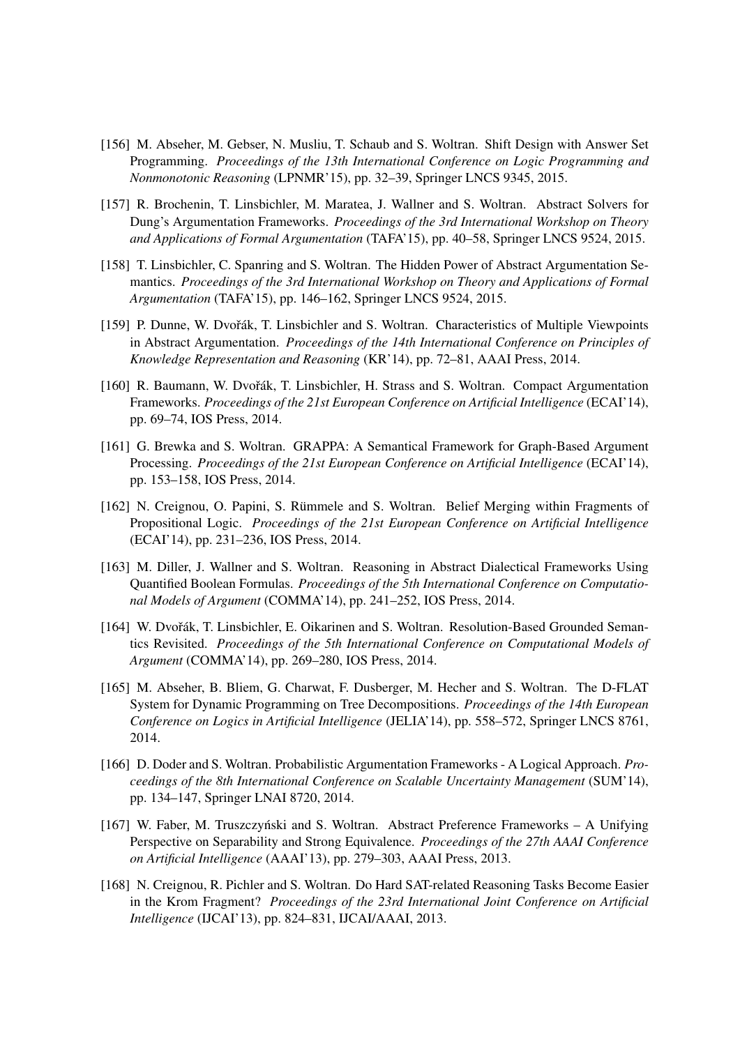[156] M. Abseher, M. Gebser, N. Musliu, T. Schaub and S. Woltran. Shift Design with Answer Set Programming. *Proceedings of the 13th International Conference on Logic Programming and Nonmonotonic Reasoning* (LPNMR'15), pp. 32–39, Springer LNCS 9345, 2015.

[157] R. Brochenin, T. Linsbichler, M. Maratea, J. Wallner and S. Woltran. Abstract Solvers for Dung's Argumentation Frameworks. *Proceedings of the 3rd International Workshop on Theory and Applications of Formal Argumentation* (TAFA'15), pp. 40–58, Springer LNCS 9524, 2015.

[158] T. Linsbichler, C. Spanring and S. Woltran. The Hidden Power of Abstract Argumentation Semantics. *Proceedings of the 3rd International Workshop on Theory and Applications of Formal Argumentation* (TAFA'15), pp. 146–162, Springer LNCS 9524, 2015.

[159] P. Dunne, W. Dvořák, T. Linsbichler and S. Woltran. Characteristics of Multiple Viewpoints in Abstract Argumentation. *Proceedings of the 14th International Conference on Principles of Knowledge Representation and Reasoning* (KR'14), pp. 72–81, AAAI Press, 2014.

[160] R. Baumann, W. Dvořák, T. Linsbichler, H. Strass and S. Woltran. Compact Argumentation Frameworks. *Proceedings of the 21st European Conference on Artificial Intelligence* (ECAI'14), pp. 69–74, IOS Press, 2014.

[161] G. Brewka and S. Woltran. GRAPPA: A Semantical Framework for Graph-Based Argument Processing. *Proceedings of the 21st European Conference on Artificial Intelligence* (ECAI'14), pp. 153–158, IOS Press, 2014.

[162] N. Creignou, O. Papini, S. Rümmele and S. Woltran. Belief Merging within Fragments of Propositional Logic. *Proceedings of the 21st European Conference on Artificial Intelligence* (ECAI'14), pp. 231–236, IOS Press, 2014.

[163] M. Diller, J. Wallner and S. Woltran. Reasoning in Abstract Dialectical Frameworks Using Quantified Boolean Formulas. *Proceedings of the 5th International Conference on Computational Models of Argument* (COMMA'14), pp. 241–252, IOS Press, 2014.

[164] W. Dvořák, T. Linsbichler, E. Oikarinen and S. Woltran. Resolution-Based Grounded Semantics Revisited. *Proceedings of the 5th International Conference on Computational Models of Argument* (COMMA'14), pp. 269–280, IOS Press, 2014.

[165] M. Abseher, B. Bliem, G. Charwat, F. Dusberger, M. Hecher and S. Woltran. The D-FLAT System for Dynamic Programming on Tree Decompositions. *Proceedings of the 14th European Conference on Logics in Artificial Intelligence* (JELIA'14), pp. 558–572, Springer LNCS 8761, 2014.

[166] D. Doder and S. Woltran. Probabilistic Argumentation Frameworks - A Logical Approach. *Proceedings of the 8th International Conference on Scalable Uncertainty Management* (SUM'14), pp. 134–147, Springer LNAI 8720, 2014.

[167] W. Faber, M. Truszczyński and S. Woltran. Abstract Preference Frameworks – A Unifying Perspective on Separability and Strong Equivalence. *Proceedings of the 27th AAAI Conference on Artificial Intelligence* (AAAI'13), pp. 279–303, AAAI Press, 2013.

[168] N. Creignou, R. Pichler and S. Woltran. Do Hard SAT-related Reasoning Tasks Become Easier in the Krom Fragment? *Proceedings of the 23rd International Joint Conference on Artificial Intelligence* (IJCAI'13), pp. 824–831, IJCAI/AAAI, 2013.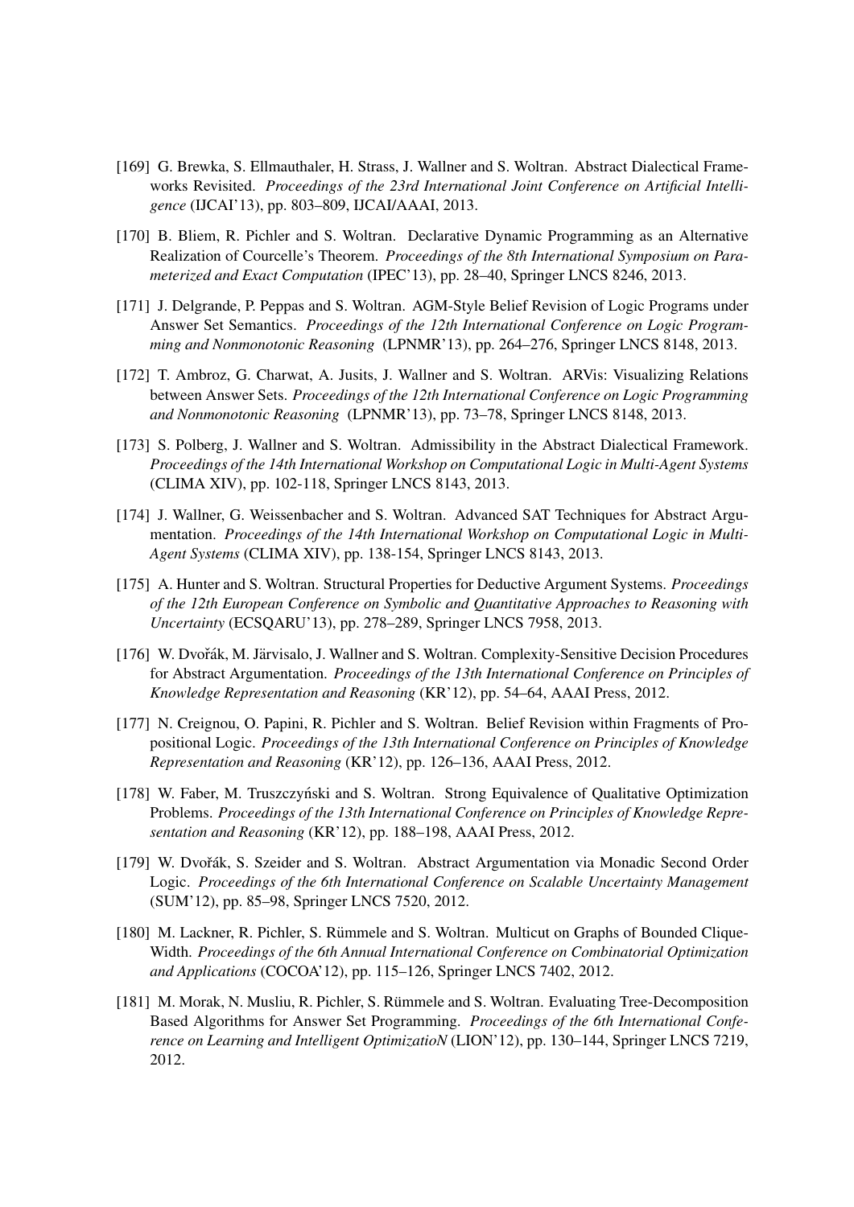[169] G. Brewka, S. Ellmauthaler, H. Strass, J. Wallner and S. Woltran. Abstract Dialectical Frameworks Revisited. *Proceedings of the 23rd International Joint Conference on Artificial Intelligence* (IJCAI'13), pp. 803–809, IJCAI/AAAI, 2013.

[170] B. Bliem, R. Pichler and S. Woltran. Declarative Dynamic Programming as an Alternative Realization of Courcelle's Theorem. *Proceedings of the 8th International Symposium on Parameterized and Exact Computation* (IPEC'13), pp. 28–40, Springer LNCS 8246, 2013.

[171] J. Delgrande, P. Peppas and S. Woltran. AGM-Style Belief Revision of Logic Programs under Answer Set Semantics. *Proceedings of the 12th International Conference on Logic Programming and Nonmonotonic Reasoning* (LPNMR'13), pp. 264–276, Springer LNCS 8148, 2013.

[172] T. Ambroz, G. Charwat, A. Jusits, J. Wallner and S. Woltran. ARVis: Visualizing Relations between Answer Sets. *Proceedings of the 12th International Conference on Logic Programming and Nonmonotonic Reasoning* (LPNMR'13), pp. 73–78, Springer LNCS 8148, 2013.

[173] S. Polberg, J. Wallner and S. Woltran. Admissibility in the Abstract Dialectical Framework. *Proceedings of the 14th International Workshop on Computational Logic in Multi-Agent Systems* (CLIMA XIV), pp. 102-118, Springer LNCS 8143, 2013.

[174] J. Wallner, G. Weissenbacher and S. Woltran. Advanced SAT Techniques for Abstract Argumentation. *Proceedings of the 14th International Workshop on Computational Logic in Multi-Agent Systems* (CLIMA XIV), pp. 138-154, Springer LNCS 8143, 2013.

[175] A. Hunter and S. Woltran. Structural Properties for Deductive Argument Systems. *Proceedings of the 12th European Conference on Symbolic and Quantitative Approaches to Reasoning with Uncertainty* (ECSQARU'13), pp. 278–289, Springer LNCS 7958, 2013.

[176] W. Dvořák, M. Järvisalo, J. Wallner and S. Woltran. Complexity-Sensitive Decision Procedures for Abstract Argumentation. *Proceedings of the 13th International Conference on Principles of Knowledge Representation and Reasoning* (KR'12), pp. 54–64, AAAI Press, 2012.

[177] N. Creignou, O. Papini, R. Pichler and S. Woltran. Belief Revision within Fragments of Propositional Logic. *Proceedings of the 13th International Conference on Principles of Knowledge Representation and Reasoning* (KR'12), pp. 126–136, AAAI Press, 2012.

[178] W. Faber, M. Truszczyński and S. Woltran. Strong Equivalence of Qualitative Optimization Problems. *Proceedings of the 13th International Conference on Principles of Knowledge Representation and Reasoning* (KR'12), pp. 188–198, AAAI Press, 2012.

[179] W. Dvořák, S. Szeider and S. Woltran. Abstract Argumentation via Monadic Second Order Logic. *Proceedings of the 6th International Conference on Scalable Uncertainty Management* (SUM'12), pp. 85–98, Springer LNCS 7520, 2012.

[180] M. Lackner, R. Pichler, S. Rümmele and S. Woltran. Multicut on Graphs of Bounded Clique-Width. *Proceedings of the 6th Annual International Conference on Combinatorial Optimization and Applications* (COCOA'12), pp. 115–126, Springer LNCS 7402, 2012.

[181] M. Morak, N. Musliu, R. Pichler, S. Rümmele and S. Woltran. Evaluating Tree-Decomposition Based Algorithms for Answer Set Programming. *Proceedings of the 6th International Conference on Learning and Intelligent OptimizatioN* (LION'12), pp. 130–144, Springer LNCS 7219, 2012.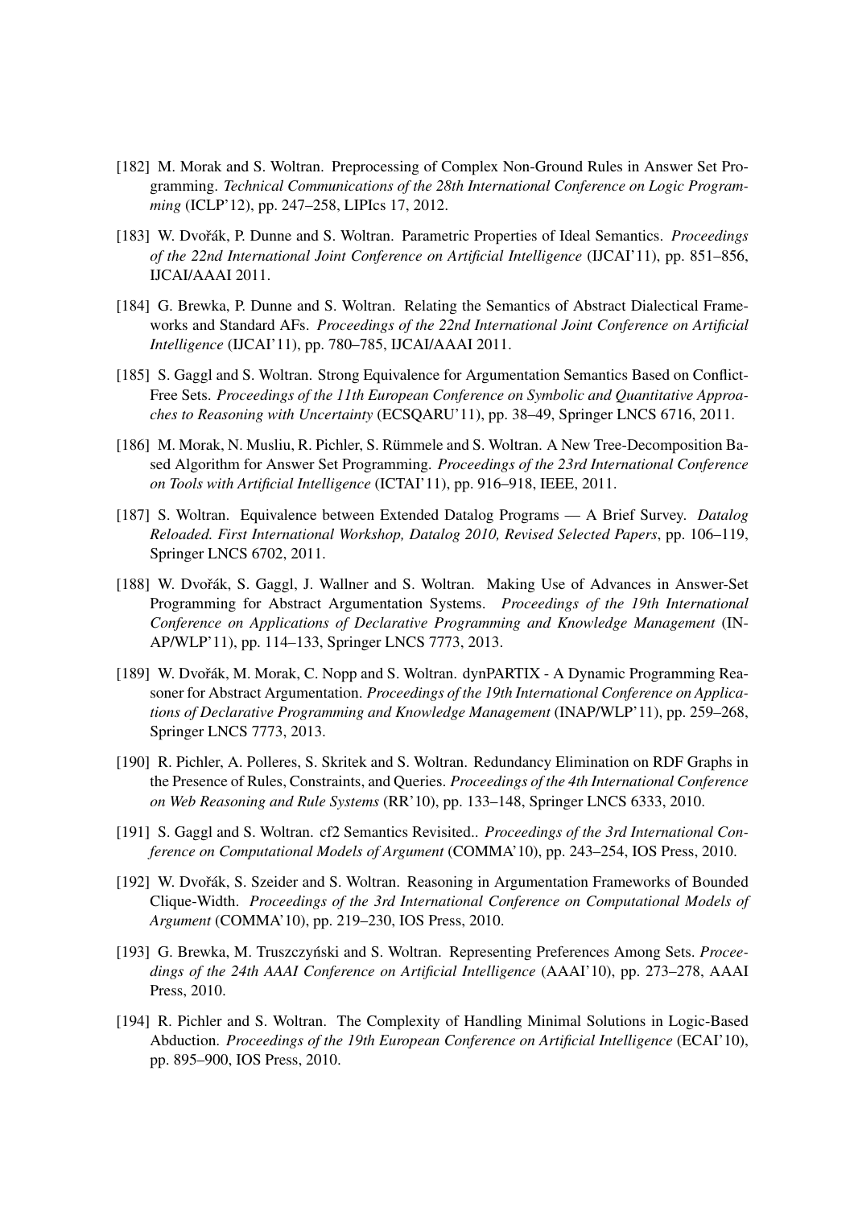[182] M. Morak and S. Woltran. Preprocessing of Complex Non-Ground Rules in Answer Set Programming. *Technical Communications of the 28th International Conference on Logic Programming* (ICLP'12), pp. 247–258, LIPIcs 17, 2012.

[183] W. Dvořák, P. Dunne and S. Woltran. Parametric Properties of Ideal Semantics. *Proceedings of the 22nd International Joint Conference on Artificial Intelligence* (IJCAI'11), pp. 851–856, IJCAI/AAAI 2011.

[184] G. Brewka, P. Dunne and S. Woltran. Relating the Semantics of Abstract Dialectical Frameworks and Standard AFs. *Proceedings of the 22nd International Joint Conference on Artificial Intelligence* (IJCAI'11), pp. 780–785, IJCAI/AAAI 2011.

[185] S. Gaggl and S. Woltran. Strong Equivalence for Argumentation Semantics Based on Conflict-Free Sets. *Proceedings of the 11th European Conference on Symbolic and Quantitative Approaches to Reasoning with Uncertainty* (ECSQARU'11), pp. 38–49, Springer LNCS 6716, 2011.

[186] M. Morak, N. Musliu, R. Pichler, S. Rümmele and S. Woltran. A New Tree-Decomposition Based Algorithm for Answer Set Programming. *Proceedings of the 23rd International Conference on Tools with Artificial Intelligence* (ICTAI'11), pp. 916–918, IEEE, 2011.

[187] S. Woltran. Equivalence between Extended Datalog Programs — A Brief Survey. *Datalog Reloaded. First International Workshop, Datalog 2010, Revised Selected Papers*, pp. 106–119, Springer LNCS 6702, 2011.

[188] W. Dvořák, S. Gaggl, J. Wallner and S. Woltran. Making Use of Advances in Answer-Set Programming for Abstract Argumentation Systems. *Proceedings of the 19th International Conference on Applications of Declarative Programming and Knowledge Management* (INAP/WLP'11), pp. 114–133, Springer LNCS 7773, 2013.

[189] W. Dvořák, M. Morak, C. Nopp and S. Woltran. dynPARTIX - A Dynamic Programming Reasoner for Abstract Argumentation. *Proceedings of the 19th International Conference on Applications of Declarative Programming and Knowledge Management* (INAP/WLP'11), pp. 259–268, Springer LNCS 7773, 2013.

[190] R. Pichler, A. Polleres, S. Skritek and S. Woltran. Redundancy Elimination on RDF Graphs in the Presence of Rules, Constraints, and Queries. *Proceedings of the 4th International Conference on Web Reasoning and Rule Systems* (RR'10), pp. 133–148, Springer LNCS 6333, 2010.

[191] S. Gaggl and S. Woltran. cf2 Semantics Revisited.. *Proceedings of the 3rd International Conference on Computational Models of Argument* (COMMA'10), pp. 243–254, IOS Press, 2010.

[192] W. Dvořák, S. Szeider and S. Woltran. Reasoning in Argumentation Frameworks of Bounded Clique-Width. *Proceedings of the 3rd International Conference on Computational Models of Argument* (COMMA'10), pp. 219–230, IOS Press, 2010.

[193] G. Brewka, M. Truszczyński and S. Woltran. Representing Preferences Among Sets. *Proceedings of the 24th AAAI Conference on Artificial Intelligence* (AAAI'10), pp. 273–278, AAAI Press, 2010.

[194] R. Pichler and S. Woltran. The Complexity of Handling Minimal Solutions in Logic-Based Abduction. *Proceedings of the 19th European Conference on Artificial Intelligence* (ECAI'10), pp. 895–900, IOS Press, 2010.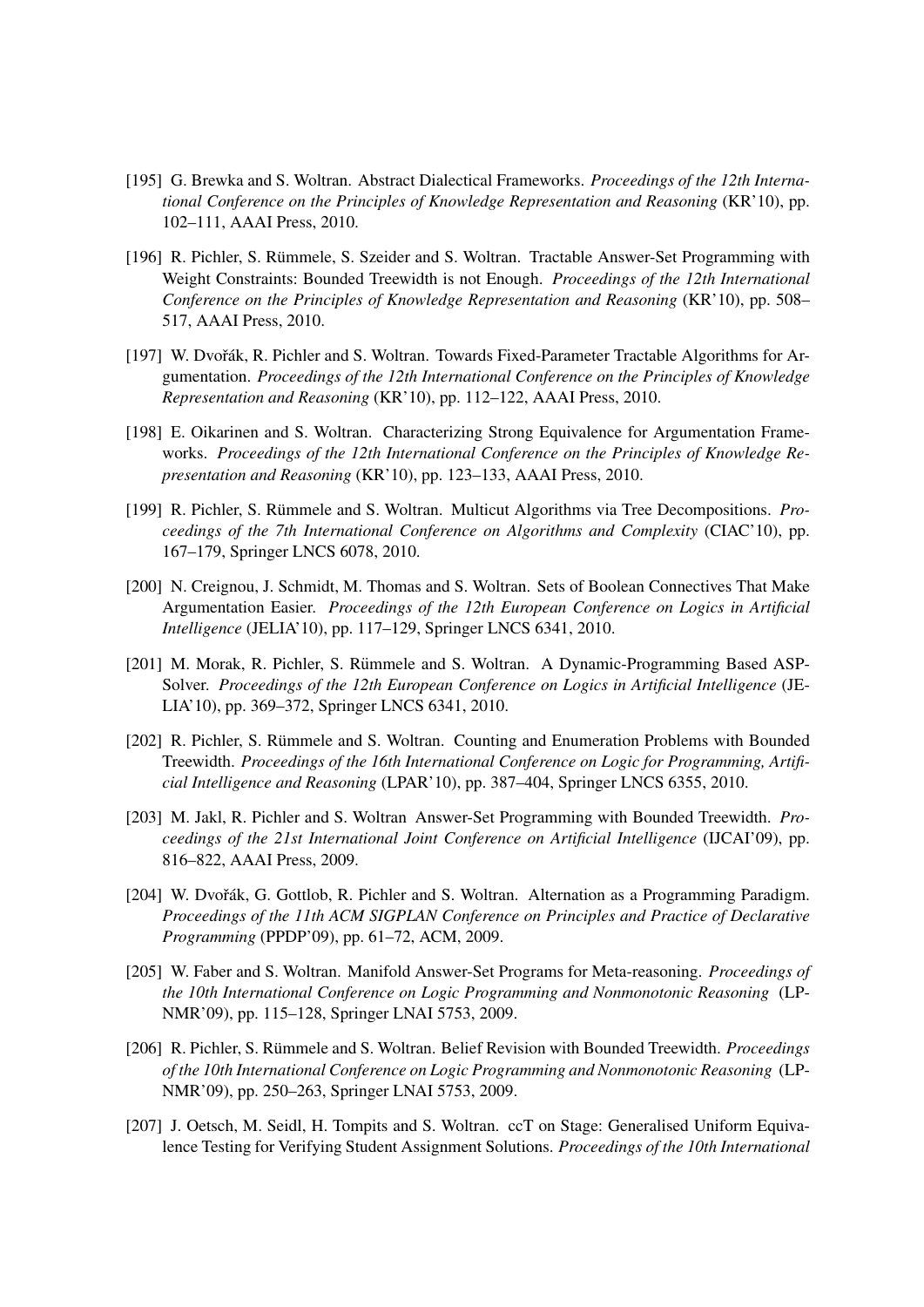[195] G. Brewka and S. Woltran. Abstract Dialectical Frameworks. *Proceedings of the 12th International Conference on the Principles of Knowledge Representation and Reasoning* (KR'10), pp. 102–111, AAAI Press, 2010.

[196] R. Pichler, S. Rümmele, S. Szeider and S. Woltran. Tractable Answer-Set Programming with Weight Constraints: Bounded Treewidth is not Enough. *Proceedings of the 12th International Conference on the Principles of Knowledge Representation and Reasoning* (KR'10), pp. 508–517, AAAI Press, 2010.

[197] W. Dvořák, R. Pichler and S. Woltran. Towards Fixed-Parameter Tractable Algorithms for Argumentation. *Proceedings of the 12th International Conference on the Principles of Knowledge Representation and Reasoning* (KR'10), pp. 112–122, AAAI Press, 2010.

[198] E. Oikarinen and S. Woltran. Characterizing Strong Equivalence for Argumentation Frameworks. *Proceedings of the 12th International Conference on the Principles of Knowledge Representation and Reasoning* (KR'10), pp. 123–133, AAAI Press, 2010.

[199] R. Pichler, S. Rümmele and S. Woltran. Multicut Algorithms via Tree Decompositions. *Proceedings of the 7th International Conference on Algorithms and Complexity* (CIAC'10), pp. 167–179, Springer LNCS 6078, 2010.

[200] N. Creignou, J. Schmidt, M. Thomas and S. Woltran. Sets of Boolean Connectives That Make Argumentation Easier. *Proceedings of the 12th European Conference on Logics in Artificial Intelligence* (JELIA'10), pp. 117–129, Springer LNCS 6341, 2010.

[201] M. Morak, R. Pichler, S. Rümmele and S. Woltran. A Dynamic-Programming Based ASP-Solver. *Proceedings of the 12th European Conference on Logics in Artificial Intelligence* (JELIA'10), pp. 369–372, Springer LNCS 6341, 2010.

[202] R. Pichler, S. Rümmele and S. Woltran. Counting and Enumeration Problems with Bounded Treewidth. *Proceedings of the 16th International Conference on Logic for Programming, Artificial Intelligence and Reasoning* (LPAR'10), pp. 387–404, Springer LNCS 6355, 2010.

[203] M. Jakl, R. Pichler and S. Woltran Answer-Set Programming with Bounded Treewidth. *Proceedings of the 21st International Joint Conference on Artificial Intelligence* (IJCAI'09), pp. 816–822, AAAI Press, 2009.

[204] W. Dvořák, G. Gottlob, R. Pichler and S. Woltran. Alternation as a Programming Paradigm. *Proceedings of the 11th ACM SIGPLAN Conference on Principles and Practice of Declarative Programming* (PPDP'09), pp. 61–72, ACM, 2009.

[205] W. Faber and S. Woltran. Manifold Answer-Set Programs for Meta-reasoning. *Proceedings of the 10th International Conference on Logic Programming and Nonmonotonic Reasoning* (LPNMR'09), pp. 115–128, Springer LNAI 5753, 2009.

[206] R. Pichler, S. Rümmele and S. Woltran. Belief Revision with Bounded Treewidth. *Proceedings of the 10th International Conference on Logic Programming and Nonmonotonic Reasoning* (LPNMR'09), pp. 250–263, Springer LNAI 5753, 2009.

[207] J. Oetsch, M. Seidl, H. Tompits and S. Woltran. ccT on Stage: Generalised Uniform Equivalence Testing for Verifying Student Assignment Solutions. *Proceedings of the 10th International*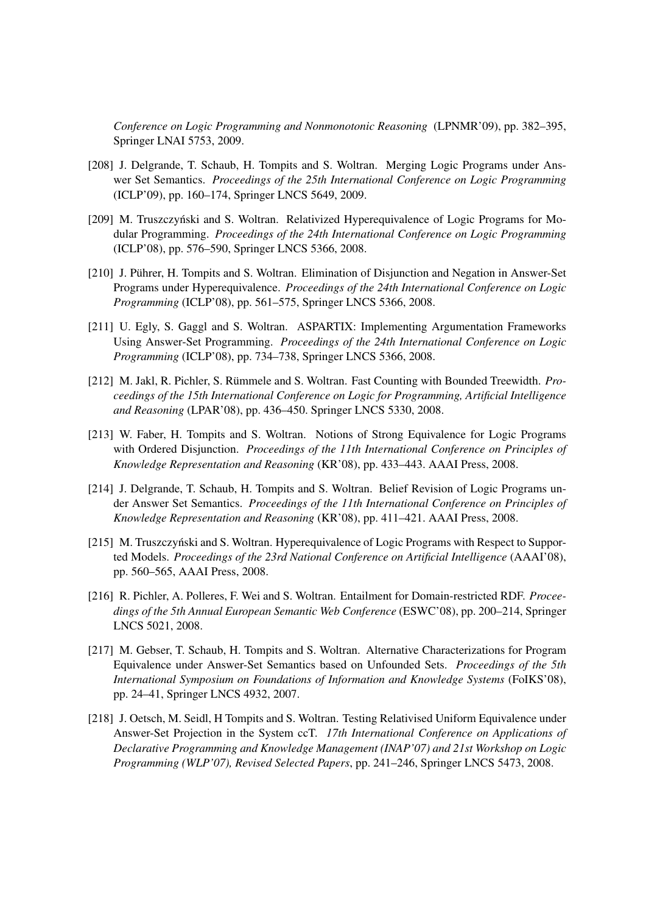*Conference on Logic Programming and Nonmonotonic Reasoning* (LPNMR'09), pp. 382–395, Springer LNAI 5753, 2009.

[208] J. Delgrande, T. Schaub, H. Tompits and S. Woltran. Merging Logic Programs under Answer Set Semantics. *Proceedings of the 25th International Conference on Logic Programming* (ICLP'09), pp. 160–174, Springer LNCS 5649, 2009.

[209] M. Truszczyński and S. Woltran. Relativized Hyperequivalence of Logic Programs for Modular Programming. *Proceedings of the 24th International Conference on Logic Programming* (ICLP'08), pp. 576–590, Springer LNCS 5366, 2008.

[210] J. Pührer, H. Tompits and S. Woltran. Elimination of Disjunction and Negation in Answer-Set Programs under Hyperequivalence. *Proceedings of the 24th International Conference on Logic Programming* (ICLP'08), pp. 561–575, Springer LNCS 5366, 2008.

[211] U. Egly, S. Gaggl and S. Woltran. ASPARTIX: Implementing Argumentation Frameworks Using Answer-Set Programming. *Proceedings of the 24th International Conference on Logic Programming* (ICLP'08), pp. 734–738, Springer LNCS 5366, 2008.

[212] M. Jakl, R. Pichler, S. Rümmele and S. Woltran. Fast Counting with Bounded Treewidth. *Proceedings of the 15th International Conference on Logic for Programming, Artificial Intelligence and Reasoning* (LPAR'08), pp. 436–450. Springer LNCS 5330, 2008.

[213] W. Faber, H. Tompits and S. Woltran. Notions of Strong Equivalence for Logic Programs with Ordered Disjunction. *Proceedings of the 11th International Conference on Principles of Knowledge Representation and Reasoning* (KR'08), pp. 433–443. AAAI Press, 2008.

[214] J. Delgrande, T. Schaub, H. Tompits and S. Woltran. Belief Revision of Logic Programs under Answer Set Semantics. *Proceedings of the 11th International Conference on Principles of Knowledge Representation and Reasoning* (KR'08), pp. 411–421. AAAI Press, 2008.

[215] M. Truszczyński and S. Woltran. Hyperequivalence of Logic Programs with Respect to Supported Models. *Proceedings of the 23rd National Conference on Artificial Intelligence* (AAAI'08), pp. 560–565, AAAI Press, 2008.

[216] R. Pichler, A. Polleres, F. Wei and S. Woltran. Entailment for Domain-restricted RDF. *Proceedings of the 5th Annual European Semantic Web Conference* (ESWC'08), pp. 200–214, Springer LNCS 5021, 2008.

[217] M. Gebser, T. Schaub, H. Tompits and S. Woltran. Alternative Characterizations for Program Equivalence under Answer-Set Semantics based on Unfounded Sets. *Proceedings of the 5th International Symposium on Foundations of Information and Knowledge Systems* (FoIKS'08), pp. 24–41, Springer LNCS 4932, 2007.

[218] J. Oetsch, M. Seidl, H Tompits and S. Woltran. Testing Relativised Uniform Equivalence under Answer-Set Projection in the System ccT. *17th International Conference on Applications of Declarative Programming and Knowledge Management (INAP'07) and 21st Workshop on Logic Programming (WLP'07), Revised Selected Papers*, pp. 241–246, Springer LNCS 5473, 2008.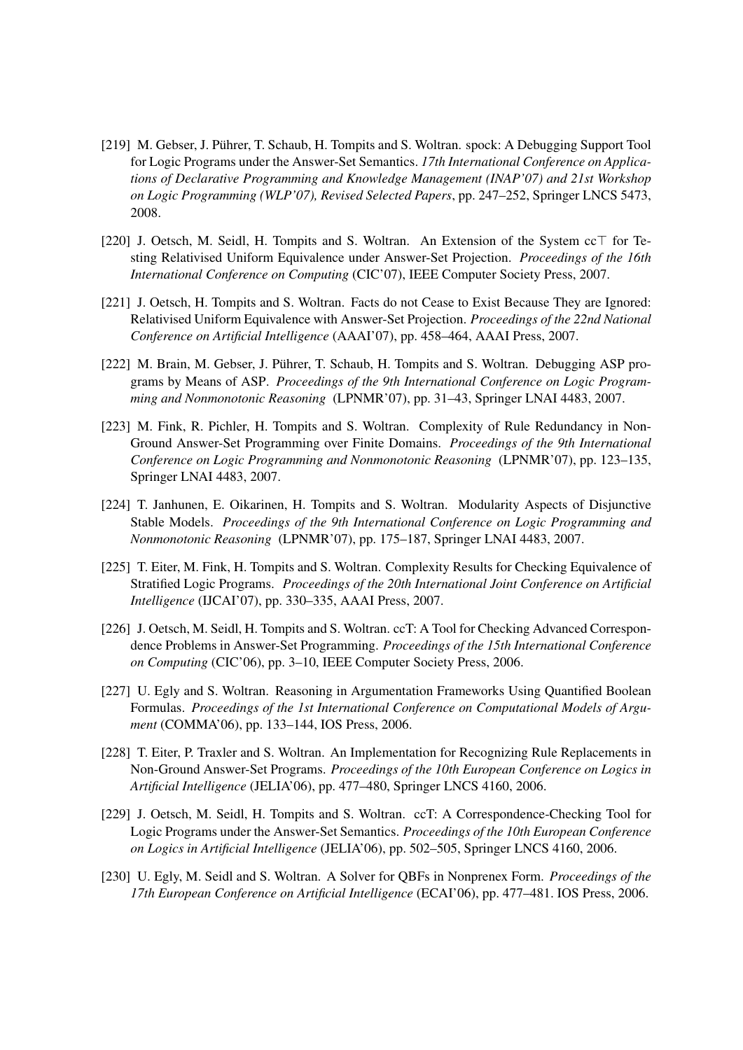[219] M. Gebser, J. Pührer, T. Schaub, H. Tompits and S. Woltran. spock: A Debugging Support Tool for Logic Programs under the Answer-Set Semantics. *17th International Conference on Applications of Declarative Programming and Knowledge Management (INAP'07) and 21st Workshop on Logic Programming (WLP'07), Revised Selected Papers*, pp. 247–252, Springer LNCS 5473, 2008.

[220] J. Oetsch, M. Seidl, H. Tompits and S. Woltran. An Extension of the System cc$\top$ for Testing Relativised Uniform Equivalence under Answer-Set Projection. *Proceedings of the 16th International Conference on Computing* (CIC'07), IEEE Computer Society Press, 2007.

[221] J. Oetsch, H. Tompits and S. Woltran. Facts do not Cease to Exist Because They are Ignored: Relativised Uniform Equivalence with Answer-Set Projection. *Proceedings of the 22nd National Conference on Artificial Intelligence* (AAAI'07), pp. 458–464, AAAI Press, 2007.

[222] M. Brain, M. Gebser, J. Pührer, T. Schaub, H. Tompits and S. Woltran. Debugging ASP programs by Means of ASP. *Proceedings of the 9th International Conference on Logic Programming and Nonmonotonic Reasoning* (LPNMR'07), pp. 31–43, Springer LNAI 4483, 2007.

[223] M. Fink, R. Pichler, H. Tompits and S. Woltran. Complexity of Rule Redundancy in Non-Ground Answer-Set Programming over Finite Domains. *Proceedings of the 9th International Conference on Logic Programming and Nonmonotonic Reasoning* (LPNMR'07), pp. 123–135, Springer LNAI 4483, 2007.

[224] T. Janhunen, E. Oikarinen, H. Tompits and S. Woltran. Modularity Aspects of Disjunctive Stable Models. *Proceedings of the 9th International Conference on Logic Programming and Nonmonotonic Reasoning* (LPNMR'07), pp. 175–187, Springer LNAI 4483, 2007.

[225] T. Eiter, M. Fink, H. Tompits and S. Woltran. Complexity Results for Checking Equivalence of Stratified Logic Programs. *Proceedings of the 20th International Joint Conference on Artificial Intelligence* (IJCAI'07), pp. 330–335, AAAI Press, 2007.

[226] J. Oetsch, M. Seidl, H. Tompits and S. Woltran. ccT: A Tool for Checking Advanced Correspondence Problems in Answer-Set Programming. *Proceedings of the 15th International Conference on Computing* (CIC'06), pp. 3–10, IEEE Computer Society Press, 2006.

[227] U. Egly and S. Woltran. Reasoning in Argumentation Frameworks Using Quantified Boolean Formulas. *Proceedings of the 1st International Conference on Computational Models of Argument* (COMMA'06), pp. 133–144, IOS Press, 2006.

[228] T. Eiter, P. Traxler and S. Woltran. An Implementation for Recognizing Rule Replacements in Non-Ground Answer-Set Programs. *Proceedings of the 10th European Conference on Logics in Artificial Intelligence* (JELIA'06), pp. 477–480, Springer LNCS 4160, 2006.

[229] J. Oetsch, M. Seidl, H. Tompits and S. Woltran. ccT: A Correspondence-Checking Tool for Logic Programs under the Answer-Set Semantics. *Proceedings of the 10th European Conference on Logics in Artificial Intelligence* (JELIA'06), pp. 502–505, Springer LNCS 4160, 2006.

[230] U. Egly, M. Seidl and S. Woltran. A Solver for QBFs in Nonprenex Form. *Proceedings of the 17th European Conference on Artificial Intelligence* (ECAI'06), pp. 477–481. IOS Press, 2006.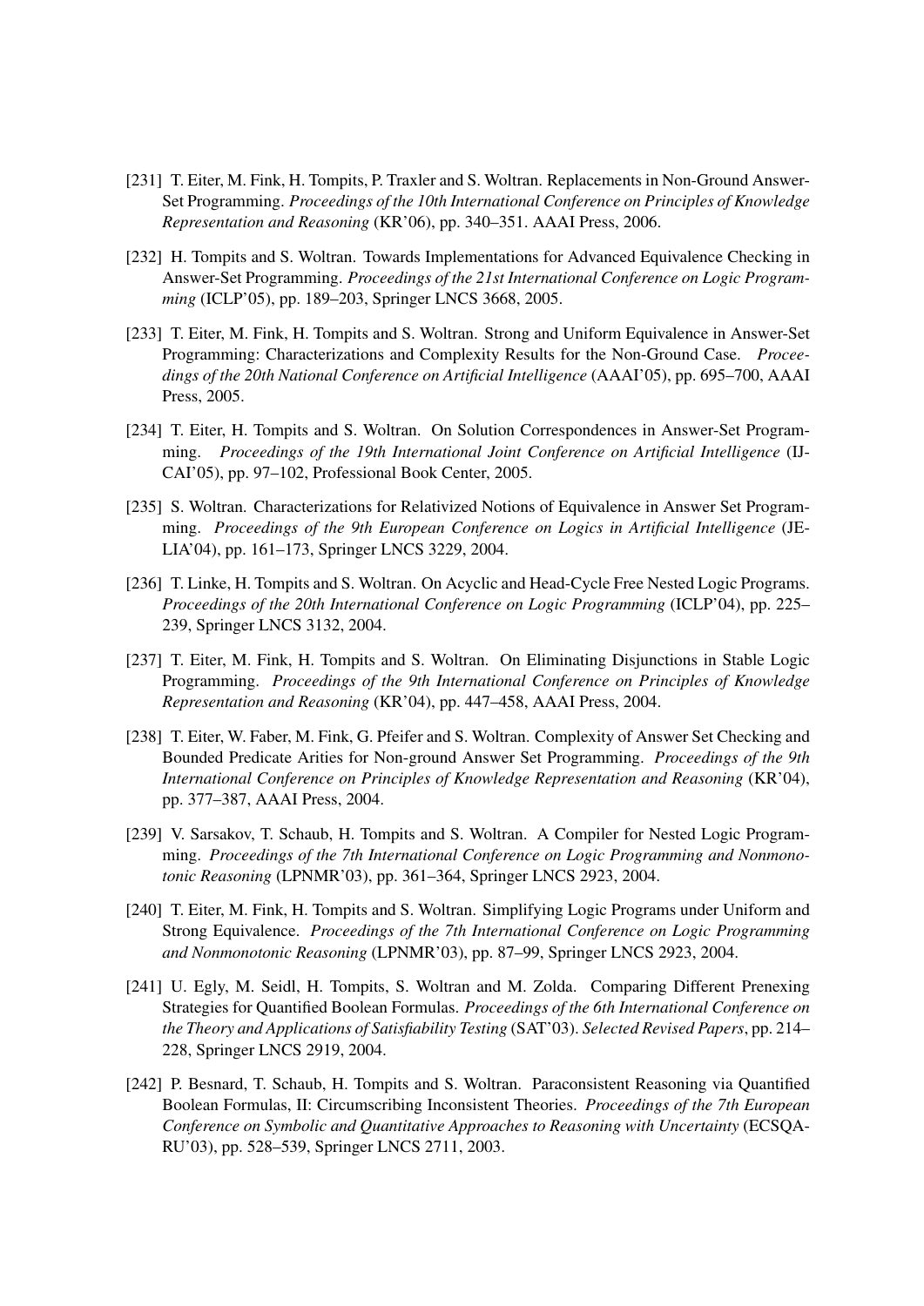[231] T. Eiter, M. Fink, H. Tompits, P. Traxler and S. Woltran. Replacements in Non-Ground Answer-Set Programming. *Proceedings of the 10th International Conference on Principles of Knowledge Representation and Reasoning* (KR'06), pp. 340–351. AAAI Press, 2006.

[232] H. Tompits and S. Woltran. Towards Implementations for Advanced Equivalence Checking in Answer-Set Programming. *Proceedings of the 21st International Conference on Logic Programming* (ICLP'05), pp. 189–203, Springer LNCS 3668, 2005.

[233] T. Eiter, M. Fink, H. Tompits and S. Woltran. Strong and Uniform Equivalence in Answer-Set Programming: Characterizations and Complexity Results for the Non-Ground Case. *Proceedings of the 20th National Conference on Artificial Intelligence* (AAAI'05), pp. 695–700, AAAI Press, 2005.

[234] T. Eiter, H. Tompits and S. Woltran. On Solution Correspondences in Answer-Set Programming. *Proceedings of the 19th International Joint Conference on Artificial Intelligence* (IJCAI'05), pp. 97–102, Professional Book Center, 2005.

[235] S. Woltran. Characterizations for Relativized Notions of Equivalence in Answer Set Programming. *Proceedings of the 9th European Conference on Logics in Artificial Intelligence* (JELIA'04), pp. 161–173, Springer LNCS 3229, 2004.

[236] T. Linke, H. Tompits and S. Woltran. On Acyclic and Head-Cycle Free Nested Logic Programs. *Proceedings of the 20th International Conference on Logic Programming* (ICLP'04), pp. 225–239, Springer LNCS 3132, 2004.

[237] T. Eiter, M. Fink, H. Tompits and S. Woltran. On Eliminating Disjunctions in Stable Logic Programming. *Proceedings of the 9th International Conference on Principles of Knowledge Representation and Reasoning* (KR'04), pp. 447–458, AAAI Press, 2004.

[238] T. Eiter, W. Faber, M. Fink, G. Pfeifer and S. Woltran. Complexity of Answer Set Checking and Bounded Predicate Arities for Non-ground Answer Set Programming. *Proceedings of the 9th International Conference on Principles of Knowledge Representation and Reasoning* (KR'04), pp. 377–387, AAAI Press, 2004.

[239] V. Sarsakov, T. Schaub, H. Tompits and S. Woltran. A Compiler for Nested Logic Programming. *Proceedings of the 7th International Conference on Logic Programming and Nonmonotonic Reasoning* (LPNMR'03), pp. 361–364, Springer LNCS 2923, 2004.

[240] T. Eiter, M. Fink, H. Tompits and S. Woltran. Simplifying Logic Programs under Uniform and Strong Equivalence. *Proceedings of the 7th International Conference on Logic Programming and Nonmonotonic Reasoning* (LPNMR'03), pp. 87–99, Springer LNCS 2923, 2004.

[241] U. Egly, M. Seidl, H. Tompits, S. Woltran and M. Zolda. Comparing Different Prenexing Strategies for Quantified Boolean Formulas. *Proceedings of the 6th International Conference on the Theory and Applications of Satisfiability Testing* (SAT'03). *Selected Revised Papers*, pp. 214–228, Springer LNCS 2919, 2004.

[242] P. Besnard, T. Schaub, H. Tompits and S. Woltran. Paraconsistent Reasoning via Quantified Boolean Formulas, II: Circumscribing Inconsistent Theories. *Proceedings of the 7th European Conference on Symbolic and Quantitative Approaches to Reasoning with Uncertainty* (ECSQARU'03), pp. 528–539, Springer LNCS 2711, 2003.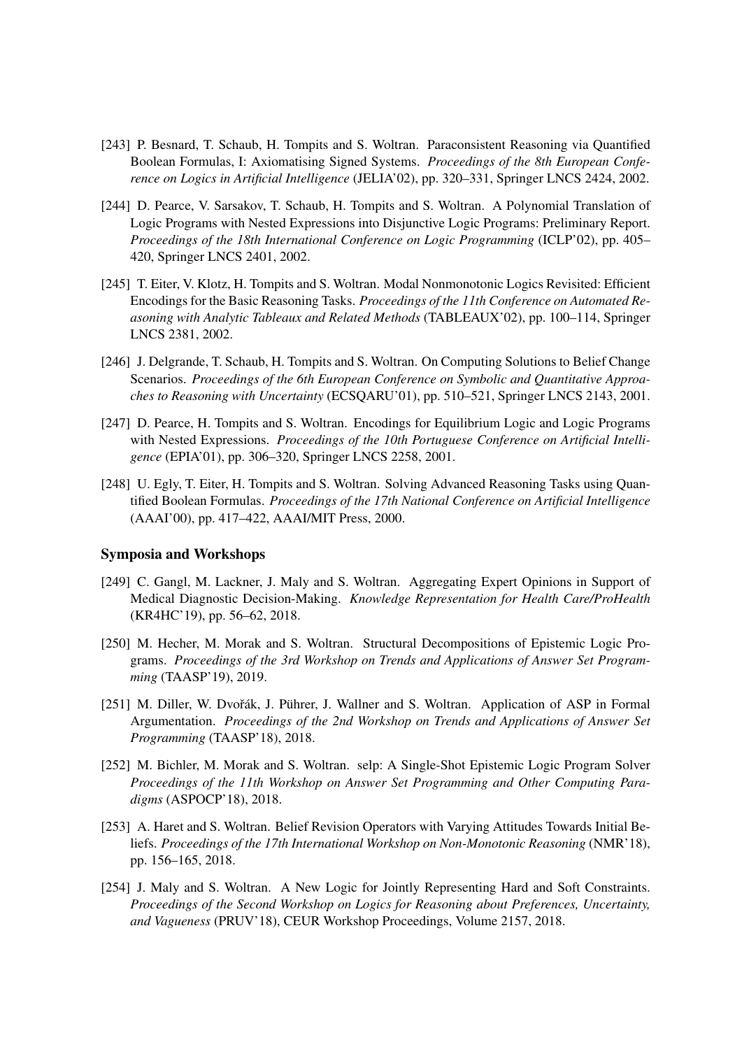[243] P. Besnard, T. Schaub, H. Tompits and S. Woltran. Paraconsistent Reasoning via Quantified Boolean Formulas, I: Axiomatising Signed Systems. *Proceedings of the 8th European Conference on Logics in Artificial Intelligence* (JELIA'02), pp. 320–331, Springer LNCS 2424, 2002.

[244] D. Pearce, V. Sarsakov, T. Schaub, H. Tompits and S. Woltran. A Polynomial Translation of Logic Programs with Nested Expressions into Disjunctive Logic Programs: Preliminary Report. *Proceedings of the 18th International Conference on Logic Programming* (ICLP'02), pp. 405–420, Springer LNCS 2401, 2002.

[245] T. Eiter, V. Klotz, H. Tompits and S. Woltran. Modal Nonmonotonic Logics Revisited: Efficient Encodings for the Basic Reasoning Tasks. *Proceedings of the 11th Conference on Automated Reasoning with Analytic Tableaux and Related Methods* (TABLEAUX'02), pp. 100–114, Springer LNCS 2381, 2002.

[246] J. Delgrande, T. Schaub, H. Tompits and S. Woltran. On Computing Solutions to Belief Change Scenarios. *Proceedings of the 6th European Conference on Symbolic and Quantitative Approaches to Reasoning with Uncertainty* (ECSQARU'01), pp. 510–521, Springer LNCS 2143, 2001.

[247] D. Pearce, H. Tompits and S. Woltran. Encodings for Equilibrium Logic and Logic Programs with Nested Expressions. *Proceedings of the 10th Portuguese Conference on Artificial Intelligence* (EPIA'01), pp. 306–320, Springer LNCS 2258, 2001.

[248] U. Egly, T. Eiter, H. Tompits and S. Woltran. Solving Advanced Reasoning Tasks using Quantified Boolean Formulas. *Proceedings of the 17th National Conference on Artificial Intelligence* (AAAI'00), pp. 417–422, AAAI/MIT Press, 2000.

### Symposia and Workshops

[249] C. Gangl, M. Lackner, J. Maly and S. Woltran. Aggregating Expert Opinions in Support of Medical Diagnostic Decision-Making. *Knowledge Representation for Health Care/ProHealth* (KR4HC'19), pp. 56–62, 2018.

[250] M. Hecher, M. Morak and S. Woltran. Structural Decompositions of Epistemic Logic Programs. *Proceedings of the 3rd Workshop on Trends and Applications of Answer Set Programming* (TAASP'19), 2019.

[251] M. Diller, W. Dvořák, J. Pührer, J. Wallner and S. Woltran. Application of ASP in Formal Argumentation. *Proceedings of the 2nd Workshop on Trends and Applications of Answer Set Programming* (TAASP'18), 2018.

[252] M. Bichler, M. Morak and S. Woltran. selp: A Single-Shot Epistemic Logic Program Solver *Proceedings of the 11th Workshop on Answer Set Programming and Other Computing Paradigms* (ASPOCP'18), 2018.

[253] A. Haret and S. Woltran. Belief Revision Operators with Varying Attitudes Towards Initial Beliefs. *Proceedings of the 17th International Workshop on Non-Monotonic Reasoning* (NMR'18), pp. 156–165, 2018.

[254] J. Maly and S. Woltran. A New Logic for Jointly Representing Hard and Soft Constraints. *Proceedings of the Second Workshop on Logics for Reasoning about Preferences, Uncertainty, and Vagueness* (PRUV'18), CEUR Workshop Proceedings, Volume 2157, 2018.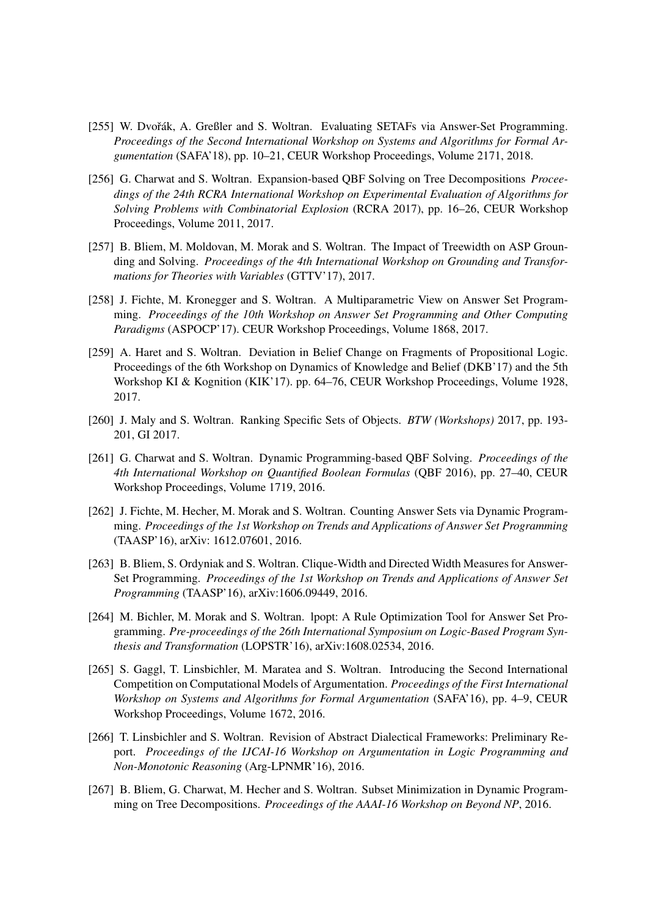[255] W. Dvořák, A. Greßler and S. Woltran. Evaluating SETAFs via Answer-Set Programming. *Proceedings of the Second International Workshop on Systems and Algorithms for Formal Argumentation* (SAFA'18), pp. 10–21, CEUR Workshop Proceedings, Volume 2171, 2018.

[256] G. Charwat and S. Woltran. Expansion-based QBF Solving on Tree Decompositions *Proceedings of the 24th RCRA International Workshop on Experimental Evaluation of Algorithms for Solving Problems with Combinatorial Explosion* (RCRA 2017), pp. 16–26, CEUR Workshop Proceedings, Volume 2011, 2017.

[257] B. Bliem, M. Moldovan, M. Morak and S. Woltran. The Impact of Treewidth on ASP Grounding and Solving. *Proceedings of the 4th International Workshop on Grounding and Transformations for Theories with Variables* (GTTV'17), 2017.

[258] J. Fichte, M. Kronegger and S. Woltran. A Multiparametric View on Answer Set Programming. *Proceedings of the 10th Workshop on Answer Set Programming and Other Computing Paradigms* (ASPOCP'17). CEUR Workshop Proceedings, Volume 1868, 2017.

[259] A. Haret and S. Woltran. Deviation in Belief Change on Fragments of Propositional Logic. Proceedings of the 6th Workshop on Dynamics of Knowledge and Belief (DKB'17) and the 5th Workshop KI & Kognition (KIK'17). pp. 64–76, CEUR Workshop Proceedings, Volume 1928, 2017.

[260] J. Maly and S. Woltran. Ranking Specific Sets of Objects. *BTW (Workshops)* 2017, pp. 193-201, GI 2017.

[261] G. Charwat and S. Woltran. Dynamic Programming-based QBF Solving. *Proceedings of the 4th International Workshop on Quantified Boolean Formulas* (QBF 2016), pp. 27–40, CEUR Workshop Proceedings, Volume 1719, 2016.

[262] J. Fichte, M. Hecher, M. Morak and S. Woltran. Counting Answer Sets via Dynamic Programming. *Proceedings of the 1st Workshop on Trends and Applications of Answer Set Programming* (TAASP'16), arXiv: 1612.07601, 2016.

[263] B. Bliem, S. Ordyniak and S. Woltran. Clique-Width and Directed Width Measures for Answer-Set Programming. *Proceedings of the 1st Workshop on Trends and Applications of Answer Set Programming* (TAASP'16), arXiv:1606.09449, 2016.

[264] M. Bichler, M. Morak and S. Woltran. lpopt: A Rule Optimization Tool for Answer Set Programming. *Pre-proceedings of the 26th International Symposium on Logic-Based Program Synthesis and Transformation* (LOPSTR'16), arXiv:1608.02534, 2016.

[265] S. Gaggl, T. Linsbichler, M. Maratea and S. Woltran. Introducing the Second International Competition on Computational Models of Argumentation. *Proceedings of the First International Workshop on Systems and Algorithms for Formal Argumentation* (SAFA'16), pp. 4–9, CEUR Workshop Proceedings, Volume 1672, 2016.

[266] T. Linsbichler and S. Woltran. Revision of Abstract Dialectical Frameworks: Preliminary Report. *Proceedings of the IJCAI-16 Workshop on Argumentation in Logic Programming and Non-Monotonic Reasoning* (Arg-LPNMR'16), 2016.

[267] B. Bliem, G. Charwat, M. Hecher and S. Woltran. Subset Minimization in Dynamic Programming on Tree Decompositions. *Proceedings of the AAAI-16 Workshop on Beyond NP*, 2016.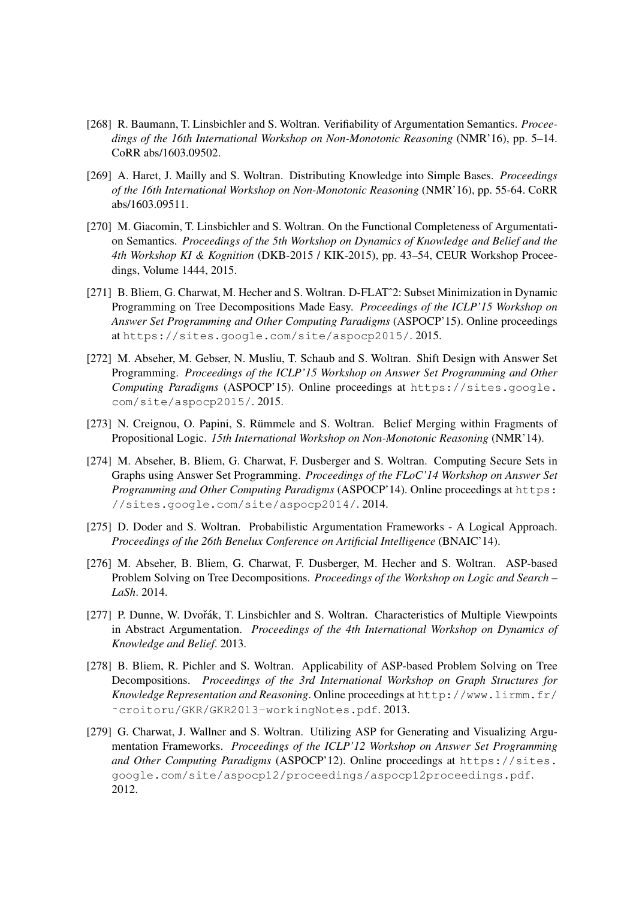[268] R. Baumann, T. Linsbichler and S. Woltran. Verifiability of Argumentation Semantics. *Proceedings of the 16th International Workshop on Non-Monotonic Reasoning* (NMR'16), pp. 5–14. CoRR abs/1603.09502.

[269] A. Haret, J. Mailly and S. Woltran. Distributing Knowledge into Simple Bases. *Proceedings of the 16th International Workshop on Non-Monotonic Reasoning* (NMR'16), pp. 55-64. CoRR abs/1603.09511.

[270] M. Giacomin, T. Linsbichler and S. Woltran. On the Functional Completeness of Argumentation Semantics. *Proceedings of the 5th Workshop on Dynamics of Knowledge and Belief and the 4th Workshop KI & Kognition* (DKB-2015 / KIK-2015), pp. 43–54, CEUR Workshop Proceedings, Volume 1444, 2015.

[271] B. Bliem, G. Charwat, M. Hecher and S. Woltran. D-FLAT^2: Subset Minimization in Dynamic Programming on Tree Decompositions Made Easy. *Proceedings of the ICLP'15 Workshop on Answer Set Programming and Other Computing Paradigms* (ASPOCP'15). Online proceedings at `https://sites.google.com/site/aspocp2015/`. 2015.

[272] M. Abseher, M. Gebser, N. Musliu, T. Schaub and S. Woltran. Shift Design with Answer Set Programming. *Proceedings of the ICLP'15 Workshop on Answer Set Programming and Other Computing Paradigms* (ASPOCP'15). Online proceedings at `https://sites.google.com/site/aspocp2015/`. 2015.

[273] N. Creignou, O. Papini, S. Rümmele and S. Woltran. Belief Merging within Fragments of Propositional Logic. *15th International Workshop on Non-Monotonic Reasoning* (NMR'14).

[274] M. Abseher, B. Bliem, G. Charwat, F. Dusberger and S. Woltran. Computing Secure Sets in Graphs using Answer Set Programming. *Proceedings of the FLoC'14 Workshop on Answer Set Programming and Other Computing Paradigms* (ASPOCP'14). Online proceedings at `https://sites.google.com/site/aspocp2014/`. 2014.

[275] D. Doder and S. Woltran. Probabilistic Argumentation Frameworks - A Logical Approach. *Proceedings of the 26th Benelux Conference on Artificial Intelligence* (BNAIC'14).

[276] M. Abseher, B. Bliem, G. Charwat, F. Dusberger, M. Hecher and S. Woltran. ASP-based Problem Solving on Tree Decompositions. *Proceedings of the Workshop on Logic and Search – LaSh*. 2014.

[277] P. Dunne, W. Dvořák, T. Linsbichler and S. Woltran. Characteristics of Multiple Viewpoints in Abstract Argumentation. *Proceedings of the 4th International Workshop on Dynamics of Knowledge and Belief*. 2013.

[278] B. Bliem, R. Pichler and S. Woltran. Applicability of ASP-based Problem Solving on Tree Decompositions. *Proceedings of the 3rd International Workshop on Graph Structures for Knowledge Representation and Reasoning*. Online proceedings at `http://www.lirmm.fr/~croitoru/GKR/GKR2013-workingNotes.pdf`. 2013.

[279] G. Charwat, J. Wallner and S. Woltran. Utilizing ASP for Generating and Visualizing Argumentation Frameworks. *Proceedings of the ICLP'12 Workshop on Answer Set Programming and Other Computing Paradigms* (ASPOCP'12). Online proceedings at `https://sites.google.com/site/aspocp12/proceedings/aspocp12proceedings.pdf`. 2012.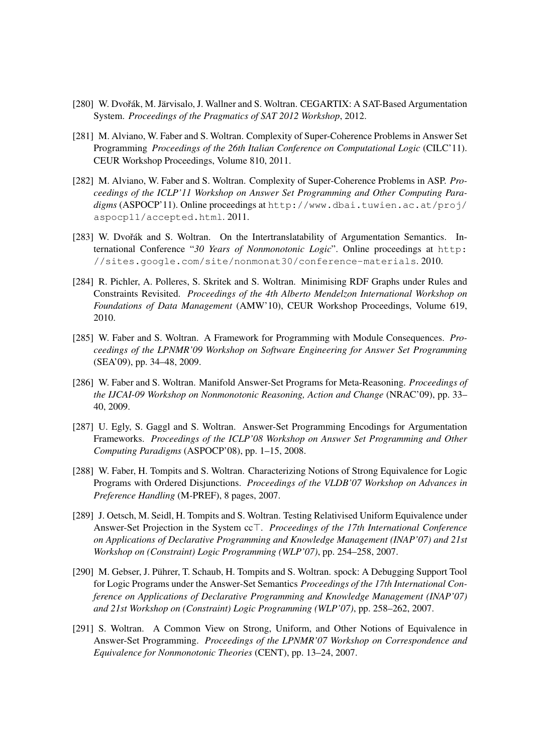[280] W. Dvořák, M. Järvisalo, J. Wallner and S. Woltran. CEGARTIX: A SAT-Based Argumentation System. *Proceedings of the Pragmatics of SAT 2012 Workshop*, 2012.

[281] M. Alviano, W. Faber and S. Woltran. Complexity of Super-Coherence Problems in Answer Set Programming *Proceedings of the 26th Italian Conference on Computational Logic* (CILC'11). CEUR Workshop Proceedings, Volume 810, 2011.

[282] M. Alviano, W. Faber and S. Woltran. Complexity of Super-Coherence Problems in ASP. *Proceedings of the ICLP'11 Workshop on Answer Set Programming and Other Computing Paradigms* (ASPOCP'11). Online proceedings at `http://www.dbai.tuwien.ac.at/proj/aspocp11/accepted.html`. 2011.

[283] W. Dvořák and S. Woltran. On the Intertranslatability of Argumentation Semantics. International Conference "*30 Years of Nonmonotonic Logic*". Online proceedings at `http://sites.google.com/site/nonmonat30/conference-materials`. 2010.

[284] R. Pichler, A. Polleres, S. Skritek and S. Woltran. Minimising RDF Graphs under Rules and Constraints Revisited. *Proceedings of the 4th Alberto Mendelzon International Workshop on Foundations of Data Management* (AMW'10), CEUR Workshop Proceedings, Volume 619, 2010.

[285] W. Faber and S. Woltran. A Framework for Programming with Module Consequences. *Proceedings of the LPNMR'09 Workshop on Software Engineering for Answer Set Programming* (SEA'09), pp. 34–48, 2009.

[286] W. Faber and S. Woltran. Manifold Answer-Set Programs for Meta-Reasoning. *Proceedings of the IJCAI-09 Workshop on Nonmonotonic Reasoning, Action and Change* (NRAC'09), pp. 33–40, 2009.

[287] U. Egly, S. Gaggl and S. Woltran. Answer-Set Programming Encodings for Argumentation Frameworks. *Proceedings of the ICLP'08 Workshop on Answer Set Programming and Other Computing Paradigms* (ASPOCP'08), pp. 1–15, 2008.

[288] W. Faber, H. Tompits and S. Woltran. Characterizing Notions of Strong Equivalence for Logic Programs with Ordered Disjunctions. *Proceedings of the VLDB'07 Workshop on Advances in Preference Handling* (M-PREF), 8 pages, 2007.

[289] J. Oetsch, M. Seidl, H. Tompits and S. Woltran. Testing Relativised Uniform Equivalence under Answer-Set Projection in the System cc$\top$. *Proceedings of the 17th International Conference on Applications of Declarative Programming and Knowledge Management (INAP'07) and 21st Workshop on (Constraint) Logic Programming (WLP'07)*, pp. 254–258, 2007.

[290] M. Gebser, J. Pührer, T. Schaub, H. Tompits and S. Woltran. spock: A Debugging Support Tool for Logic Programs under the Answer-Set Semantics *Proceedings of the 17th International Conference on Applications of Declarative Programming and Knowledge Management (INAP'07) and 21st Workshop on (Constraint) Logic Programming (WLP'07)*, pp. 258–262, 2007.

[291] S. Woltran. A Common View on Strong, Uniform, and Other Notions of Equivalence in Answer-Set Programming. *Proceedings of the LPNMR'07 Workshop on Correspondence and Equivalence for Nonmonotonic Theories* (CENT), pp. 13–24, 2007.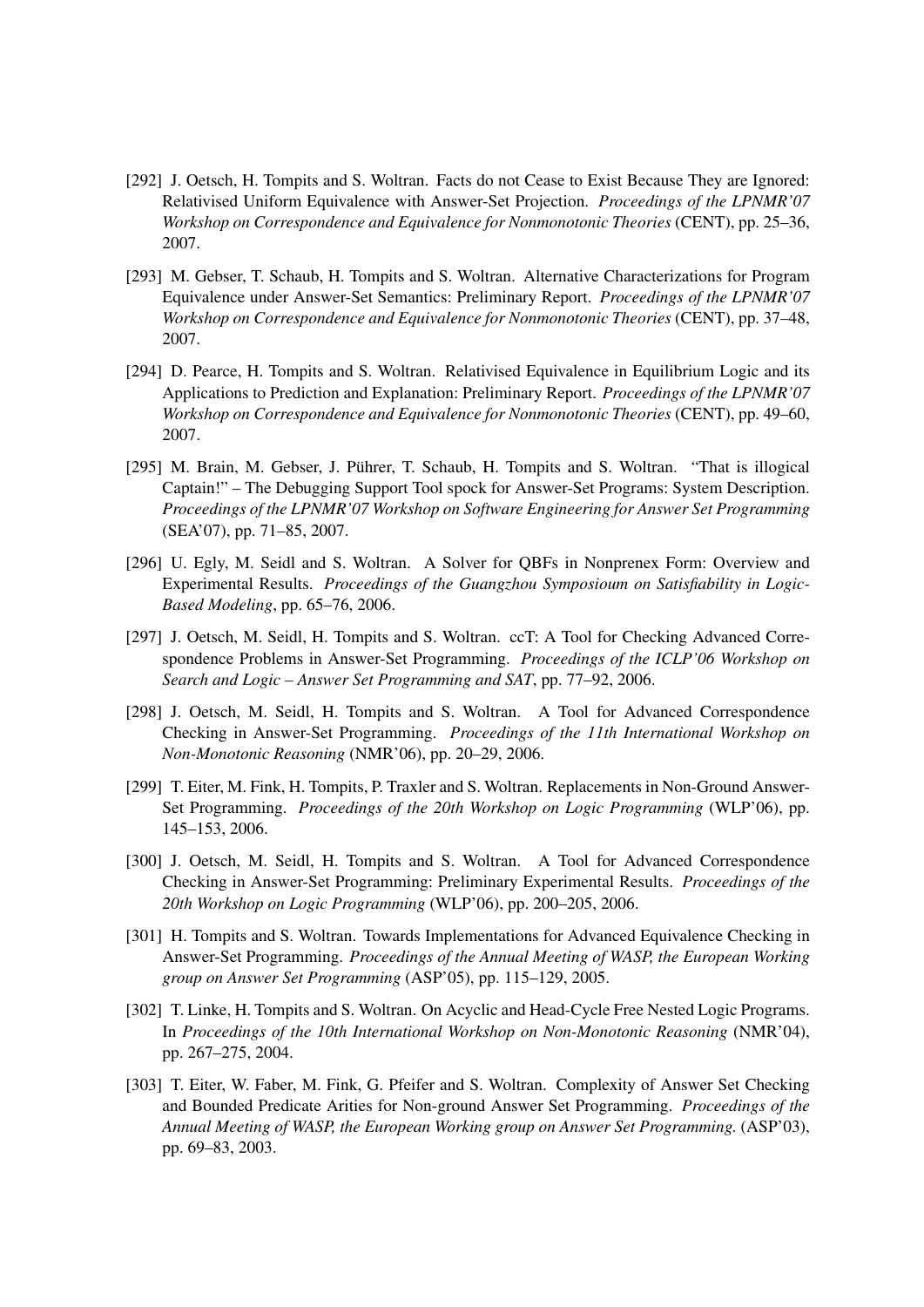[292] J. Oetsch, H. Tompits and S. Woltran. Facts do not Cease to Exist Because They are Ignored: Relativised Uniform Equivalence with Answer-Set Projection. *Proceedings of the LPNMR'07 Workshop on Correspondence and Equivalence for Nonmonotonic Theories* (CENT), pp. 25–36, 2007.

[293] M. Gebser, T. Schaub, H. Tompits and S. Woltran. Alternative Characterizations for Program Equivalence under Answer-Set Semantics: Preliminary Report. *Proceedings of the LPNMR'07 Workshop on Correspondence and Equivalence for Nonmonotonic Theories* (CENT), pp. 37–48, 2007.

[294] D. Pearce, H. Tompits and S. Woltran. Relativised Equivalence in Equilibrium Logic and its Applications to Prediction and Explanation: Preliminary Report. *Proceedings of the LPNMR'07 Workshop on Correspondence and Equivalence for Nonmonotonic Theories* (CENT), pp. 49–60, 2007.

[295] M. Brain, M. Gebser, J. Pührer, T. Schaub, H. Tompits and S. Woltran. "That is illogical Captain!" – The Debugging Support Tool spock for Answer-Set Programs: System Description. *Proceedings of the LPNMR'07 Workshop on Software Engineering for Answer Set Programming* (SEA'07), pp. 71–85, 2007.

[296] U. Egly, M. Seidl and S. Woltran. A Solver for QBFs in Nonprenex Form: Overview and Experimental Results. *Proceedings of the Guangzhou Symposioum on Satisfiability in Logic-Based Modeling*, pp. 65–76, 2006.

[297] J. Oetsch, M. Seidl, H. Tompits and S. Woltran. ccT: A Tool for Checking Advanced Correspondence Problems in Answer-Set Programming. *Proceedings of the ICLP'06 Workshop on Search and Logic – Answer Set Programming and SAT*, pp. 77–92, 2006.

[298] J. Oetsch, M. Seidl, H. Tompits and S. Woltran. A Tool for Advanced Correspondence Checking in Answer-Set Programming. *Proceedings of the 11th International Workshop on Non-Monotonic Reasoning* (NMR'06), pp. 20–29, 2006.

[299] T. Eiter, M. Fink, H. Tompits, P. Traxler and S. Woltran. Replacements in Non-Ground Answer-Set Programming. *Proceedings of the 20th Workshop on Logic Programming* (WLP'06), pp. 145–153, 2006.

[300] J. Oetsch, M. Seidl, H. Tompits and S. Woltran. A Tool for Advanced Correspondence Checking in Answer-Set Programming: Preliminary Experimental Results. *Proceedings of the 20th Workshop on Logic Programming* (WLP'06), pp. 200–205, 2006.

[301] H. Tompits and S. Woltran. Towards Implementations for Advanced Equivalence Checking in Answer-Set Programming. *Proceedings of the Annual Meeting of WASP, the European Working group on Answer Set Programming* (ASP'05), pp. 115–129, 2005.

[302] T. Linke, H. Tompits and S. Woltran. On Acyclic and Head-Cycle Free Nested Logic Programs. In *Proceedings of the 10th International Workshop on Non-Monotonic Reasoning* (NMR'04), pp. 267–275, 2004.

[303] T. Eiter, W. Faber, M. Fink, G. Pfeifer and S. Woltran. Complexity of Answer Set Checking and Bounded Predicate Arities for Non-ground Answer Set Programming. *Proceedings of the Annual Meeting of WASP, the European Working group on Answer Set Programming.* (ASP'03), pp. 69–83, 2003.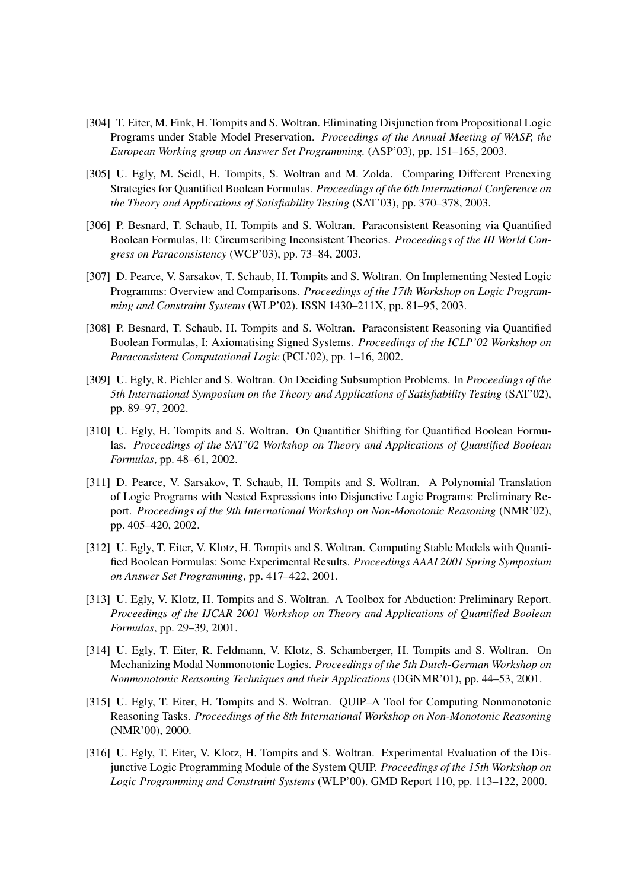[304] T. Eiter, M. Fink, H. Tompits and S. Woltran. Eliminating Disjunction from Propositional Logic Programs under Stable Model Preservation. *Proceedings of the Annual Meeting of WASP, the European Working group on Answer Set Programming.* (ASP'03), pp. 151–165, 2003.

[305] U. Egly, M. Seidl, H. Tompits, S. Woltran and M. Zolda. Comparing Different Prenexing Strategies for Quantified Boolean Formulas. *Proceedings of the 6th International Conference on the Theory and Applications of Satisfiability Testing* (SAT'03), pp. 370–378, 2003.

[306] P. Besnard, T. Schaub, H. Tompits and S. Woltran. Paraconsistent Reasoning via Quantified Boolean Formulas, II: Circumscribing Inconsistent Theories. *Proceedings of the III World Congress on Paraconsistency* (WCP'03), pp. 73–84, 2003.

[307] D. Pearce, V. Sarsakov, T. Schaub, H. Tompits and S. Woltran. On Implementing Nested Logic Programms: Overview and Comparisons. *Proceedings of the 17th Workshop on Logic Programming and Constraint Systems* (WLP'02). ISSN 1430–211X, pp. 81–95, 2003.

[308] P. Besnard, T. Schaub, H. Tompits and S. Woltran. Paraconsistent Reasoning via Quantified Boolean Formulas, I: Axiomatising Signed Systems. *Proceedings of the ICLP'02 Workshop on Paraconsistent Computational Logic* (PCL'02), pp. 1–16, 2002.

[309] U. Egly, R. Pichler and S. Woltran. On Deciding Subsumption Problems. In *Proceedings of the 5th International Symposium on the Theory and Applications of Satisfiability Testing* (SAT'02), pp. 89–97, 2002.

[310] U. Egly, H. Tompits and S. Woltran. On Quantifier Shifting for Quantified Boolean Formulas. *Proceedings of the SAT'02 Workshop on Theory and Applications of Quantified Boolean Formulas*, pp. 48–61, 2002.

[311] D. Pearce, V. Sarsakov, T. Schaub, H. Tompits and S. Woltran. A Polynomial Translation of Logic Programs with Nested Expressions into Disjunctive Logic Programs: Preliminary Report. *Proceedings of the 9th International Workshop on Non-Monotonic Reasoning* (NMR'02), pp. 405–420, 2002.

[312] U. Egly, T. Eiter, V. Klotz, H. Tompits and S. Woltran. Computing Stable Models with Quantified Boolean Formulas: Some Experimental Results. *Proceedings AAAI 2001 Spring Symposium on Answer Set Programming*, pp. 417–422, 2001.

[313] U. Egly, V. Klotz, H. Tompits and S. Woltran. A Toolbox for Abduction: Preliminary Report. *Proceedings of the IJCAR 2001 Workshop on Theory and Applications of Quantified Boolean Formulas*, pp. 29–39, 2001.

[314] U. Egly, T. Eiter, R. Feldmann, V. Klotz, S. Schamberger, H. Tompits and S. Woltran. On Mechanizing Modal Nonmonotonic Logics. *Proceedings of the 5th Dutch-German Workshop on Nonmonotonic Reasoning Techniques and their Applications* (DGNMR'01), pp. 44–53, 2001.

[315] U. Egly, T. Eiter, H. Tompits and S. Woltran. QUIP–A Tool for Computing Nonmonotonic Reasoning Tasks. *Proceedings of the 8th International Workshop on Non-Monotonic Reasoning* (NMR'00), 2000.

[316] U. Egly, T. Eiter, V. Klotz, H. Tompits and S. Woltran. Experimental Evaluation of the Disjunctive Logic Programming Module of the System QUIP. *Proceedings of the 15th Workshop on Logic Programming and Constraint Systems* (WLP'00). GMD Report 110, pp. 113–122, 2000.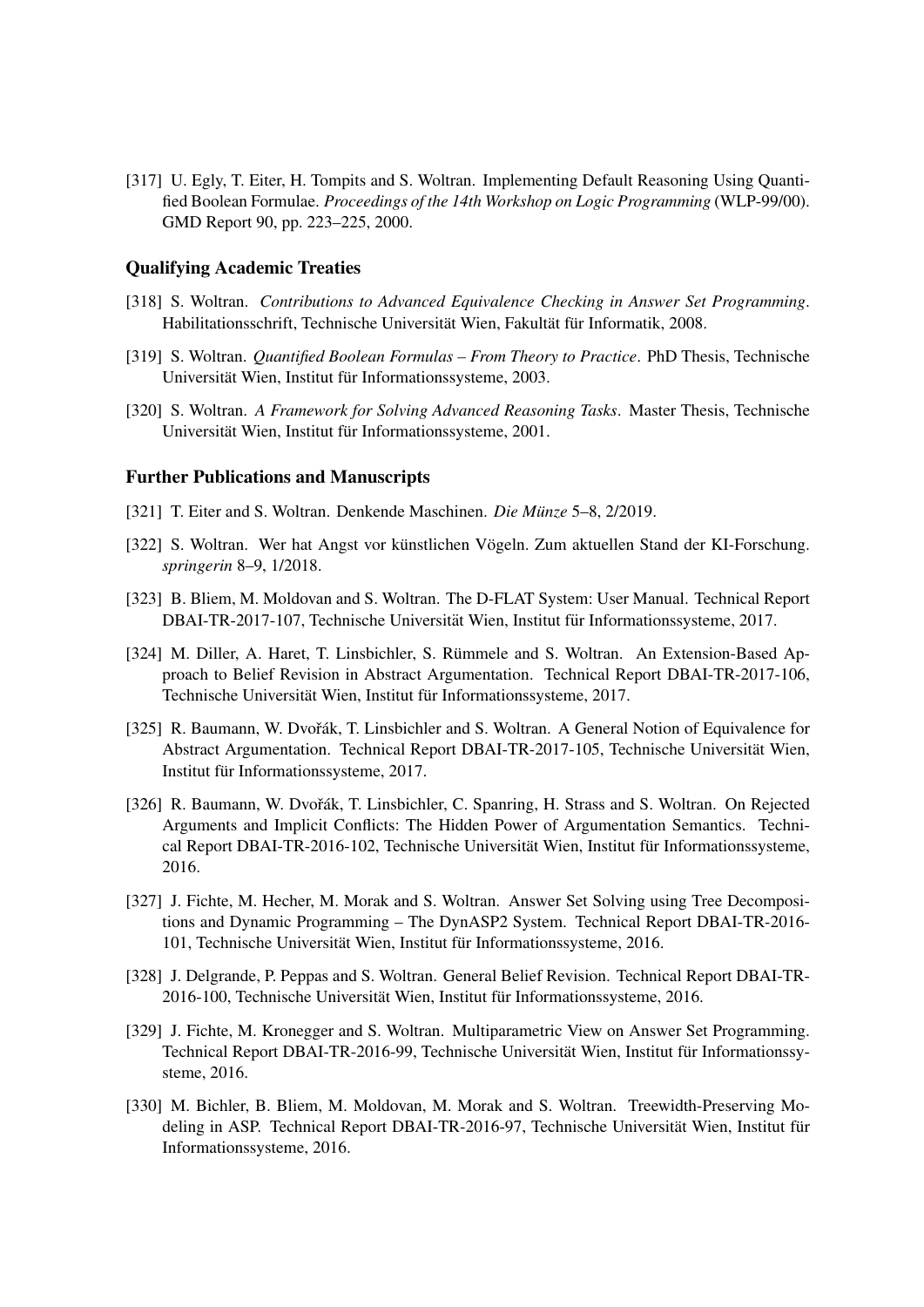[317] U. Egly, T. Eiter, H. Tompits and S. Woltran. Implementing Default Reasoning Using Quantified Boolean Formulae. *Proceedings of the 14th Workshop on Logic Programming* (WLP-99/00). GMD Report 90, pp. 223–225, 2000.

### Qualifying Academic Treaties

[318] S. Woltran. *Contributions to Advanced Equivalence Checking in Answer Set Programming*. Habilitationsschrift, Technische Universität Wien, Fakultät für Informatik, 2008.

[319] S. Woltran. *Quantified Boolean Formulas – From Theory to Practice*. PhD Thesis, Technische Universität Wien, Institut für Informationssysteme, 2003.

[320] S. Woltran. *A Framework for Solving Advanced Reasoning Tasks*. Master Thesis, Technische Universität Wien, Institut für Informationssysteme, 2001.

### Further Publications and Manuscripts

[321] T. Eiter and S. Woltran. Denkende Maschinen. *Die Münze* 5–8, 2/2019.

[322] S. Woltran. Wer hat Angst vor künstlichen Vögeln. Zum aktuellen Stand der KI-Forschung. *springerin* 8–9, 1/2018.

[323] B. Bliem, M. Moldovan and S. Woltran. The D-FLAT System: User Manual. Technical Report DBAI-TR-2017-107, Technische Universität Wien, Institut für Informationssysteme, 2017.

[324] M. Diller, A. Haret, T. Linsbichler, S. Rümmele and S. Woltran. An Extension-Based Approach to Belief Revision in Abstract Argumentation. Technical Report DBAI-TR-2017-106, Technische Universität Wien, Institut für Informationssysteme, 2017.

[325] R. Baumann, W. Dvořák, T. Linsbichler and S. Woltran. A General Notion of Equivalence for Abstract Argumentation. Technical Report DBAI-TR-2017-105, Technische Universität Wien, Institut für Informationssysteme, 2017.

[326] R. Baumann, W. Dvořák, T. Linsbichler, C. Spanring, H. Strass and S. Woltran. On Rejected Arguments and Implicit Conflicts: The Hidden Power of Argumentation Semantics. Technical Report DBAI-TR-2016-102, Technische Universität Wien, Institut für Informationssysteme, 2016.

[327] J. Fichte, M. Hecher, M. Morak and S. Woltran. Answer Set Solving using Tree Decompositions and Dynamic Programming – The DynASP2 System. Technical Report DBAI-TR-2016-101, Technische Universität Wien, Institut für Informationssysteme, 2016.

[328] J. Delgrande, P. Peppas and S. Woltran. General Belief Revision. Technical Report DBAI-TR-2016-100, Technische Universität Wien, Institut für Informationssysteme, 2016.

[329] J. Fichte, M. Kronegger and S. Woltran. Multiparametric View on Answer Set Programming. Technical Report DBAI-TR-2016-99, Technische Universität Wien, Institut für Informationssysteme, 2016.

[330] M. Bichler, B. Bliem, M. Moldovan, M. Morak and S. Woltran. Treewidth-Preserving Modeling in ASP. Technical Report DBAI-TR-2016-97, Technische Universität Wien, Institut für Informationssysteme, 2016.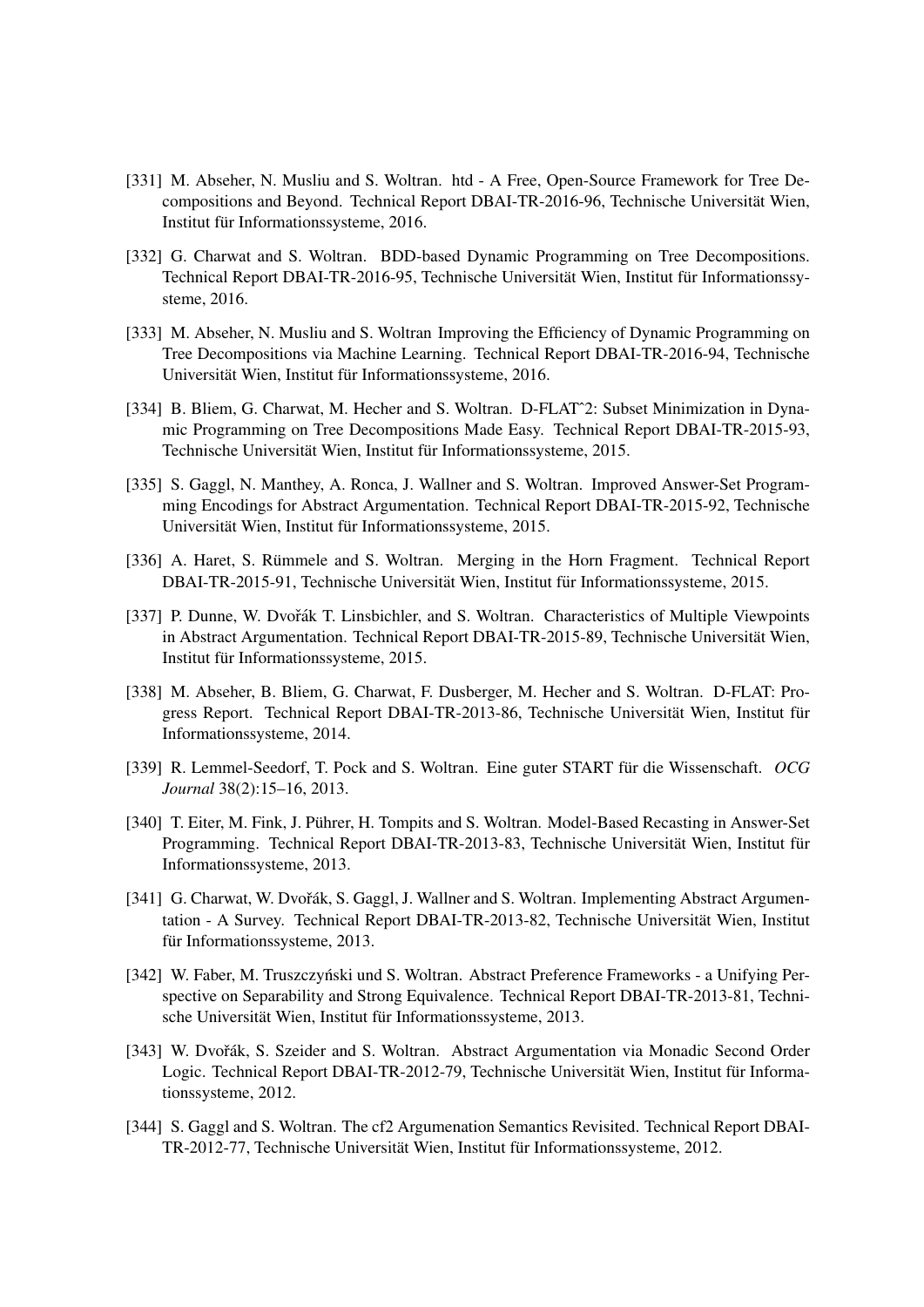[331] M. Abseher, N. Musliu and S. Woltran. htd - A Free, Open-Source Framework for Tree Decompositions and Beyond. Technical Report DBAI-TR-2016-96, Technische Universität Wien, Institut für Informationssysteme, 2016.

[332] G. Charwat and S. Woltran. BDD-based Dynamic Programming on Tree Decompositions. Technical Report DBAI-TR-2016-95, Technische Universität Wien, Institut für Informationssysteme, 2016.

[333] M. Abseher, N. Musliu and S. Woltran Improving the Efficiency of Dynamic Programming on Tree Decompositions via Machine Learning. Technical Report DBAI-TR-2016-94, Technische Universität Wien, Institut für Informationssysteme, 2016.

[334] B. Bliem, G. Charwat, M. Hecher and S. Woltran. D-FLAT^2: Subset Minimization in Dynamic Programming on Tree Decompositions Made Easy. Technical Report DBAI-TR-2015-93, Technische Universität Wien, Institut für Informationssysteme, 2015.

[335] S. Gaggl, N. Manthey, A. Ronca, J. Wallner and S. Woltran. Improved Answer-Set Programming Encodings for Abstract Argumentation. Technical Report DBAI-TR-2015-92, Technische Universität Wien, Institut für Informationssysteme, 2015.

[336] A. Haret, S. Rümmele and S. Woltran. Merging in the Horn Fragment. Technical Report DBAI-TR-2015-91, Technische Universität Wien, Institut für Informationssysteme, 2015.

[337] P. Dunne, W. Dvořák T. Linsbichler, and S. Woltran. Characteristics of Multiple Viewpoints in Abstract Argumentation. Technical Report DBAI-TR-2015-89, Technische Universität Wien, Institut für Informationssysteme, 2015.

[338] M. Abseher, B. Bliem, G. Charwat, F. Dusberger, M. Hecher and S. Woltran. D-FLAT: Progress Report. Technical Report DBAI-TR-2013-86, Technische Universität Wien, Institut für Informationssysteme, 2014.

[339] R. Lemmel-Seedorf, T. Pock and S. Woltran. Eine guter START für die Wissenschaft. *OCG Journal* 38(2):15–16, 2013.

[340] T. Eiter, M. Fink, J. Pührer, H. Tompits and S. Woltran. Model-Based Recasting in Answer-Set Programming. Technical Report DBAI-TR-2013-83, Technische Universität Wien, Institut für Informationssysteme, 2013.

[341] G. Charwat, W. Dvořák, S. Gaggl, J. Wallner and S. Woltran. Implementing Abstract Argumentation - A Survey. Technical Report DBAI-TR-2013-82, Technische Universität Wien, Institut für Informationssysteme, 2013.

[342] W. Faber, M. Truszczyński und S. Woltran. Abstract Preference Frameworks - a Unifying Perspective on Separability and Strong Equivalence. Technical Report DBAI-TR-2013-81, Technische Universität Wien, Institut für Informationssysteme, 2013.

[343] W. Dvořák, S. Szeider and S. Woltran. Abstract Argumentation via Monadic Second Order Logic. Technical Report DBAI-TR-2012-79, Technische Universität Wien, Institut für Informationssysteme, 2012.

[344] S. Gaggl and S. Woltran. The cf2 Argumenation Semantics Revisited. Technical Report DBAI-TR-2012-77, Technische Universität Wien, Institut für Informationssysteme, 2012.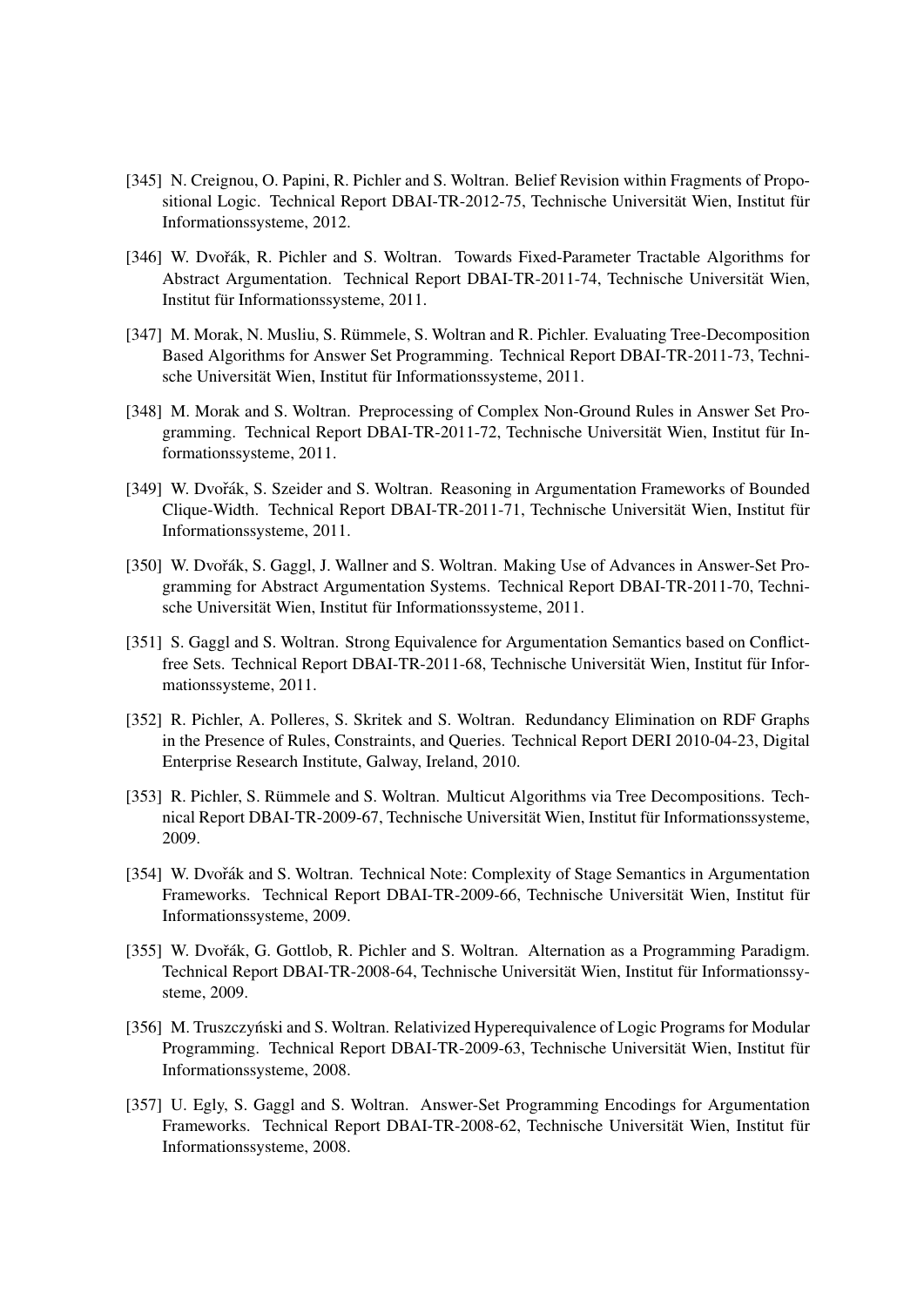[345] N. Creignou, O. Papini, R. Pichler and S. Woltran. Belief Revision within Fragments of Propositional Logic. Technical Report DBAI-TR-2012-75, Technische Universität Wien, Institut für Informationssysteme, 2012.

[346] W. Dvořák, R. Pichler and S. Woltran. Towards Fixed-Parameter Tractable Algorithms for Abstract Argumentation. Technical Report DBAI-TR-2011-74, Technische Universität Wien, Institut für Informationssysteme, 2011.

[347] M. Morak, N. Musliu, S. Rümmele, S. Woltran and R. Pichler. Evaluating Tree-Decomposition Based Algorithms for Answer Set Programming. Technical Report DBAI-TR-2011-73, Technische Universität Wien, Institut für Informationssysteme, 2011.

[348] M. Morak and S. Woltran. Preprocessing of Complex Non-Ground Rules in Answer Set Programming. Technical Report DBAI-TR-2011-72, Technische Universität Wien, Institut für Informationssysteme, 2011.

[349] W. Dvořák, S. Szeider and S. Woltran. Reasoning in Argumentation Frameworks of Bounded Clique-Width. Technical Report DBAI-TR-2011-71, Technische Universität Wien, Institut für Informationssysteme, 2011.

[350] W. Dvořák, S. Gaggl, J. Wallner and S. Woltran. Making Use of Advances in Answer-Set Programming for Abstract Argumentation Systems. Technical Report DBAI-TR-2011-70, Technische Universität Wien, Institut für Informationssysteme, 2011.

[351] S. Gaggl and S. Woltran. Strong Equivalence for Argumentation Semantics based on Conflict-free Sets. Technical Report DBAI-TR-2011-68, Technische Universität Wien, Institut für Informationssysteme, 2011.

[352] R. Pichler, A. Polleres, S. Skritek and S. Woltran. Redundancy Elimination on RDF Graphs in the Presence of Rules, Constraints, and Queries. Technical Report DERI 2010-04-23, Digital Enterprise Research Institute, Galway, Ireland, 2010.

[353] R. Pichler, S. Rümmele and S. Woltran. Multicut Algorithms via Tree Decompositions. Technical Report DBAI-TR-2009-67, Technische Universität Wien, Institut für Informationssysteme, 2009.

[354] W. Dvořák and S. Woltran. Technical Note: Complexity of Stage Semantics in Argumentation Frameworks. Technical Report DBAI-TR-2009-66, Technische Universität Wien, Institut für Informationssysteme, 2009.

[355] W. Dvořák, G. Gottlob, R. Pichler and S. Woltran. Alternation as a Programming Paradigm. Technical Report DBAI-TR-2008-64, Technische Universität Wien, Institut für Informationssysteme, 2009.

[356] M. Truszczyński and S. Woltran. Relativized Hyperequivalence of Logic Programs for Modular Programming. Technical Report DBAI-TR-2009-63, Technische Universität Wien, Institut für Informationssysteme, 2008.

[357] U. Egly, S. Gaggl and S. Woltran. Answer-Set Programming Encodings for Argumentation Frameworks. Technical Report DBAI-TR-2008-62, Technische Universität Wien, Institut für Informationssysteme, 2008.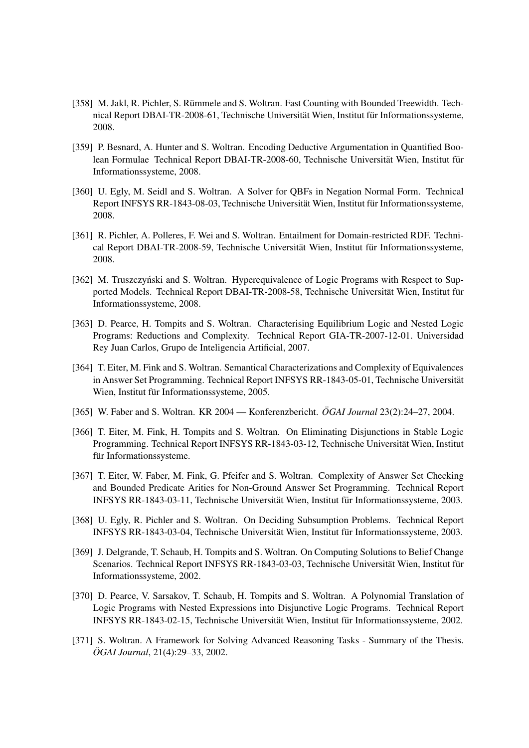[358] M. Jakl, R. Pichler, S. Rümmele and S. Woltran. Fast Counting with Bounded Treewidth. Technical Report DBAI-TR-2008-61, Technische Universität Wien, Institut für Informationssysteme, 2008.

[359] P. Besnard, A. Hunter and S. Woltran. Encoding Deductive Argumentation in Quantified Boolean Formulae Technical Report DBAI-TR-2008-60, Technische Universität Wien, Institut für Informationssysteme, 2008.

[360] U. Egly, M. Seidl and S. Woltran. A Solver for QBFs in Negation Normal Form. Technical Report INFSYS RR-1843-08-03, Technische Universität Wien, Institut für Informationssysteme, 2008.

[361] R. Pichler, A. Polleres, F. Wei and S. Woltran. Entailment for Domain-restricted RDF. Technical Report DBAI-TR-2008-59, Technische Universität Wien, Institut für Informationssysteme, 2008.

[362] M. Truszczyński and S. Woltran. Hyperequivalence of Logic Programs with Respect to Supported Models. Technical Report DBAI-TR-2008-58, Technische Universität Wien, Institut für Informationssysteme, 2008.

[363] D. Pearce, H. Tompits and S. Woltran. Characterising Equilibrium Logic and Nested Logic Programs: Reductions and Complexity. Technical Report GIA-TR-2007-12-01. Universidad Rey Juan Carlos, Grupo de Inteligencia Artificial, 2007.

[364] T. Eiter, M. Fink and S. Woltran. Semantical Characterizations and Complexity of Equivalences in Answer Set Programming. Technical Report INFSYS RR-1843-05-01, Technische Universität Wien, Institut für Informationssysteme, 2005.

[365] W. Faber and S. Woltran. KR 2004 — Konferenzbericht. *ÖGAI Journal* 23(2):24–27, 2004.

[366] T. Eiter, M. Fink, H. Tompits and S. Woltran. On Eliminating Disjunctions in Stable Logic Programming. Technical Report INFSYS RR-1843-03-12, Technische Universität Wien, Institut für Informationssysteme.

[367] T. Eiter, W. Faber, M. Fink, G. Pfeifer and S. Woltran. Complexity of Answer Set Checking and Bounded Predicate Arities for Non-Ground Answer Set Programming. Technical Report INFSYS RR-1843-03-11, Technische Universität Wien, Institut für Informationssysteme, 2003.

[368] U. Egly, R. Pichler and S. Woltran. On Deciding Subsumption Problems. Technical Report INFSYS RR-1843-03-04, Technische Universität Wien, Institut für Informationssysteme, 2003.

[369] J. Delgrande, T. Schaub, H. Tompits and S. Woltran. On Computing Solutions to Belief Change Scenarios. Technical Report INFSYS RR-1843-03-03, Technische Universität Wien, Institut für Informationssysteme, 2002.

[370] D. Pearce, V. Sarsakov, T. Schaub, H. Tompits and S. Woltran. A Polynomial Translation of Logic Programs with Nested Expressions into Disjunctive Logic Programs. Technical Report INFSYS RR-1843-02-15, Technische Universität Wien, Institut für Informationssysteme, 2002.

[371] S. Woltran. A Framework for Solving Advanced Reasoning Tasks - Summary of the Thesis. *ÖGAI Journal*, 21(4):29–33, 2002.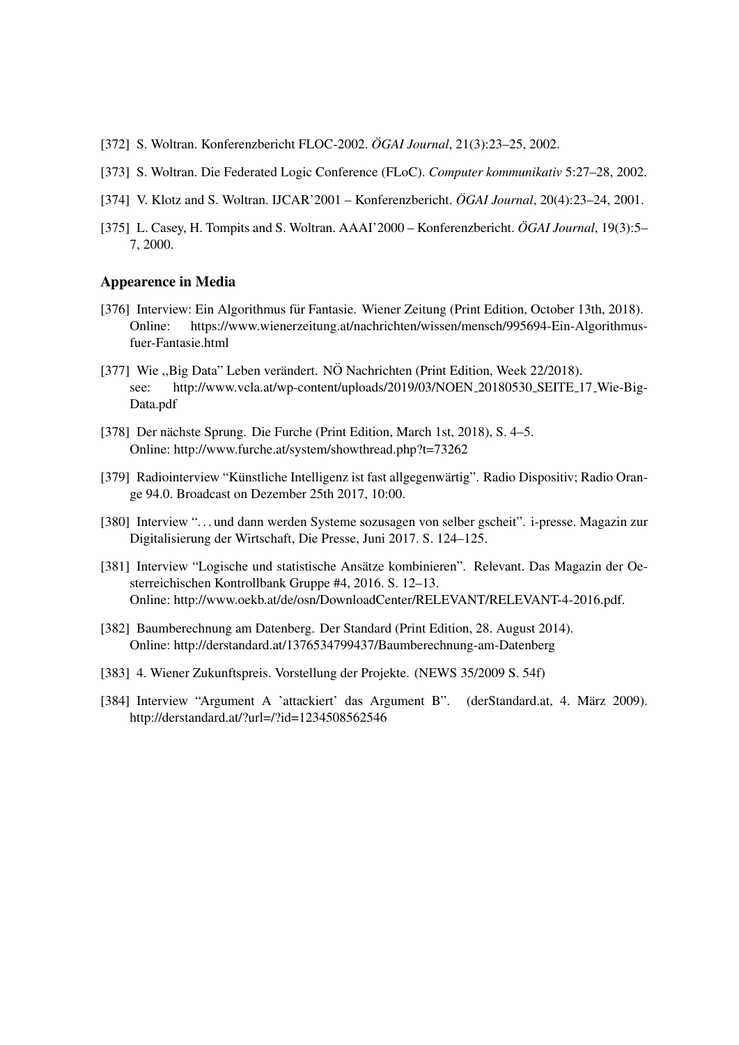[372] S. Woltran. Konferenzbericht FLOC-2002. *ÖGAI Journal*, 21(3):23–25, 2002.

[373] S. Woltran. Die Federated Logic Conference (FLoC). *Computer kommunikativ* 5:27–28, 2002.

[374] V. Klotz and S. Woltran. IJCAR'2001 – Konferenzbericht. *ÖGAI Journal*, 20(4):23–24, 2001.

[375] L. Casey, H. Tompits and S. Woltran. AAAI'2000 – Konferenzbericht. *ÖGAI Journal*, 19(3):5–7, 2000.

### Appearence in Media

[376] Interview: Ein Algorithmus für Fantasie. Wiener Zeitung (Print Edition, October 13th, 2018). Online: https://www.wienerzeitung.at/nachrichten/wissen/mensch/995694-Ein-Algorithmus-fuer-Fantasie.html

[377] Wie ,,Big Data" Leben verändert. NÖ Nachrichten (Print Edition, Week 22/2018). see: http://www.vcla.at/wp-content/uploads/2019/03/NOEN_20180530_SEITE_17_Wie-Big-Data.pdf

[378] Der nächste Sprung. Die Furche (Print Edition, March 1st, 2018), S. 4–5. Online: http://www.furche.at/system/showthread.php?t=73262

[379] Radiointerview "Künstliche Intelligenz ist fast allgegenwärtig". Radio Dispositiv; Radio Orange 94.0. Broadcast on Dezember 25th 2017, 10:00.

[380] Interview "... und dann werden Systeme sozusagen von selber gscheit". i-presse. Magazin zur Digitalisierung der Wirtschaft, Die Presse, Juni 2017. S. 124–125.

[381] Interview "Logische und statistische Ansätze kombinieren". Relevant. Das Magazin der Oesterreichischen Kontrollbank Gruppe #4, 2016. S. 12–13. Online: http://www.oekb.at/de/osn/DownloadCenter/RELEVANT/RELEVANT-4-2016.pdf.

[382] Baumberechnung am Datenberg. Der Standard (Print Edition, 28. August 2014). Online: http://derstandard.at/1376534799437/Baumberechnung-am-Datenberg

[383] 4. Wiener Zukunftspreis. Vorstellung der Projekte. (NEWS 35/2009 S. 54f)

[384] Interview "Argument A 'attackiert' das Argument B". (derStandard.at, 4. März 2009). http://derstandard.at/?url=/?id=1234508562546